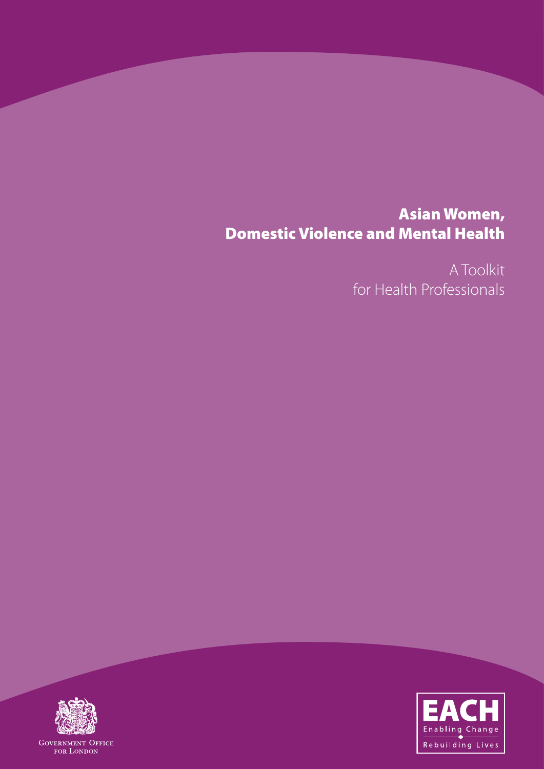# Asian Women, Domestic Violence and Mental Health

A Toolkit for Health Professionals

Government Office for London

EACH
Enabling Change
Rebuilding Lives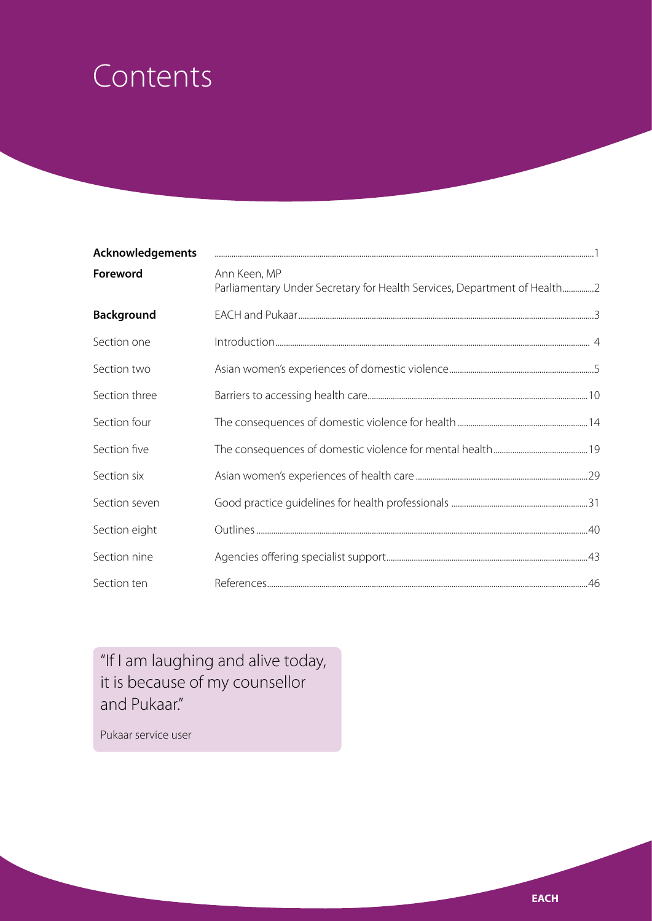# Contents

| | | |
|---|---|---|
| **Acknowledgements** | | 1 |
| **Foreword** | Ann Keen, MP<br>Parliamentary Under Secretary for Health Services, Department of Health | 2 |
| **Background** | EACH and Pukaar | 3 |
| Section one | Introduction | 4 |
| Section two | Asian women's experiences of domestic violence | 5 |
| Section three | Barriers to accessing health care | 10 |
| Section four | The consequences of domestic violence for health | 14 |
| Section five | The consequences of domestic violence for mental health | 19 |
| Section six | Asian women's experiences of health care | 29 |
| Section seven | Good practice guidelines for health professionals | 31 |
| Section eight | Outlines | 40 |
| Section nine | Agencies offering specialist support | 43 |
| Section ten | References | 46 |

> "If I am laughing and alive today, it is because of my counsellor and Pukaar."
>
> Pukaar service user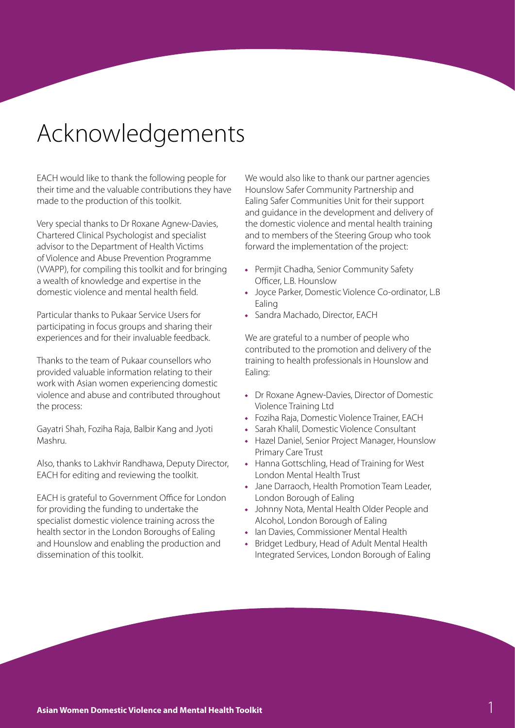# Acknowledgements

EACH would like to thank the following people for their time and the valuable contributions they have made to the production of this toolkit.

Very special thanks to Dr Roxane Agnew-Davies, Chartered Clinical Psychologist and specialist advisor to the Department of Health Victims of Violence and Abuse Prevention Programme (VVAPP), for compiling this toolkit and for bringing a wealth of knowledge and expertise in the domestic violence and mental health field.

Particular thanks to Pukaar Service Users for participating in focus groups and sharing their experiences and for their invaluable feedback.

Thanks to the team of Pukaar counsellors who provided valuable information relating to their work with Asian women experiencing domestic violence and abuse and contributed throughout the process:

Gayatri Shah, Foziha Raja, Balbir Kang and Jyoti Mashru.

Also, thanks to Lakhvir Randhawa, Deputy Director, EACH for editing and reviewing the toolkit.

EACH is grateful to Government Office for London for providing the funding to undertake the specialist domestic violence training across the health sector in the London Boroughs of Ealing and Hounslow and enabling the production and dissemination of this toolkit.

We would also like to thank our partner agencies Hounslow Safer Community Partnership and Ealing Safer Communities Unit for their support and guidance in the development and delivery of the domestic violence and mental health training and to members of the Steering Group who took forward the implementation of the project:

- Permjit Chadha, Senior Community Safety Officer, L.B. Hounslow
- Joyce Parker, Domestic Violence Co-ordinator, L.B Ealing
- Sandra Machado, Director, EACH

We are grateful to a number of people who contributed to the promotion and delivery of the training to health professionals in Hounslow and Ealing:

- Dr Roxane Agnew-Davies, Director of Domestic Violence Training Ltd
- Foziha Raja, Domestic Violence Trainer, EACH
- Sarah Khalil, Domestic Violence Consultant
- Hazel Daniel, Senior Project Manager, Hounslow Primary Care Trust
- Hanna Gottschling, Head of Training for West London Mental Health Trust
- Jane Darraoch, Health Promotion Team Leader, London Borough of Ealing
- Johnny Nota, Mental Health Older People and Alcohol, London Borough of Ealing
- Ian Davies, Commissioner Mental Health
- Bridget Ledbury, Head of Adult Mental Health Integrated Services, London Borough of Ealing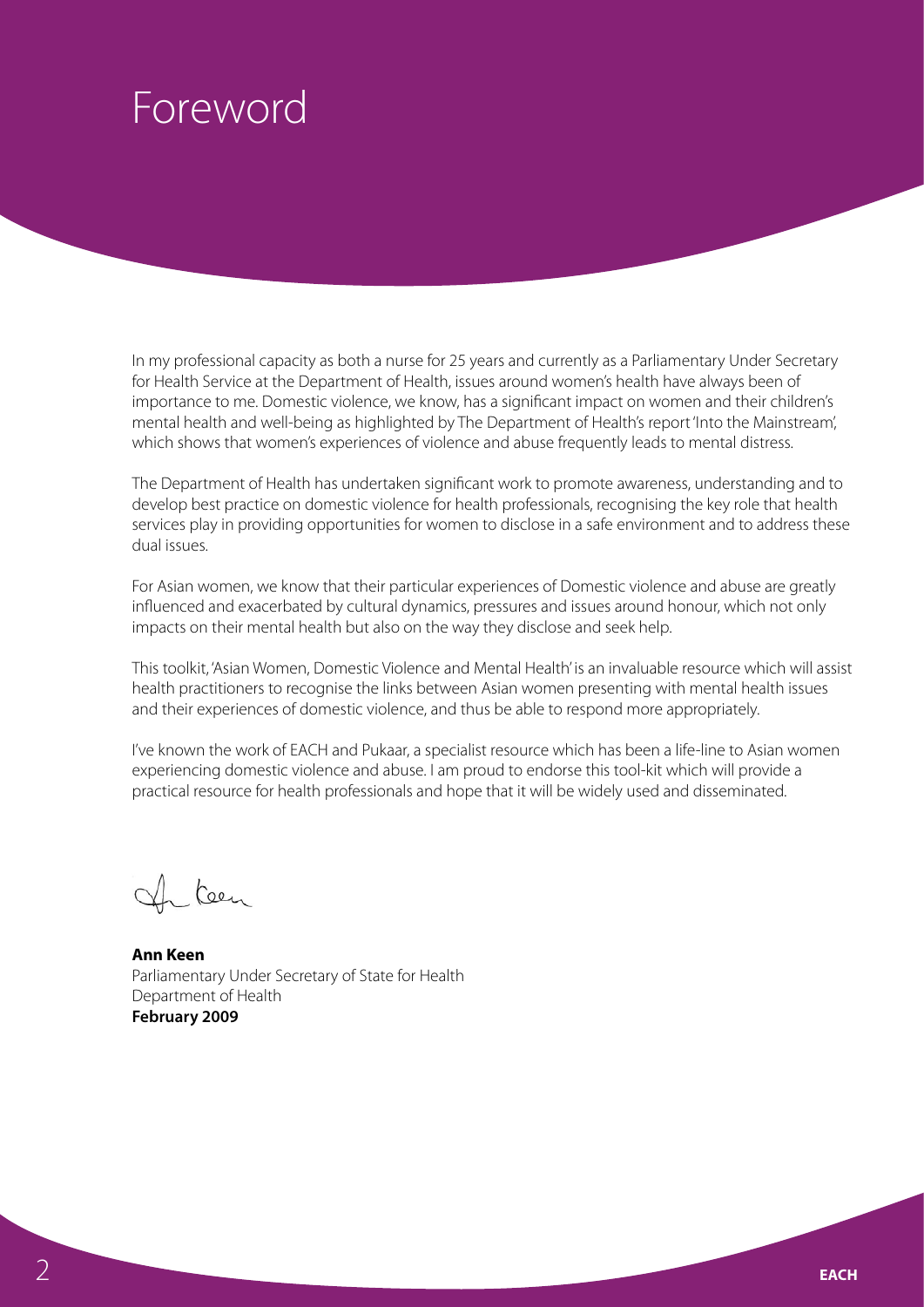# Foreword

In my professional capacity as both a nurse for 25 years and currently as a Parliamentary Under Secretary for Health Service at the Department of Health, issues around women's health have always been of importance to me. Domestic violence, we know, has a significant impact on women and their children's mental health and well-being as highlighted by The Department of Health's report 'Into the Mainstream', which shows that women's experiences of violence and abuse frequently leads to mental distress.

The Department of Health has undertaken significant work to promote awareness, understanding and to develop best practice on domestic violence for health professionals, recognising the key role that health services play in providing opportunities for women to disclose in a safe environment and to address these dual issues.

For Asian women, we know that their particular experiences of Domestic violence and abuse are greatly influenced and exacerbated by cultural dynamics, pressures and issues around honour, which not only impacts on their mental health but also on the way they disclose and seek help.

This toolkit, 'Asian Women, Domestic Violence and Mental Health' is an invaluable resource which will assist health practitioners to recognise the links between Asian women presenting with mental health issues and their experiences of domestic violence, and thus be able to respond more appropriately.

I've known the work of EACH and Pukaar, a specialist resource which has been a life-line to Asian women experiencing domestic violence and abuse. I am proud to endorse this tool-kit which will provide a practical resource for health professionals and hope that it will be widely used and disseminated.

**Ann Keen**
Parliamentary Under Secretary of State for Health
Department of Health
**February 2009**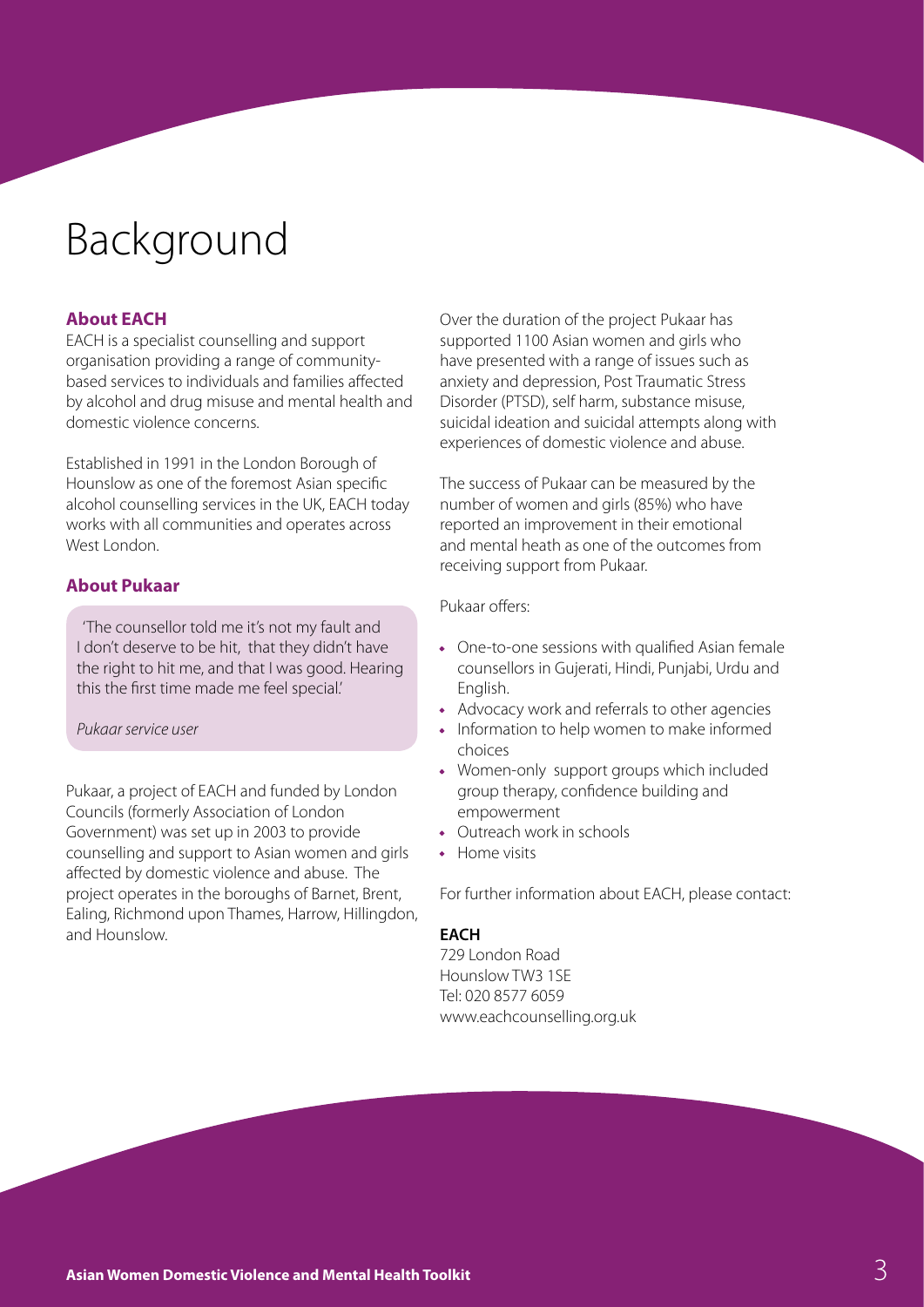# Background

## About EACH

EACH is a specialist counselling and support organisation providing a range of community-based services to individuals and families affected by alcohol and drug misuse and mental health and domestic violence concerns.

Established in 1991 in the London Borough of Hounslow as one of the foremost Asian specific alcohol counselling services in the UK, EACH today works with all communities and operates across West London.

## About Pukaar

> 'The counsellor told me it's not my fault and I don't deserve to be hit, that they didn't have the right to hit me, and that I was good. Hearing this the first time made me feel special.'
>
> *Pukaar service user*

Pukaar, a project of EACH and funded by London Councils (formerly Association of London Government) was set up in 2003 to provide counselling and support to Asian women and girls affected by domestic violence and abuse. The project operates in the boroughs of Barnet, Brent, Ealing, Richmond upon Thames, Harrow, Hillingdon, and Hounslow.

Over the duration of the project Pukaar has supported 1100 Asian women and girls who have presented with a range of issues such as anxiety and depression, Post Traumatic Stress Disorder (PTSD), self harm, substance misuse, suicidal ideation and suicidal attempts along with experiences of domestic violence and abuse.

The success of Pukaar can be measured by the number of women and girls (85%) who have reported an improvement in their emotional and mental heath as one of the outcomes from receiving support from Pukaar.

Pukaar offers:

- One-to-one sessions with qualified Asian female counsellors in Gujerati, Hindi, Punjabi, Urdu and English.
- Advocacy work and referrals to other agencies
- Information to help women to make informed choices
- Women-only support groups which included group therapy, confidence building and empowerment
- Outreach work in schools
- Home visits

For further information about EACH, please contact:

**EACH**
729 London Road
Hounslow TW3 1SE
Tel: 020 8577 6059
www.eachcounselling.org.uk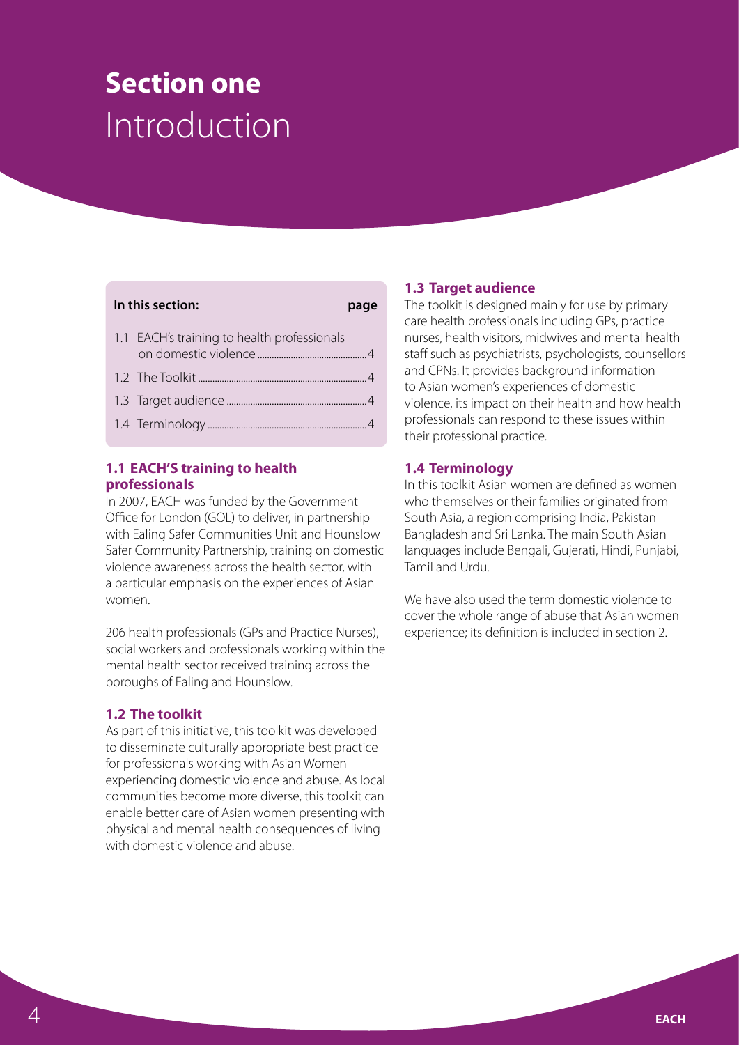# Section one Introduction

**In this section:** **page**

| | |
|---|---|
| 1.1 EACH's training to health professionals on domestic violence | 4 |
| 1.2 The Toolkit | 4 |
| 1.3 Target audience | 4 |
| 1.4 Terminology | 4 |

### 1.1 EACH'S training to health professionals

In 2007, EACH was funded by the Government Office for London (GOL) to deliver, in partnership with Ealing Safer Communities Unit and Hounslow Safer Community Partnership, training on domestic violence awareness across the health sector, with a particular emphasis on the experiences of Asian women.

206 health professionals (GPs and Practice Nurses), social workers and professionals working within the mental health sector received training across the boroughs of Ealing and Hounslow.

### 1.2 The toolkit

As part of this initiative, this toolkit was developed to disseminate culturally appropriate best practice for professionals working with Asian Women experiencing domestic violence and abuse. As local communities become more diverse, this toolkit can enable better care of Asian women presenting with physical and mental health consequences of living with domestic violence and abuse.

### 1.3 Target audience

The toolkit is designed mainly for use by primary care health professionals including GPs, practice nurses, health visitors, midwives and mental health staff such as psychiatrists, psychologists, counsellors and CPNs. It provides background information to Asian women's experiences of domestic violence, its impact on their health and how health professionals can respond to these issues within their professional practice.

### 1.4 Terminology

In this toolkit Asian women are defined as women who themselves or their families originated from South Asia, a region comprising India, Pakistan Bangladesh and Sri Lanka. The main South Asian languages include Bengali, Gujerati, Hindi, Punjabi, Tamil and Urdu.

We have also used the term domestic violence to cover the whole range of abuse that Asian women experience; its definition is included in section 2.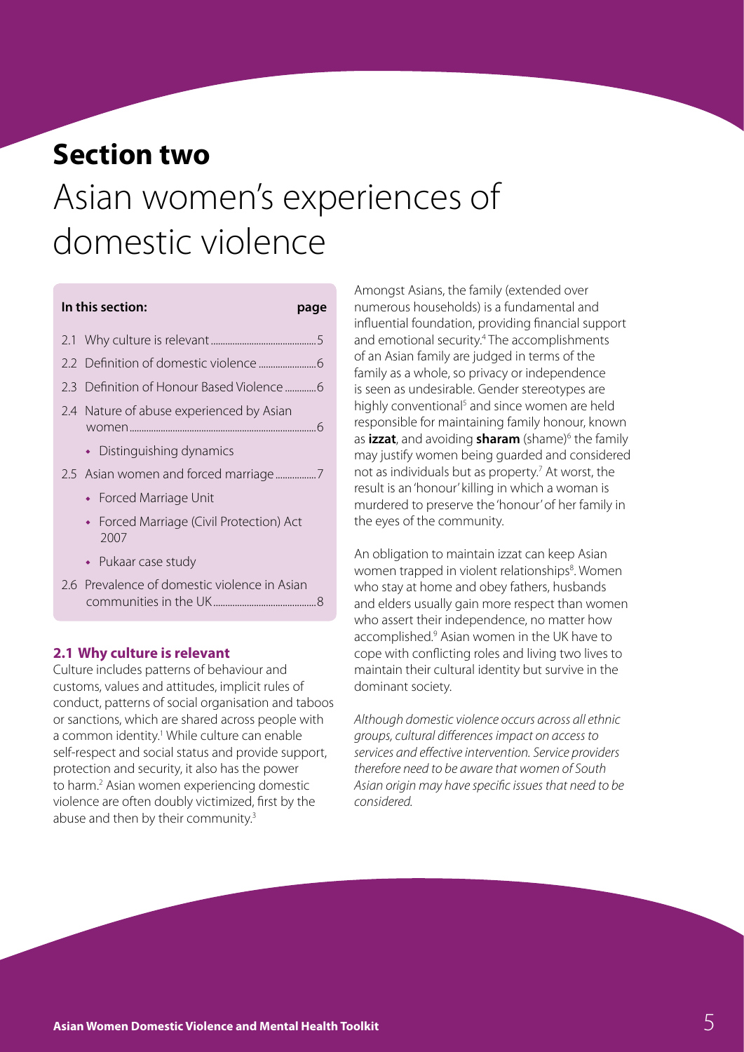# Section two

# Asian women's experiences of domestic violence

**In this section:** **page**

- 2.1 Why culture is relevant ........ 5
- 2.2 Definition of domestic violence ........ 6
- 2.3 Definition of Honour Based Violence ........ 6
- 2.4 Nature of abuse experienced by Asian women ........ 6
  - Distinguishing dynamics
- 2.5 Asian women and forced marriage ........ 7
  - Forced Marriage Unit
  - Forced Marriage (Civil Protection) Act 2007
  - Pukaar case study
- 2.6 Prevalence of domestic violence in Asian communities in the UK ........ 8

## 2.1 Why culture is relevant

Culture includes patterns of behaviour and customs, values and attitudes, implicit rules of conduct, patterns of social organisation and taboos or sanctions, which are shared across people with a common identity.[1] While culture can enable self-respect and social status and provide support, protection and security, it also has the power to harm.[2] Asian women experiencing domestic violence are often doubly victimized, first by the abuse and then by their community.[3]

Amongst Asians, the family (extended over numerous households) is a fundamental and influential foundation, providing financial support and emotional security.[4] The accomplishments of an Asian family are judged in terms of the family as a whole, so privacy or independence is seen as undesirable. Gender stereotypes are highly conventional[5] and since women are held responsible for maintaining family honour, known as **izzat**, and avoiding **sharam** (shame)[6] the family may justify women being guarded and considered not as individuals but as property.[7] At worst, the result is an 'honour' killing in which a woman is murdered to preserve the 'honour' of her family in the eyes of the community.

An obligation to maintain izzat can keep Asian women trapped in violent relationships[8]. Women who stay at home and obey fathers, husbands and elders usually gain more respect than women who assert their independence, no matter how accomplished.[9] Asian women in the UK have to cope with conflicting roles and living two lives to maintain their cultural identity but survive in the dominant society.

*Although domestic violence occurs across all ethnic groups, cultural differences impact on access to services and effective intervention. Service providers therefore need to be aware that women of South Asian origin may have specific issues that need to be considered.*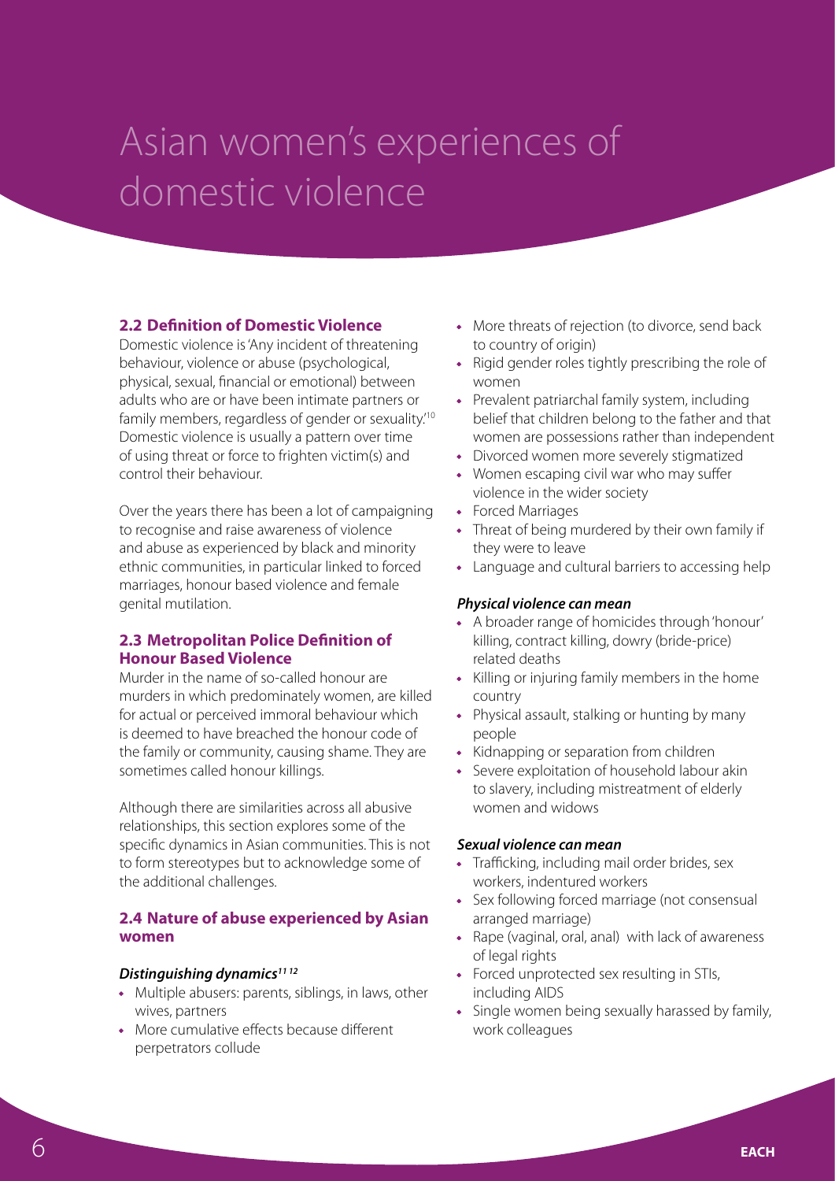# Asian women's experiences of domestic violence

## 2.2 Definition of Domestic Violence

Domestic violence is 'Any incident of threatening behaviour, violence or abuse (psychological, physical, sexual, financial or emotional) between adults who are or have been intimate partners or family members, regardless of gender or sexuality.'[10] Domestic violence is usually a pattern over time of using threat or force to frighten victim(s) and control their behaviour.

Over the years there has been a lot of campaigning to recognise and raise awareness of violence and abuse as experienced by black and minority ethnic communities, in particular linked to forced marriages, honour based violence and female genital mutilation.

## 2.3 Metropolitan Police Definition of Honour Based Violence

Murder in the name of so-called honour are murders in which predominately women, are killed for actual or perceived immoral behaviour which is deemed to have breached the honour code of the family or community, causing shame. They are sometimes called honour killings.

Although there are similarities across all abusive relationships, this section explores some of the specific dynamics in Asian communities. This is not to form stereotypes but to acknowledge some of the additional challenges.

## 2.4 Nature of abuse experienced by Asian women

***Distinguishing dynamics[11 12]***

- Multiple abusers: parents, siblings, in laws, other wives, partners
- More cumulative effects because different perpetrators collude
- More threats of rejection (to divorce, send back to country of origin)
- Rigid gender roles tightly prescribing the role of women
- Prevalent patriarchal family system, including belief that children belong to the father and that women are possessions rather than independent
- Divorced women more severely stigmatized
- Women escaping civil war who may suffer violence in the wider society
- Forced Marriages
- Threat of being murdered by their own family if they were to leave
- Language and cultural barriers to accessing help

***Physical violence can mean***

- A broader range of homicides through 'honour' killing, contract killing, dowry (bride-price) related deaths
- Killing or injuring family members in the home country
- Physical assault, stalking or hunting by many people
- Kidnapping or separation from children
- Severe exploitation of household labour akin to slavery, including mistreatment of elderly women and widows

***Sexual violence can mean***

- Trafficking, including mail order brides, sex workers, indentured workers
- Sex following forced marriage (not consensual arranged marriage)
- Rape (vaginal, oral, anal) with lack of awareness of legal rights
- Forced unprotected sex resulting in STIs, including AIDS
- Single women being sexually harassed by family, work colleagues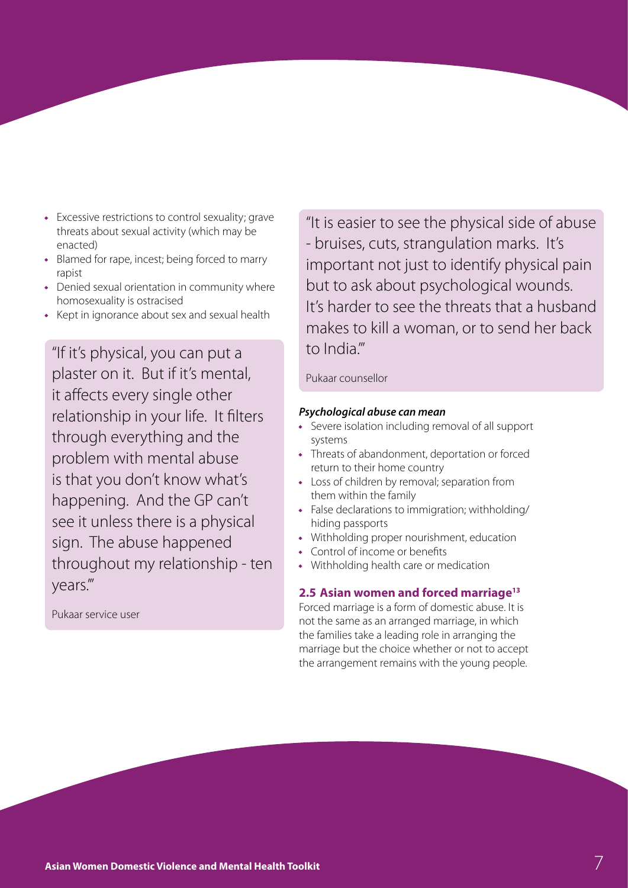- Excessive restrictions to control sexuality; grave threats about sexual activity (which may be enacted)
- Blamed for rape, incest; being forced to marry rapist
- Denied sexual orientation in community where homosexuality is ostracised
- Kept in ignorance about sex and sexual health

> "If it's physical, you can put a plaster on it. But if it's mental, it affects every single other relationship in your life. It filters through everything and the problem with mental abuse is that you don't know what's happening. And the GP can't see it unless there is a physical sign. The abuse happened throughout my relationship - ten years."
>
> Pukaar service user

> "It is easier to see the physical side of abuse - bruises, cuts, strangulation marks. It's important not just to identify physical pain but to ask about psychological wounds. It's harder to see the threats that a husband makes to kill a woman, or to send her back to India."
>
> Pukaar counsellor

***Psychological abuse can mean***

- Severe isolation including removal of all support systems
- Threats of abandonment, deportation or forced return to their home country
- Loss of children by removal; separation from them within the family
- False declarations to immigration; withholding/ hiding passports
- Withholding proper nourishment, education
- Control of income or benefits
- Withholding health care or medication

### 2.5 Asian women and forced marriage[13]

Forced marriage is a form of domestic abuse. It is not the same as an arranged marriage, in which the families take a leading role in arranging the marriage but the choice whether or not to accept the arrangement remains with the young people.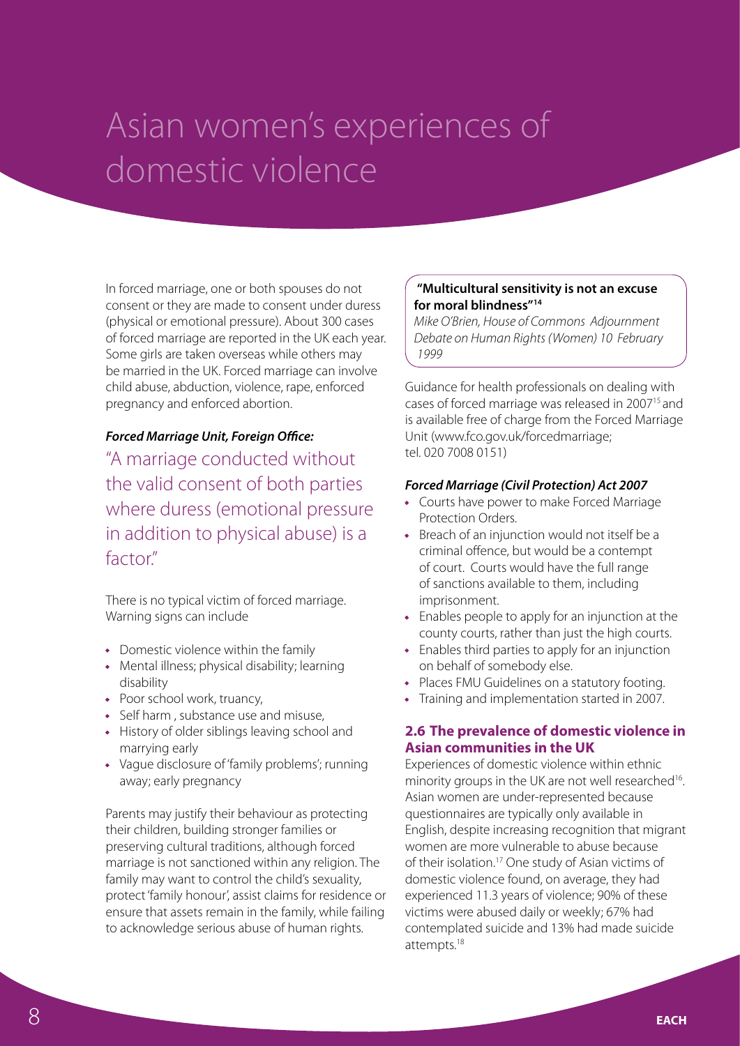# Asian women's experiences of domestic violence

In forced marriage, one or both spouses do not consent or they are made to consent under duress (physical or emotional pressure). About 300 cases of forced marriage are reported in the UK each year. Some girls are taken overseas while others may be married in the UK. Forced marriage can involve child abuse, abduction, violence, rape, enforced pregnancy and enforced abortion.

***Forced Marriage Unit, Foreign Office:***

"A marriage conducted without the valid consent of both parties where duress (emotional pressure in addition to physical abuse) is a factor."

There is no typical victim of forced marriage. Warning signs can include

- Domestic violence within the family
- Mental illness; physical disability; learning disability
- Poor school work, truancy,
- Self harm , substance use and misuse,
- History of older siblings leaving school and marrying early
- Vague disclosure of 'family problems'; running away; early pregnancy

Parents may justify their behaviour as protecting their children, building stronger families or preserving cultural traditions, although forced marriage is not sanctioned within any religion. The family may want to control the child's sexuality, protect 'family honour', assist claims for residence or ensure that assets remain in the family, while failing to acknowledge serious abuse of human rights.

> **"Multicultural sensitivity is not an excuse for moral blindness"[14]**
>
> *Mike O'Brien, House of Commons Adjournment Debate on Human Rights (Women) 10 February 1999*

Guidance for health professionals on dealing with cases of forced marriage was released in 2007[15] and is available free of charge from the Forced Marriage Unit (www.fco.gov.uk/forcedmarriage; tel. 020 7008 0151)

***Forced Marriage (Civil Protection) Act 2007***

- Courts have power to make Forced Marriage Protection Orders.
- Breach of an injunction would not itself be a criminal offence, but would be a contempt of court. Courts would have the full range of sanctions available to them, including imprisonment.
- Enables people to apply for an injunction at the county courts, rather than just the high courts.
- Enables third parties to apply for an injunction on behalf of somebody else.
- Places FMU Guidelines on a statutory footing.
- Training and implementation started in 2007.

### 2.6 The prevalence of domestic violence in Asian communities in the UK

Experiences of domestic violence within ethnic minority groups in the UK are not well researched[16]. Asian women are under-represented because questionnaires are typically only available in English, despite increasing recognition that migrant women are more vulnerable to abuse because of their isolation.[17] One study of Asian victims of domestic violence found, on average, they had experienced 11.3 years of violence; 90% of these victims were abused daily or weekly; 67% had contemplated suicide and 13% had made suicide attempts.[18]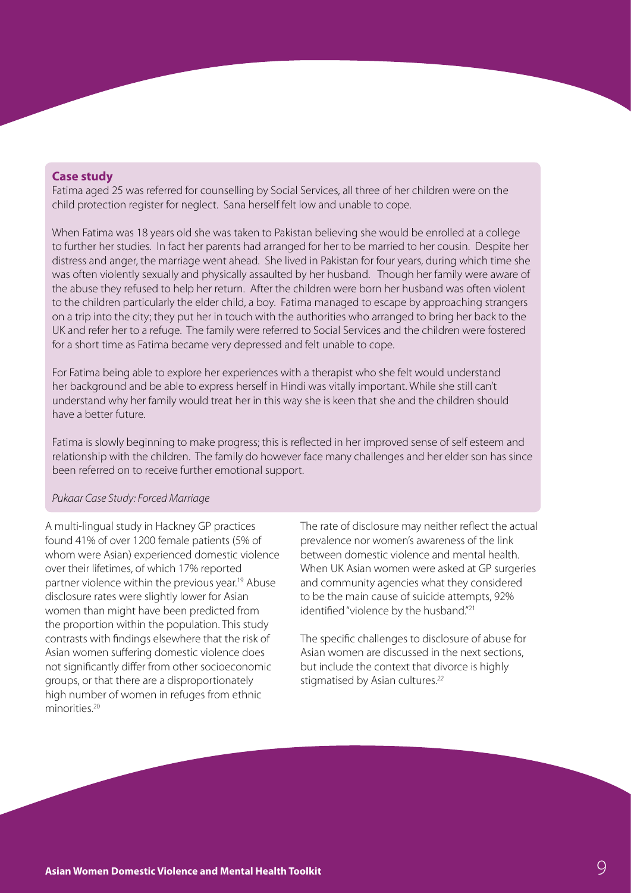**Case study**

Fatima aged 25 was referred for counselling by Social Services, all three of her children were on the child protection register for neglect. Sana herself felt low and unable to cope.

When Fatima was 18 years old she was taken to Pakistan believing she would be enrolled at a college to further her studies. In fact her parents had arranged for her to be married to her cousin. Despite her distress and anger, the marriage went ahead. She lived in Pakistan for four years, during which time she was often violently sexually and physically assaulted by her husband. Though her family were aware of the abuse they refused to help her return. After the children were born her husband was often violent to the children particularly the elder child, a boy. Fatima managed to escape by approaching strangers on a trip into the city; they put her in touch with the authorities who arranged to bring her back to the UK and refer her to a refuge. The family were referred to Social Services and the children were fostered for a short time as Fatima became very depressed and felt unable to cope.

For Fatima being able to explore her experiences with a therapist who she felt would understand her background and be able to express herself in Hindi was vitally important. While she still can't understand why her family would treat her in this way she is keen that she and the children should have a better future.

Fatima is slowly beginning to make progress; this is reflected in her improved sense of self esteem and relationship with the children. The family do however face many challenges and her elder son has since been referred on to receive further emotional support.

*Pukaar Case Study: Forced Marriage*

A multi-lingual study in Hackney GP practices found 41% of over 1200 female patients (5% of whom were Asian) experienced domestic violence over their lifetimes, of which 17% reported partner violence within the previous year.[19] Abuse disclosure rates were slightly lower for Asian women than might have been predicted from the proportion within the population. This study contrasts with findings elsewhere that the risk of Asian women suffering domestic violence does not significantly differ from other socioeconomic groups, or that there are a disproportionately high number of women in refuges from ethnic minorities.[20]

The rate of disclosure may neither reflect the actual prevalence nor women's awareness of the link between domestic violence and mental health. When UK Asian women were asked at GP surgeries and community agencies what they considered to be the main cause of suicide attempts, 92% identified "violence by the husband."[21]

The specific challenges to disclosure of abuse for Asian women are discussed in the next sections, but include the context that divorce is highly stigmatised by Asian cultures.[22]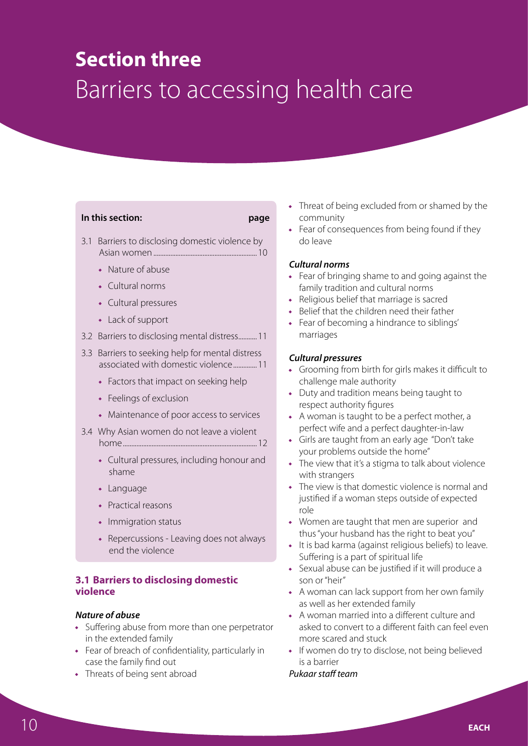# Section three

# Barriers to accessing health care

**In this section:** **page**

- 3.1 Barriers to disclosing domestic violence by Asian women ............ 10
  - Nature of abuse
  - Cultural norms
  - Cultural pressures
  - Lack of support
- 3.2 Barriers to disclosing mental distress ........... 11
- 3.3 Barriers to seeking help for mental distress associated with domestic violence .............. 11
  - Factors that impact on seeking help
  - Feelings of exclusion
  - Maintenance of poor access to services
- 3.4 Why Asian women do not leave a violent home .............. 12
  - Cultural pressures, including honour and shame
  - Language
  - Practical reasons
  - Immigration status
  - Repercussions - Leaving does not always end the violence

### 3.1 Barriers to disclosing domestic violence

***Nature of abuse***

- Suffering abuse from more than one perpetrator in the extended family
- Fear of breach of confidentiality, particularly in case the family find out
- Threats of being sent abroad
- Threat of being excluded from or shamed by the community
- Fear of consequences from being found if they do leave

***Cultural norms***

- Fear of bringing shame to and going against the family tradition and cultural norms
- Religious belief that marriage is sacred
- Belief that the children need their father
- Fear of becoming a hindrance to siblings' marriages

***Cultural pressures***

- Grooming from birth for girls makes it difficult to challenge male authority
- Duty and tradition means being taught to respect authority figures
- A woman is taught to be a perfect mother, a perfect wife and a perfect daughter-in-law
- Girls are taught from an early age "Don't take your problems outside the home"
- The view that it's a stigma to talk about violence with strangers
- The view is that domestic violence is normal and justified if a woman steps outside of expected role
- Women are taught that men are superior and thus "your husband has the right to beat you"
- It is bad karma (against religious beliefs) to leave. Suffering is a part of spiritual life
- Sexual abuse can be justified if it will produce a son or "heir"
- A woman can lack support from her own family as well as her extended family
- A woman married into a different culture and asked to convert to a different faith can feel even more scared and stuck
- If women do try to disclose, not being believed is a barrier

*Pukaar staff team*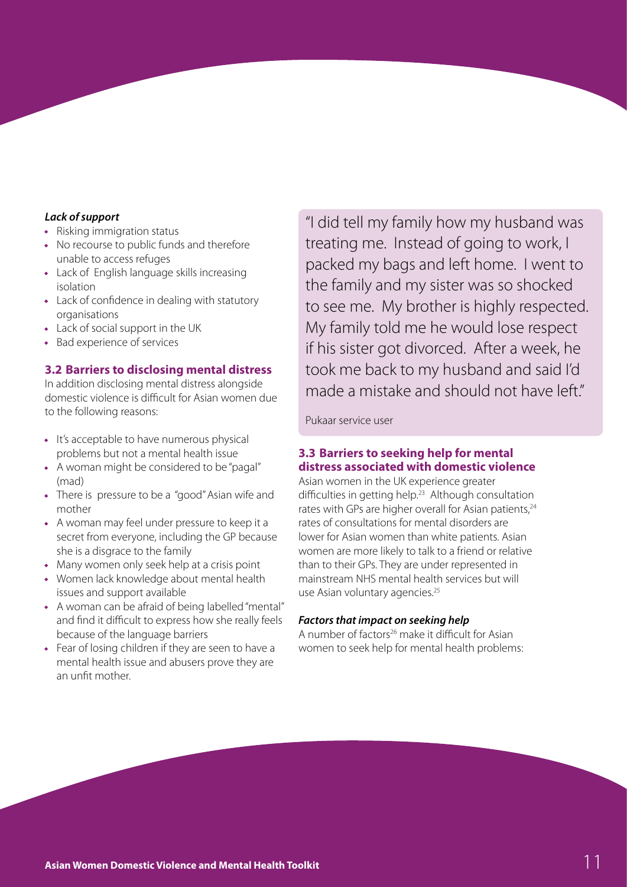***Lack of support***

- Risking immigration status
- No recourse to public funds and therefore unable to access refuges
- Lack of English language skills increasing isolation
- Lack of confidence in dealing with statutory organisations
- Lack of social support in the UK
- Bad experience of services

### 3.2 Barriers to disclosing mental distress

In addition disclosing mental distress alongside domestic violence is difficult for Asian women due to the following reasons:

- It's acceptable to have numerous physical problems but not a mental health issue
- A woman might be considered to be "pagal" (mad)
- There is pressure to be a "good" Asian wife and mother
- A woman may feel under pressure to keep it a secret from everyone, including the GP because she is a disgrace to the family
- Many women only seek help at a crisis point
- Women lack knowledge about mental health issues and support available
- A woman can be afraid of being labelled "mental" and find it difficult to express how she really feels because of the language barriers
- Fear of losing children if they are seen to have a mental health issue and abusers prove they are an unfit mother.

> "I did tell my family how my husband was treating me. Instead of going to work, I packed my bags and left home. I went to the family and my sister was so shocked to see me. My brother is highly respected. My family told me he would lose respect if his sister got divorced. After a week, he took me back to my husband and said I'd made a mistake and should not have left."
>
> Pukaar service user

### 3.3 Barriers to seeking help for mental distress associated with domestic violence

Asian women in the UK experience greater difficulties in getting help.[23] Although consultation rates with GPs are higher overall for Asian patients,[24] rates of consultations for mental disorders are lower for Asian women than white patients. Asian women are more likely to talk to a friend or relative than to their GPs. They are under represented in mainstream NHS mental health services but will use Asian voluntary agencies.[25]

***Factors that impact on seeking help***

A number of factors[26] make it difficult for Asian women to seek help for mental health problems: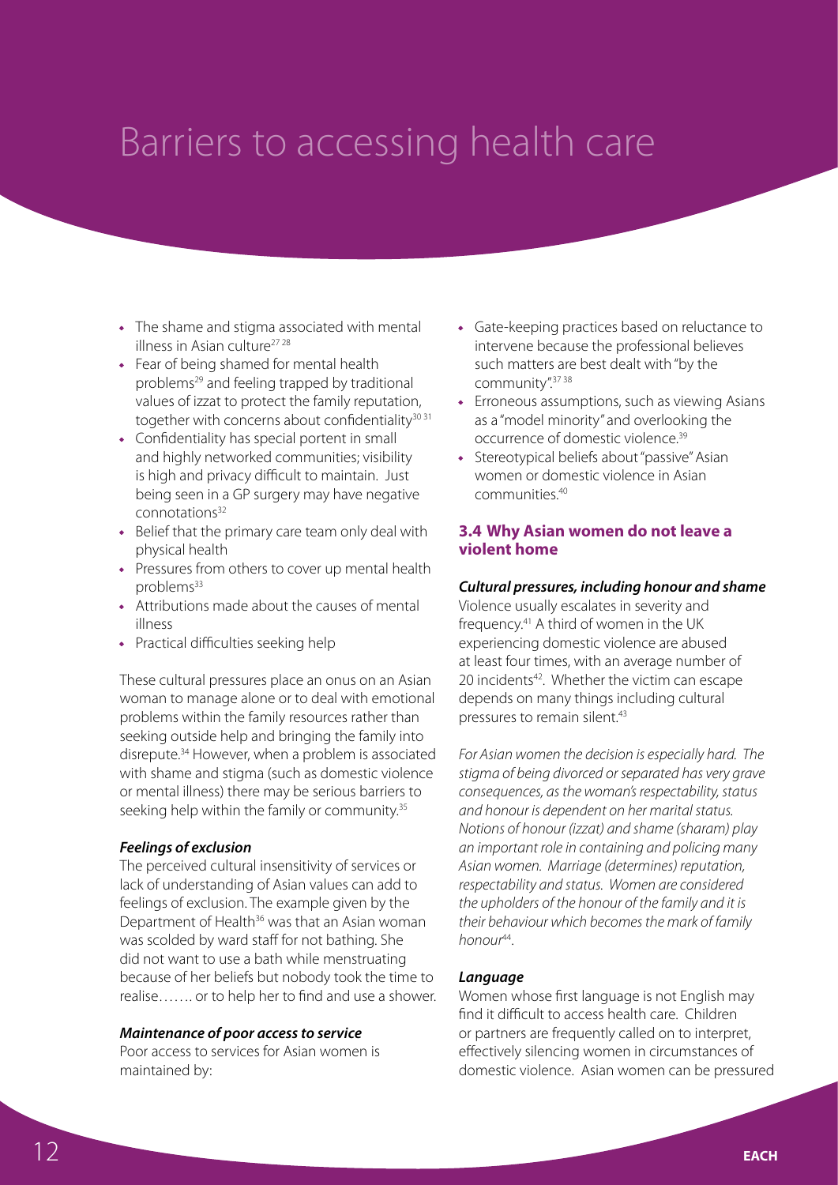# Barriers to accessing health care

- The shame and stigma associated with mental illness in Asian culture[27 28]
- Fear of being shamed for mental health problems[29] and feeling trapped by traditional values of izzat to protect the family reputation, together with concerns about confidentiality[30 31]
- Confidentiality has special portent in small and highly networked communities; visibility is high and privacy difficult to maintain. Just being seen in a GP surgery may have negative connotations[32]
- Belief that the primary care team only deal with physical health
- Pressures from others to cover up mental health problems[33]
- Attributions made about the causes of mental illness
- Practical difficulties seeking help

These cultural pressures place an onus on an Asian woman to manage alone or to deal with emotional problems within the family resources rather than seeking outside help and bringing the family into disrepute.[34] However, when a problem is associated with shame and stigma (such as domestic violence or mental illness) there may be serious barriers to seeking help within the family or community.[35]

***Feelings of exclusion***

The perceived cultural insensitivity of services or lack of understanding of Asian values can add to feelings of exclusion. The example given by the Department of Health[36] was that an Asian woman was scolded by ward staff for not bathing. She did not want to use a bath while menstruating because of her beliefs but nobody took the time to realise……. or to help her to find and use a shower.

***Maintenance of poor access to service***

Poor access to services for Asian women is maintained by:

- Gate-keeping practices based on reluctance to intervene because the professional believes such matters are best dealt with "by the community".[37 38]
- Erroneous assumptions, such as viewing Asians as a "model minority" and overlooking the occurrence of domestic violence.[39]
- Stereotypical beliefs about "passive" Asian women or domestic violence in Asian communities.[40]

### 3.4 Why Asian women do not leave a violent home

***Cultural pressures, including honour and shame***

Violence usually escalates in severity and frequency.[41] A third of women in the UK experiencing domestic violence are abused at least four times, with an average number of 20 incidents[42]. Whether the victim can escape depends on many things including cultural pressures to remain silent.[43]

*For Asian women the decision is especially hard. The stigma of being divorced or separated has very grave consequences, as the woman's respectability, status and honour is dependent on her marital status. Notions of honour (izzat) and shame (sharam) play an important role in containing and policing many Asian women. Marriage (determines) reputation, respectability and status. Women are considered the upholders of the honour of the family and it is their behaviour which becomes the mark of family honour*[44].

***Language***

Women whose first language is not English may find it difficult to access health care. Children or partners are frequently called on to interpret, effectively silencing women in circumstances of domestic violence. Asian women can be pressured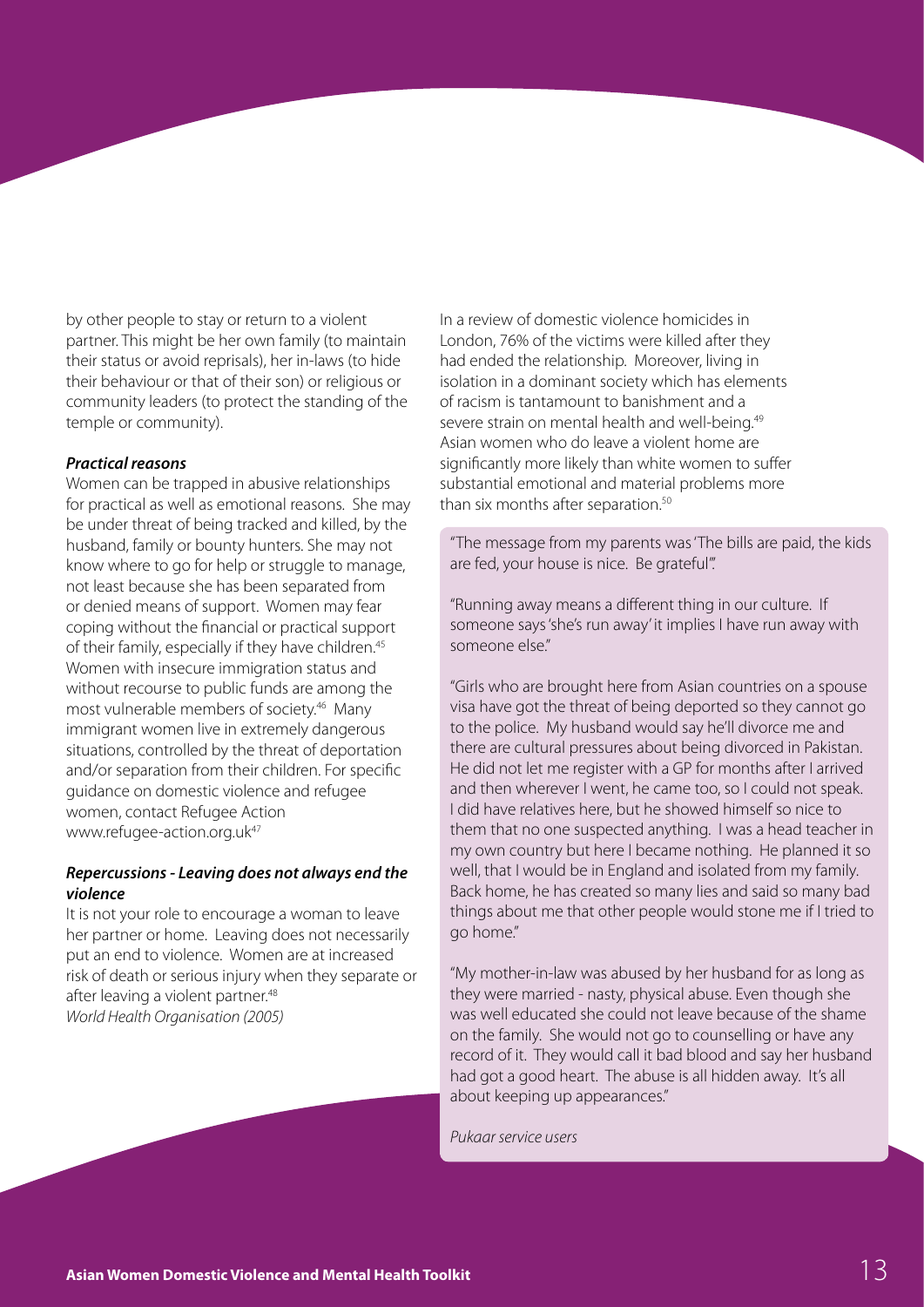by other people to stay or return to a violent partner. This might be her own family (to maintain their status or avoid reprisals), her in-laws (to hide their behaviour or that of their son) or religious or community leaders (to protect the standing of the temple or community).

### *Practical reasons*

Women can be trapped in abusive relationships for practical as well as emotional reasons. She may be under threat of being tracked and killed, by the husband, family or bounty hunters. She may not know where to go for help or struggle to manage, not least because she has been separated from or denied means of support. Women may fear coping without the financial or practical support of their family, especially if they have children.[45] Women with insecure immigration status and without recourse to public funds are among the most vulnerable members of society.[46] Many immigrant women live in extremely dangerous situations, controlled by the threat of deportation and/or separation from their children. For specific guidance on domestic violence and refugee women, contact Refugee Action www.refugee-action.org.uk[47]

### *Repercussions - Leaving does not always end the violence*

It is not your role to encourage a woman to leave her partner or home. Leaving does not necessarily put an end to violence. Women are at increased risk of death or serious injury when they separate or after leaving a violent partner.[48]
*World Health Organisation (2005)*

In a review of domestic violence homicides in London, 76% of the victims were killed after they had ended the relationship. Moreover, living in isolation in a dominant society which has elements of racism is tantamount to banishment and a severe strain on mental health and well-being.[49] Asian women who do leave a violent home are significantly more likely than white women to suffer substantial emotional and material problems more than six months after separation.[50]

> "The message from my parents was 'The bills are paid, the kids are fed, your house is nice. Be grateful'".
>
> "Running away means a different thing in our culture. If someone says 'she's run away' it implies I have run away with someone else."
>
> "Girls who are brought here from Asian countries on a spouse visa have got the threat of being deported so they cannot go to the police. My husband would say he'll divorce me and there are cultural pressures about being divorced in Pakistan. He did not let me register with a GP for months after I arrived and then wherever I went, he came too, so I could not speak. I did have relatives here, but he showed himself so nice to them that no one suspected anything. I was a head teacher in my own country but here I became nothing. He planned it so well, that I would be in England and isolated from my family. Back home, he has created so many lies and said so many bad things about me that other people would stone me if I tried to go home."
>
> "My mother-in-law was abused by her husband for as long as they were married - nasty, physical abuse. Even though she was well educated she could not leave because of the shame on the family. She would not go to counselling or have any record of it. They would call it bad blood and say her husband had got a good heart. The abuse is all hidden away. It's all about keeping up appearances."
>
> *Pukaar service users*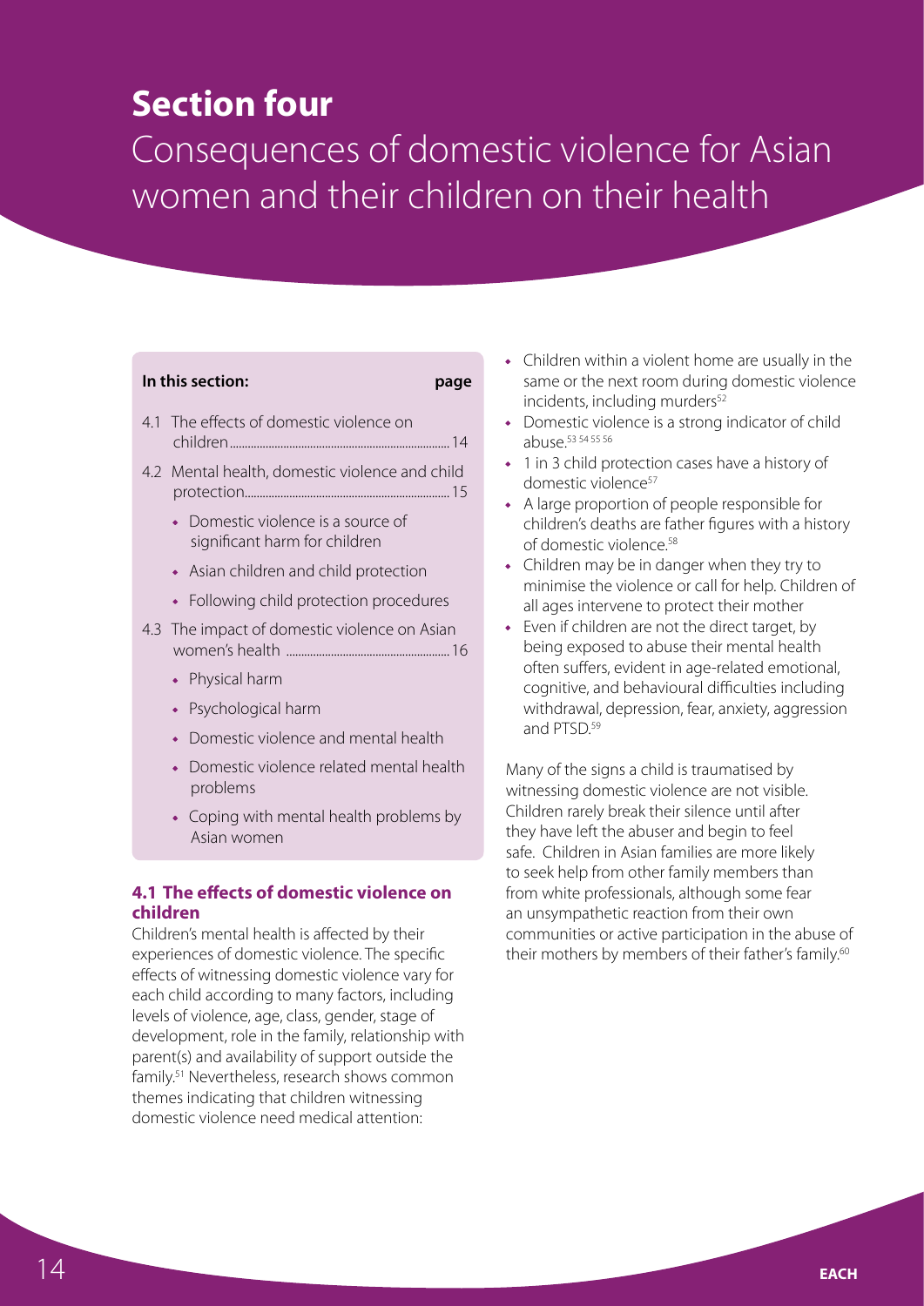# Section four

## Consequences of domestic violence for Asian women and their children on their health

**In this section:** **page**

- 4.1 The effects of domestic violence on children ..... 14
- 4.2 Mental health, domestic violence and child protection ..... 15
  - Domestic violence is a source of significant harm for children
  - Asian children and child protection
  - Following child protection procedures
- 4.3 The impact of domestic violence on Asian women's health ..... 16
  - Physical harm
  - Psychological harm
  - Domestic violence and mental health
  - Domestic violence related mental health problems
  - Coping with mental health problems by Asian women

### 4.1 The effects of domestic violence on children

Children's mental health is affected by their experiences of domestic violence. The specific effects of witnessing domestic violence vary for each child according to many factors, including levels of violence, age, class, gender, stage of development, role in the family, relationship with parent(s) and availability of support outside the family.[51] Nevertheless, research shows common themes indicating that children witnessing domestic violence need medical attention:

- Children within a violent home are usually in the same or the next room during domestic violence incidents, including murders[52]
- Domestic violence is a strong indicator of child abuse.[53 54 55 56]
- 1 in 3 child protection cases have a history of domestic violence[57]
- A large proportion of people responsible for children's deaths are father figures with a history of domestic violence.[58]
- Children may be in danger when they try to minimise the violence or call for help. Children of all ages intervene to protect their mother
- Even if children are not the direct target, by being exposed to abuse their mental health often suffers, evident in age-related emotional, cognitive, and behavioural difficulties including withdrawal, depression, fear, anxiety, aggression and PTSD.[59]

Many of the signs a child is traumatised by witnessing domestic violence are not visible. Children rarely break their silence until after they have left the abuser and begin to feel safe. Children in Asian families are more likely to seek help from other family members than from white professionals, although some fear an unsympathetic reaction from their own communities or active participation in the abuse of their mothers by members of their father's family.[60]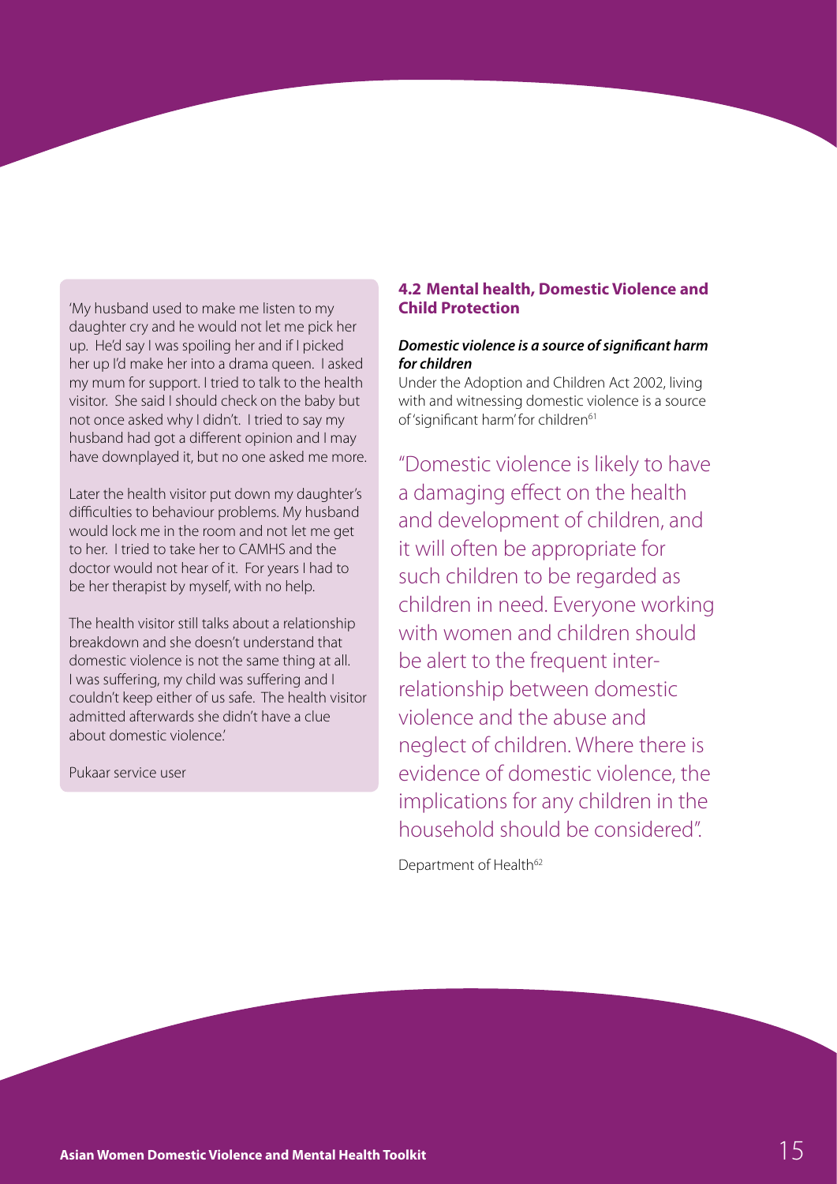'My husband used to make me listen to my daughter cry and he would not let me pick her up. He'd say I was spoiling her and if I picked her up I'd make her into a drama queen. I asked my mum for support. I tried to talk to the health visitor. She said I should check on the baby but not once asked why I didn't. I tried to say my husband had got a different opinion and I may have downplayed it, but no one asked me more.

Later the health visitor put down my daughter's difficulties to behaviour problems. My husband would lock me in the room and not let me get to her. I tried to take her to CAMHS and the doctor would not hear of it. For years I had to be her therapist by myself, with no help.

The health visitor still talks about a relationship breakdown and she doesn't understand that domestic violence is not the same thing at all. I was suffering, my child was suffering and I couldn't keep either of us safe. The health visitor admitted afterwards she didn't have a clue about domestic violence.'

Pukaar service user

### 4.2 Mental health, Domestic Violence and Child Protection

***Domestic violence is a source of significant harm for children***

Under the Adoption and Children Act 2002, living with and witnessing domestic violence is a source of 'significant harm' for children[61]

"Domestic violence is likely to have a damaging effect on the health and development of children, and it will often be appropriate for such children to be regarded as children in need. Everyone working with women and children should be alert to the frequent inter-relationship between domestic violence and the abuse and neglect of children. Where there is evidence of domestic violence, the implications for any children in the household should be considered".

Department of Health[62]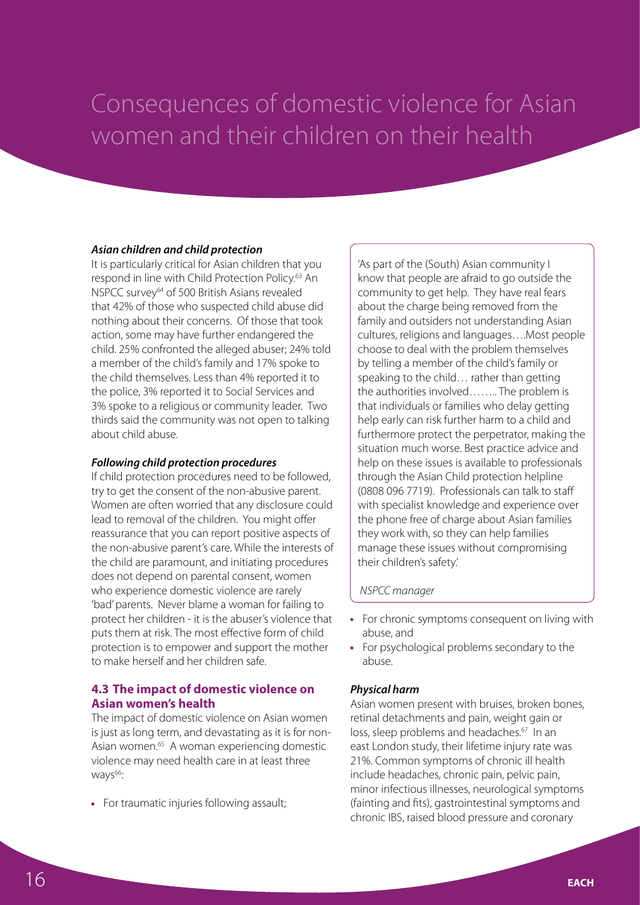# Consequences of domestic violence for Asian women and their children on their health

***Asian children and child protection***

It is particularly critical for Asian children that you respond in line with Child Protection Policy.[63] An NSPCC survey[64] of 500 British Asians revealed that 42% of those who suspected child abuse did nothing about their concerns. Of those that took action, some may have further endangered the child. 25% confronted the alleged abuser; 24% told a member of the child's family and 17% spoke to the child themselves. Less than 4% reported it to the police, 3% reported it to Social Services and 3% spoke to a religious or community leader. Two thirds said the community was not open to talking about child abuse.

***Following child protection procedures***

If child protection procedures need to be followed, try to get the consent of the non-abusive parent. Women are often worried that any disclosure could lead to removal of the children. You might offer reassurance that you can report positive aspects of the non-abusive parent's care. While the interests of the child are paramount, and initiating procedures does not depend on parental consent, women who experience domestic violence are rarely 'bad' parents. Never blame a woman for failing to protect her children - it is the abuser's violence that puts them at risk. The most effective form of child protection is to empower and support the mother to make herself and her children safe.

> 'As part of the (South) Asian community I know that people are afraid to go outside the community to get help. They have real fears about the charge being removed from the family and outsiders not understanding Asian cultures, religions and languages….Most people choose to deal with the problem themselves by telling a member of the child's family or speaking to the child… rather than getting the authorities involved…….. The problem is that individuals or families who delay getting help early can risk further harm to a child and furthermore protect the perpetrator, making the situation much worse. Best practice advice and help on these issues is available to professionals through the Asian Child protection helpline (0808 096 7719). Professionals can talk to staff with specialist knowledge and experience over the phone free of charge about Asian families they work with, so they can help families manage these issues without compromising their children's safety.'
>
> *NSPCC manager*

## 4.3 The impact of domestic violence on Asian women's health

The impact of domestic violence on Asian women is just as long term, and devastating as it is for non-Asian women.[65] A woman experiencing domestic violence may need health care in at least three ways[66]:

- For traumatic injuries following assault;
- For chronic symptoms consequent on living with abuse, and
- For psychological problems secondary to the abuse.

***Physical harm***

Asian women present with bruises, broken bones, retinal detachments and pain, weight gain or loss, sleep problems and headaches.[67] In an east London study, their lifetime injury rate was 21%. Common symptoms of chronic ill health include headaches, chronic pain, pelvic pain, minor infectious illnesses, neurological symptoms (fainting and fits), gastrointestinal symptoms and chronic IBS, raised blood pressure and coronary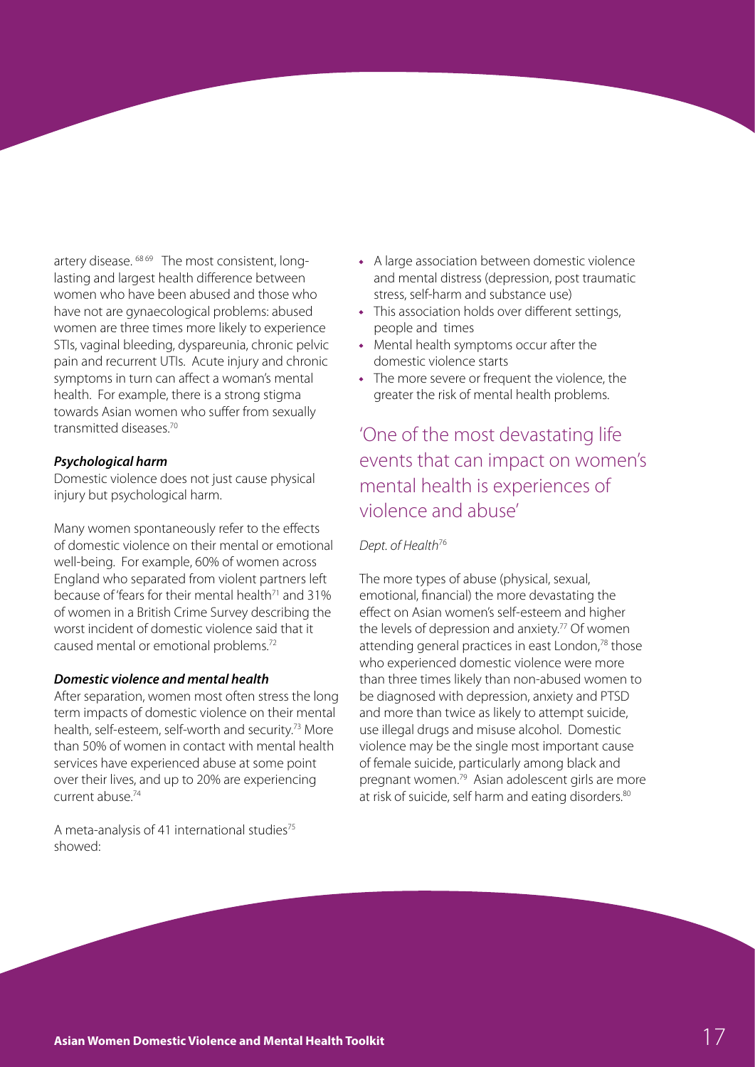artery disease.[68 69] The most consistent, long-lasting and largest health difference between women who have been abused and those who have not are gynaecological problems: abused women are three times more likely to experience STIs, vaginal bleeding, dyspareunia, chronic pelvic pain and recurrent UTIs. Acute injury and chronic symptoms in turn can affect a woman's mental health. For example, there is a strong stigma towards Asian women who suffer from sexually transmitted diseases.[70]

***Psychological harm***

Domestic violence does not just cause physical injury but psychological harm.

Many women spontaneously refer to the effects of domestic violence on their mental or emotional well-being. For example, 60% of women across England who separated from violent partners left because of 'fears for their mental health[71] and 31% of women in a British Crime Survey describing the worst incident of domestic violence said that it caused mental or emotional problems.[72]

***Domestic violence and mental health***

After separation, women most often stress the long term impacts of domestic violence on their mental health, self-esteem, self-worth and security.[73] More than 50% of women in contact with mental health services have experienced abuse at some point over their lives, and up to 20% are experiencing current abuse.[74]

A meta-analysis of 41 international studies[75] showed:

- A large association between domestic violence and mental distress (depression, post traumatic stress, self-harm and substance use)
- This association holds over different settings, people and times
- Mental health symptoms occur after the domestic violence starts
- The more severe or frequent the violence, the greater the risk of mental health problems.

> 'One of the most devastating life events that can impact on women's mental health is experiences of violence and abuse'
>
> *Dept. of Health*[76]

The more types of abuse (physical, sexual, emotional, financial) the more devastating the effect on Asian women's self-esteem and higher the levels of depression and anxiety.[77] Of women attending general practices in east London,[78] those who experienced domestic violence were more than three times likely than non-abused women to be diagnosed with depression, anxiety and PTSD and more than twice as likely to attempt suicide, use illegal drugs and misuse alcohol. Domestic violence may be the single most important cause of female suicide, particularly among black and pregnant women.[79] Asian adolescent girls are more at risk of suicide, self harm and eating disorders.[80]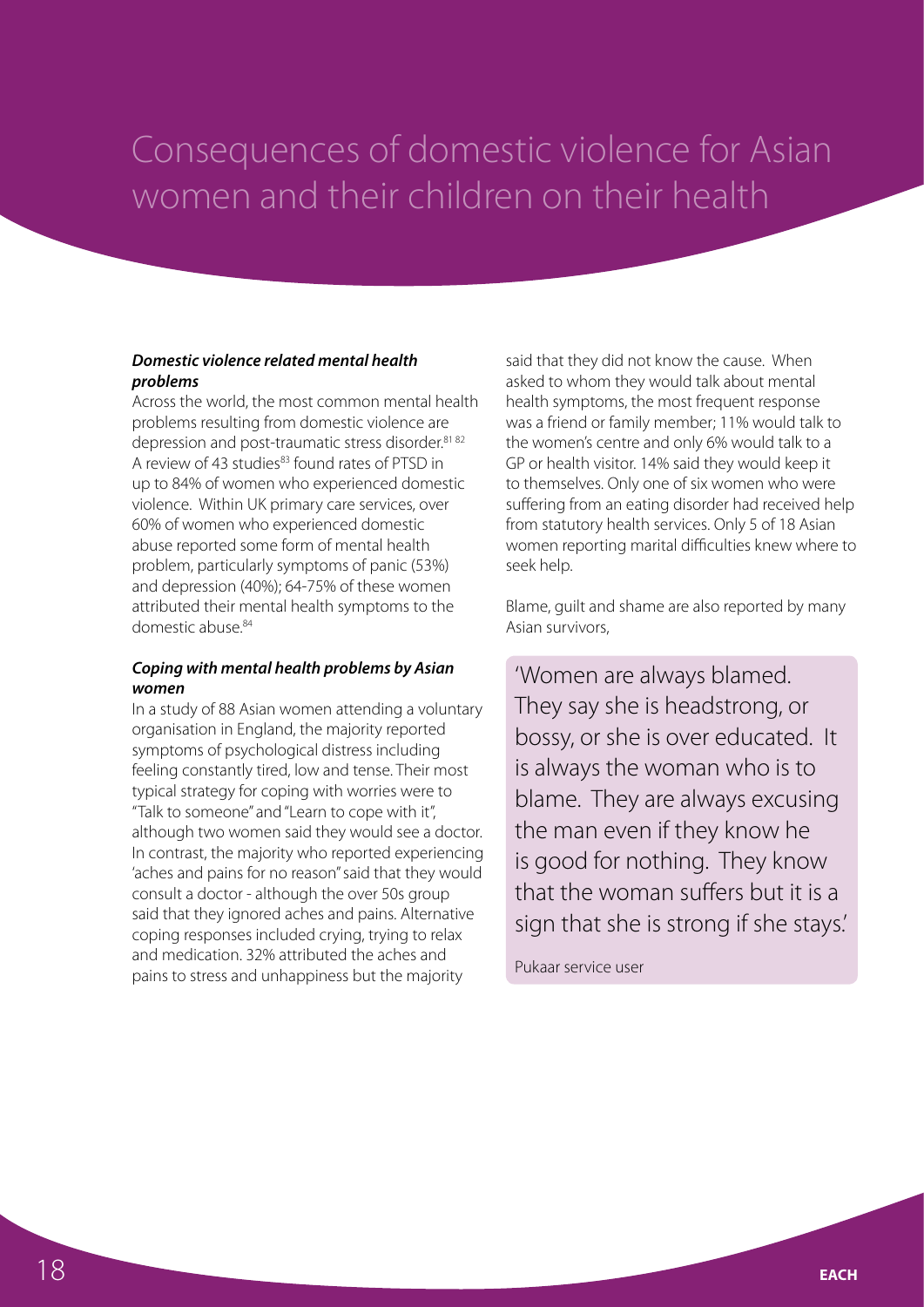# Consequences of domestic violence for Asian women and their children on their health

***Domestic violence related mental health problems***

Across the world, the most common mental health problems resulting from domestic violence are depression and post-traumatic stress disorder.[81 82] A review of 43 studies[83] found rates of PTSD in up to 84% of women who experienced domestic violence. Within UK primary care services, over 60% of women who experienced domestic abuse reported some form of mental health problem, particularly symptoms of panic (53%) and depression (40%); 64-75% of these women attributed their mental health symptoms to the domestic abuse.[84]

***Coping with mental health problems by Asian women***

In a study of 88 Asian women attending a voluntary organisation in England, the majority reported symptoms of psychological distress including feeling constantly tired, low and tense. Their most typical strategy for coping with worries were to "Talk to someone" and "Learn to cope with it", although two women said they would see a doctor. In contrast, the majority who reported experiencing 'aches and pains for no reason" said that they would consult a doctor - although the over 50s group said that they ignored aches and pains. Alternative coping responses included crying, trying to relax and medication. 32% attributed the aches and pains to stress and unhappiness but the majority said that they did not know the cause. When asked to whom they would talk about mental health symptoms, the most frequent response was a friend or family member; 11% would talk to the women's centre and only 6% would talk to a GP or health visitor. 14% said they would keep it to themselves. Only one of six women who were suffering from an eating disorder had received help from statutory health services. Only 5 of 18 Asian women reporting marital difficulties knew where to seek help.

Blame, guilt and shame are also reported by many Asian survivors,

> 'Women are always blamed. They say she is headstrong, or bossy, or she is over educated. It is always the woman who is to blame. They are always excusing the man even if they know he is good for nothing. They know that the woman suffers but it is a sign that she is strong if she stays.'
>
> Pukaar service user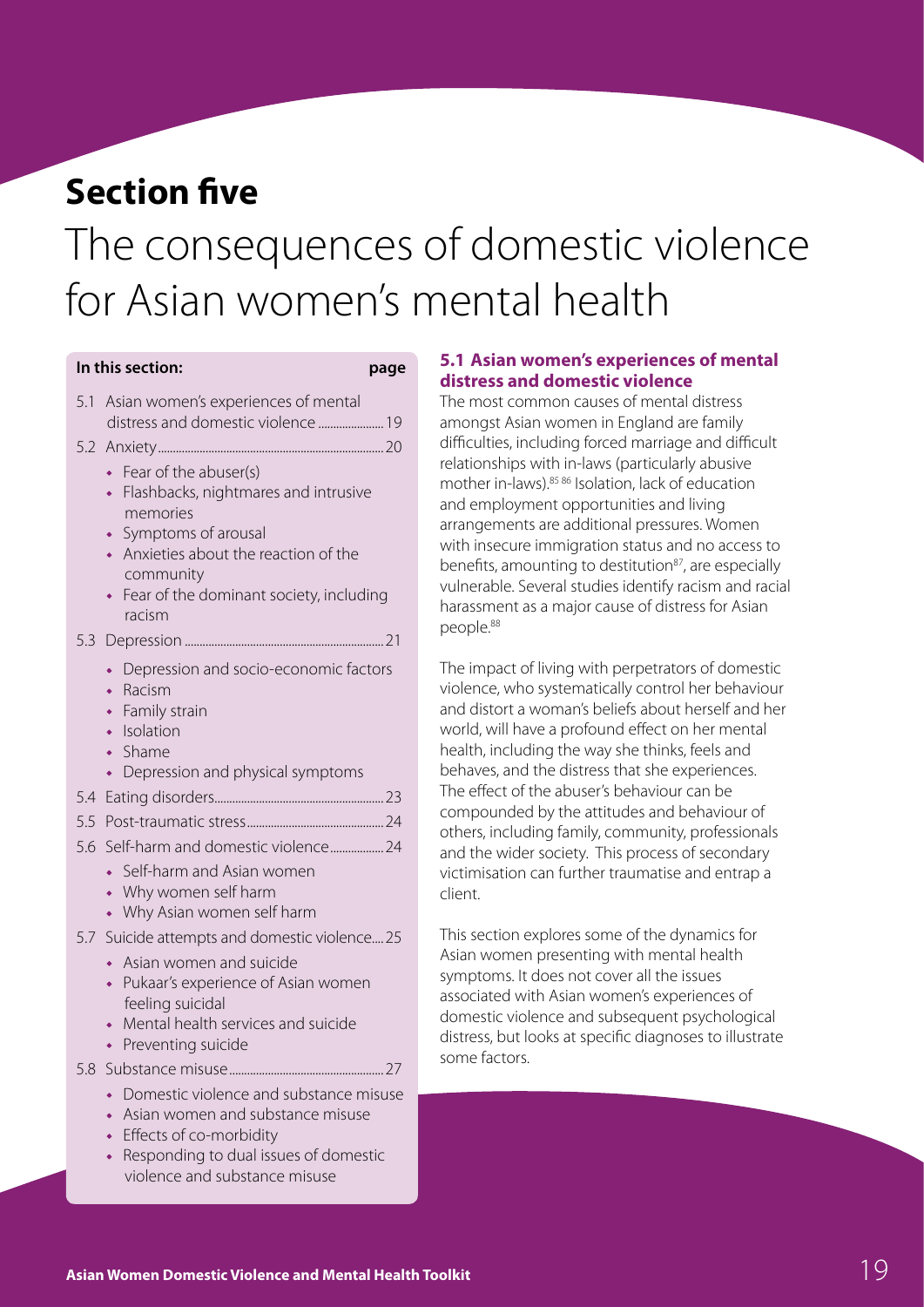# Section five

# The consequences of domestic violence for Asian women's mental health

**In this section:** **page**

- 5.1 Asian women's experiences of mental distress and domestic violence ..... 19
- 5.2 Anxiety ..... 20
  - Fear of the abuser(s)
  - Flashbacks, nightmares and intrusive memories
  - Symptoms of arousal
  - Anxieties about the reaction of the community
  - Fear of the dominant society, including racism
- 5.3 Depression ..... 21
  - Depression and socio-economic factors
  - Racism
  - Family strain
  - Isolation
  - Shame
  - Depression and physical symptoms
- 5.4 Eating disorders ..... 23
- 5.5 Post-traumatic stress ..... 24
- 5.6 Self-harm and domestic violence ..... 24
  - Self-harm and Asian women
  - Why women self harm
  - Why Asian women self harm
- 5.7 Suicide attempts and domestic violence ..... 25
  - Asian women and suicide
  - Pukaar's experience of Asian women feeling suicidal
  - Mental health services and suicide
  - Preventing suicide
- 5.8 Substance misuse ..... 27
  - Domestic violence and substance misuse
  - Asian women and substance misuse
  - Effects of co-morbidity
  - Responding to dual issues of domestic violence and substance misuse

### 5.1 Asian women's experiences of mental distress and domestic violence

The most common causes of mental distress amongst Asian women in England are family difficulties, including forced marriage and difficult relationships with in-laws (particularly abusive mother in-laws).[85,86] Isolation, lack of education and employment opportunities and living arrangements are additional pressures. Women with insecure immigration status and no access to benefits, amounting to destitution[87], are especially vulnerable. Several studies identify racism and racial harassment as a major cause of distress for Asian people.[88]

The impact of living with perpetrators of domestic violence, who systematically control her behaviour and distort a woman's beliefs about herself and her world, will have a profound effect on her mental health, including the way she thinks, feels and behaves, and the distress that she experiences. The effect of the abuser's behaviour can be compounded by the attitudes and behaviour of others, including family, community, professionals and the wider society. This process of secondary victimisation can further traumatise and entrap a client.

This section explores some of the dynamics for Asian women presenting with mental health symptoms. It does not cover all the issues associated with Asian women's experiences of domestic violence and subsequent psychological distress, but looks at specific diagnoses to illustrate some factors.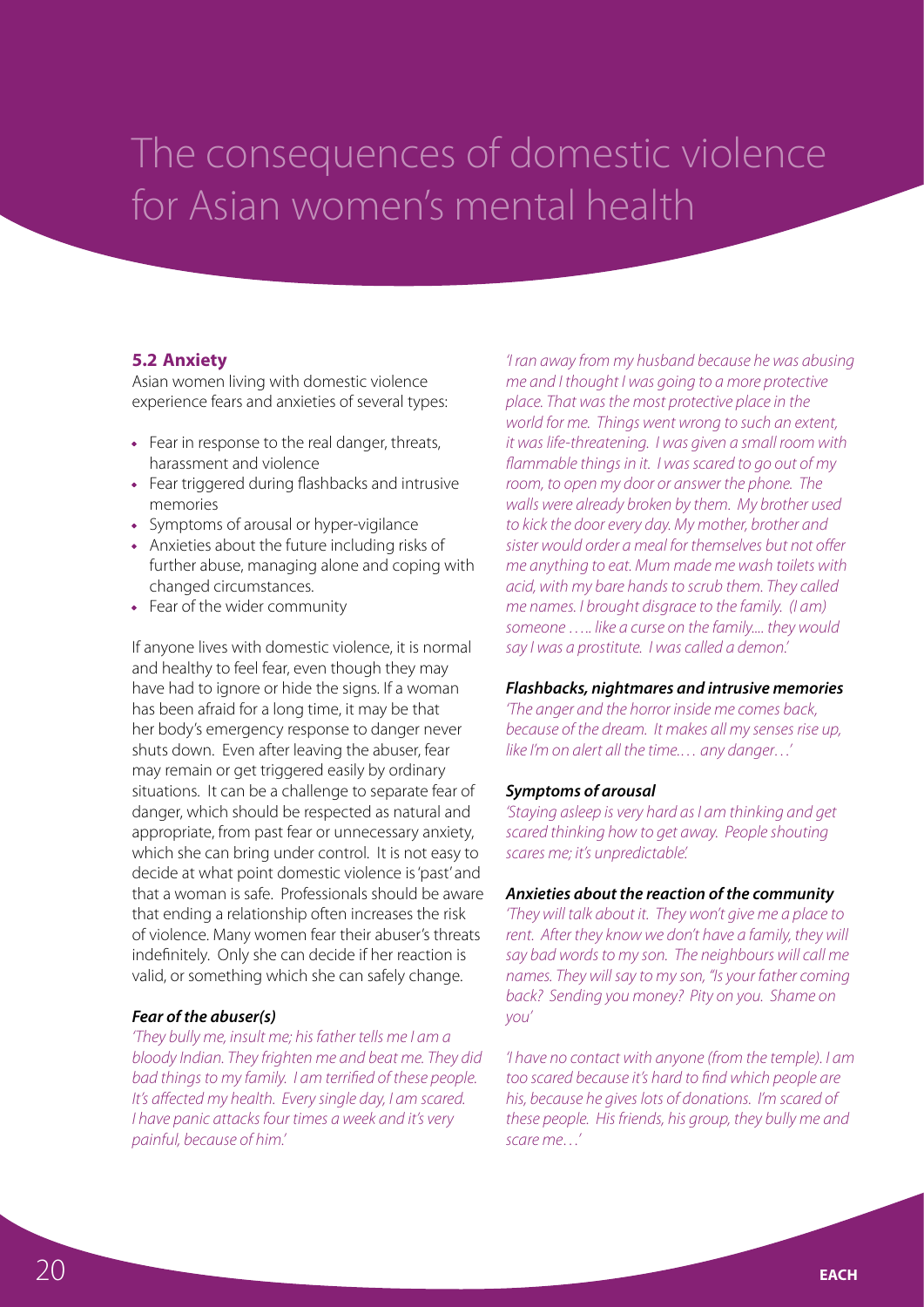# The consequences of domestic violence for Asian women's mental health

### 5.2 Anxiety

Asian women living with domestic violence experience fears and anxieties of several types:

- Fear in response to the real danger, threats, harassment and violence
- Fear triggered during flashbacks and intrusive memories
- Symptoms of arousal or hyper-vigilance
- Anxieties about the future including risks of further abuse, managing alone and coping with changed circumstances.
- Fear of the wider community

If anyone lives with domestic violence, it is normal and healthy to feel fear, even though they may have had to ignore or hide the signs. If a woman has been afraid for a long time, it may be that her body's emergency response to danger never shuts down. Even after leaving the abuser, fear may remain or get triggered easily by ordinary situations. It can be a challenge to separate fear of danger, which should be respected as natural and appropriate, from past fear or unnecessary anxiety, which she can bring under control. It is not easy to decide at what point domestic violence is 'past' and that a woman is safe. Professionals should be aware that ending a relationship often increases the risk of violence. Many women fear their abuser's threats indefinitely. Only she can decide if her reaction is valid, or something which she can safely change.

#### *Fear of the abuser(s)*

*'They bully me, insult me; his father tells me I am a bloody Indian. They frighten me and beat me. They did bad things to my family. I am terrified of these people. It's affected my health. Every single day, I am scared. I have panic attacks four times a week and it's very painful, because of him.'*

*'I ran away from my husband because he was abusing me and I thought I was going to a more protective place. That was the most protective place in the world for me. Things went wrong to such an extent, it was life-threatening. I was given a small room with flammable things in it. I was scared to go out of my room, to open my door or answer the phone. The walls were already broken by them. My brother used to kick the door every day. My mother, brother and sister would order a meal for themselves but not offer me anything to eat. Mum made me wash toilets with acid, with my bare hands to scrub them. They called me names. I brought disgrace to the family. (I am) someone ….. like a curse on the family.... they would say I was a prostitute. I was called a demon.'*

#### *Flashbacks, nightmares and intrusive memories*

*'The anger and the horror inside me comes back, because of the dream. It makes all my senses rise up, like I'm on alert all the time.… any danger…'*

#### *Symptoms of arousal*

*'Staying asleep is very hard as I am thinking and get scared thinking how to get away. People shouting scares me; it's unpredictable'.*

#### *Anxieties about the reaction of the community*

*'They will talk about it. They won't give me a place to rent. After they know we don't have a family, they will say bad words to my son. The neighbours will call me names. They will say to my son, "Is your father coming back? Sending you money? Pity on you. Shame on you'*

*'I have no contact with anyone (from the temple). I am too scared because it's hard to find which people are his, because he gives lots of donations. I'm scared of these people. His friends, his group, they bully me and scare me…'*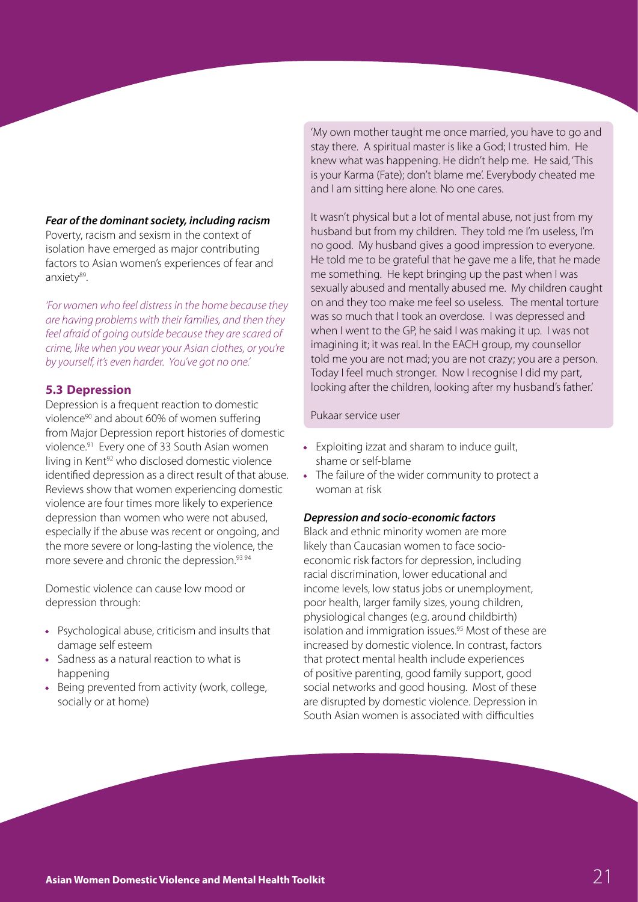***Fear of the dominant society, including racism***

Poverty, racism and sexism in the context of isolation have emerged as major contributing factors to Asian women's experiences of fear and anxiety[89].

*'For women who feel distress in the home because they are having problems with their families, and then they feel afraid of going outside because they are scared of crime, like when you wear your Asian clothes, or you're by yourself, it's even harder. You've got no one.'*

## 5.3 Depression

Depression is a frequent reaction to domestic violence[90] and about 60% of women suffering from Major Depression report histories of domestic violence.[91] Every one of 33 South Asian women living in Kent[92] who disclosed domestic violence identified depression as a direct result of that abuse. Reviews show that women experiencing domestic violence are four times more likely to experience depression than women who were not abused, especially if the abuse was recent or ongoing, and the more severe or long-lasting the violence, the more severe and chronic the depression.[93 94]

Domestic violence can cause low mood or depression through:

- Psychological abuse, criticism and insults that damage self esteem
- Sadness as a natural reaction to what is happening
- Being prevented from activity (work, college, socially or at home)

> 'My own mother taught me once married, you have to go and stay there. A spiritual master is like a God; I trusted him. He knew what was happening. He didn't help me. He said, 'This is your Karma (Fate); don't blame me'. Everybody cheated me and I am sitting here alone. No one cares.
>
> It wasn't physical but a lot of mental abuse, not just from my husband but from my children. They told me I'm useless, I'm no good. My husband gives a good impression to everyone. He told me to be grateful that he gave me a life, that he made me something. He kept bringing up the past when I was sexually abused and mentally abused me. My children caught on and they too make me feel so useless. The mental torture was so much that I took an overdose. I was depressed and when I went to the GP, he said I was making it up. I was not imagining it; it was real. In the EACH group, my counsellor told me you are not mad; you are not crazy; you are a person. Today I feel much stronger. Now I recognise I did my part, looking after the children, looking after my husband's father.'
>
> Pukaar service user

- Exploiting izzat and sharam to induce guilt, shame or self-blame
- The failure of the wider community to protect a woman at risk

***Depression and socio-economic factors***

Black and ethnic minority women are more likely than Caucasian women to face socio-economic risk factors for depression, including racial discrimination, lower educational and income levels, low status jobs or unemployment, poor health, larger family sizes, young children, physiological changes (e.g. around childbirth) isolation and immigration issues.[95] Most of these are increased by domestic violence. In contrast, factors that protect mental health include experiences of positive parenting, good family support, good social networks and good housing. Most of these are disrupted by domestic violence. Depression in South Asian women is associated with difficulties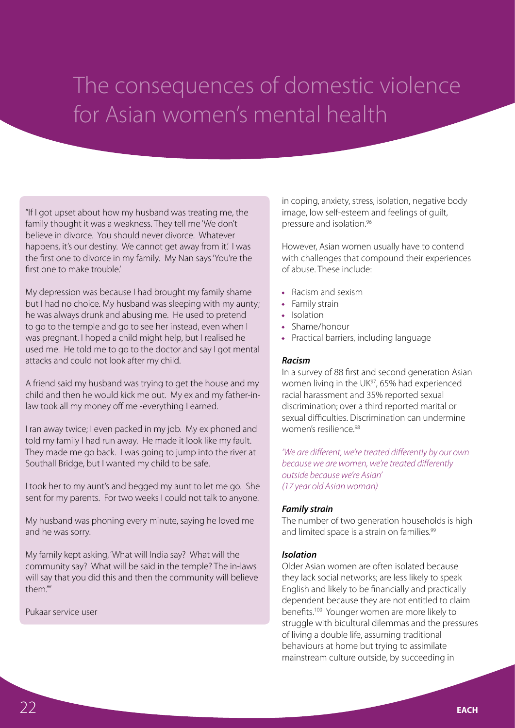# The consequences of domestic violence for Asian women's mental health

"If I got upset about how my husband was treating me, the family thought it was a weakness. They tell me 'We don't believe in divorce. You should never divorce. Whatever happens, it's our destiny. We cannot get away from it.' I was the first one to divorce in my family. My Nan says 'You're the first one to make trouble.'

My depression was because I had brought my family shame but I had no choice. My husband was sleeping with my aunty; he was always drunk and abusing me. He used to pretend to go to the temple and go to see her instead, even when I was pregnant. I hoped a child might help, but I realised he used me. He told me to go to the doctor and say I got mental attacks and could not look after my child.

A friend said my husband was trying to get the house and my child and then he would kick me out. My ex and my father-in-law took all my money off me -everything I earned.

I ran away twice; I even packed in my job. My ex phoned and told my family I had run away. He made it look like my fault. They made me go back. I was going to jump into the river at Southall Bridge, but I wanted my child to be safe.

I took her to my aunt's and begged my aunt to let me go. She sent for my parents. For two weeks I could not talk to anyone.

My husband was phoning every minute, saying he loved me and he was sorry.

My family kept asking, 'What will India say? What will the community say? What will be said in the temple? The in-laws will say that you did this and then the community will believe them.'"

Pukaar service user

in coping, anxiety, stress, isolation, negative body image, low self-esteem and feelings of guilt, pressure and isolation.[96]

However, Asian women usually have to contend with challenges that compound their experiences of abuse. These include:

- Racism and sexism
- Family strain
- Isolation
- Shame/honour
- Practical barriers, including language

#### *Racism*

In a survey of 88 first and second generation Asian women living in the UK[97], 65% had experienced racial harassment and 35% reported sexual discrimination; over a third reported marital or sexual difficulties. Discrimination can undermine women's resilience.[98]

*'We are different, we're treated differently by our own because we are women, we're treated differently outside because we're Asian' (17 year old Asian woman)*

#### *Family strain*

The number of two generation households is high and limited space is a strain on families.[99]

#### *Isolation*

Older Asian women are often isolated because they lack social networks; are less likely to speak English and likely to be financially and practically dependent because they are not entitled to claim benefits.[100] Younger women are more likely to struggle with bicultural dilemmas and the pressures of living a double life, assuming traditional behaviours at home but trying to assimilate mainstream culture outside, by succeeding in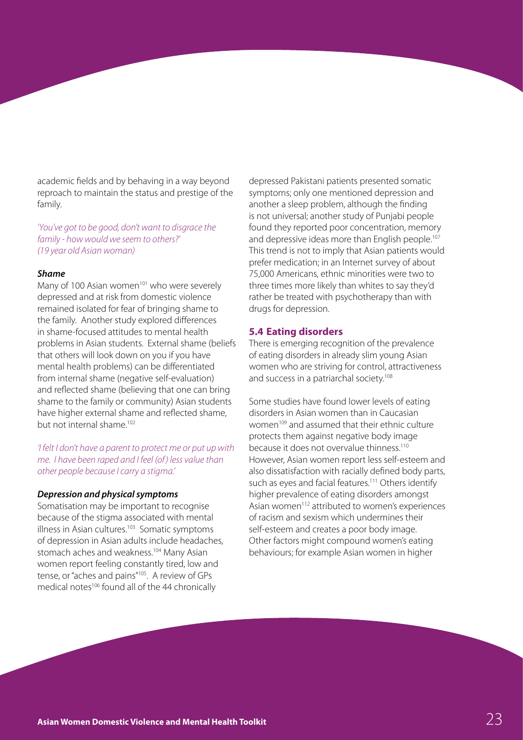academic fields and by behaving in a way beyond reproach to maintain the status and prestige of the family.

*'You've got to be good, don't want to disgrace the family - how would we seem to others?' (19 year old Asian woman)*

***Shame***

Many of 100 Asian women[101] who were severely depressed and at risk from domestic violence remained isolated for fear of bringing shame to the family. Another study explored differences in shame-focused attitudes to mental health problems in Asian students. External shame (beliefs that others will look down on you if you have mental health problems) can be differentiated from internal shame (negative self-evaluation) and reflected shame (believing that one can bring shame to the family or community) Asian students have higher external shame and reflected shame, but not internal shame.[102]

*'I felt I don't have a parent to protect me or put up with me. I have been raped and I feel (of) less value than other people because I carry a stigma.'*

***Depression and physical symptoms***

Somatisation may be important to recognise because of the stigma associated with mental illness in Asian cultures.[103] Somatic symptoms of depression in Asian adults include headaches, stomach aches and weakness.[104] Many Asian women report feeling constantly tired, low and tense, or "aches and pains"[105]. A review of GPs medical notes[106] found all of the 44 chronically depressed Pakistani patients presented somatic symptoms; only one mentioned depression and another a sleep problem, although the finding is not universal; another study of Punjabi people found they reported poor concentration, memory and depressive ideas more than English people.[107] This trend is not to imply that Asian patients would prefer medication; in an Internet survey of about 75,000 Americans, ethnic minorities were two to three times more likely than whites to say they'd rather be treated with psychotherapy than with drugs for depression.

## 5.4 Eating disorders

There is emerging recognition of the prevalence of eating disorders in already slim young Asian women who are striving for control, attractiveness and success in a patriarchal society.[108]

Some studies have found lower levels of eating disorders in Asian women than in Caucasian women[109] and assumed that their ethnic culture protects them against negative body image because it does not overvalue thinness.[110] However, Asian women report less self-esteem and also dissatisfaction with racially defined body parts, such as eyes and facial features.[111] Others identify higher prevalence of eating disorders amongst Asian women[112] attributed to women's experiences of racism and sexism which undermines their self-esteem and creates a poor body image. Other factors might compound women's eating behaviours; for example Asian women in higher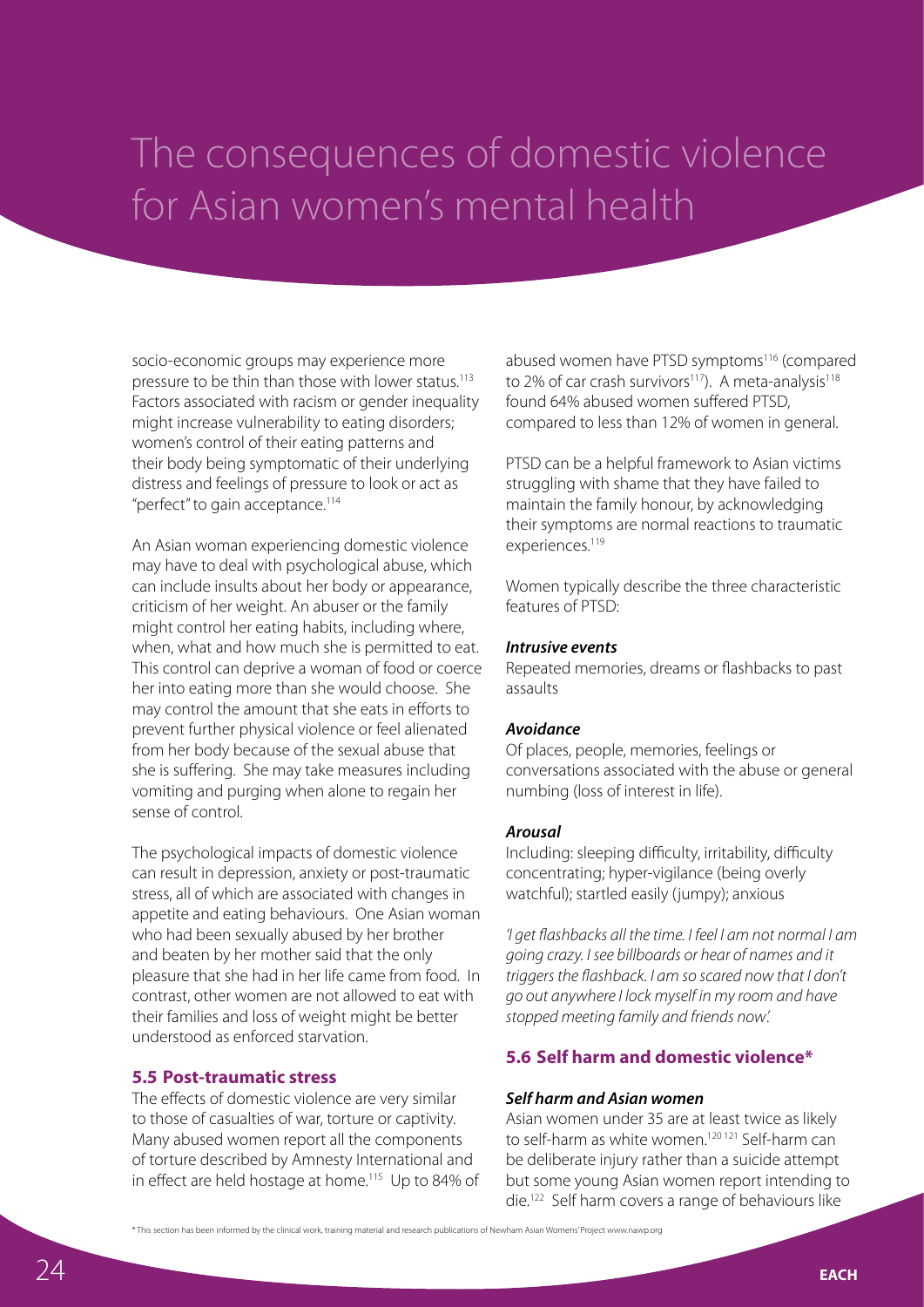# The consequences of domestic violence for Asian women's mental health

socio-economic groups may experience more pressure to be thin than those with lower status.[113] Factors associated with racism or gender inequality might increase vulnerability to eating disorders; women's control of their eating patterns and their body being symptomatic of their underlying distress and feelings of pressure to look or act as "perfect" to gain acceptance.[114]

An Asian woman experiencing domestic violence may have to deal with psychological abuse, which can include insults about her body or appearance, criticism of her weight. An abuser or the family might control her eating habits, including where, when, what and how much she is permitted to eat. This control can deprive a woman of food or coerce her into eating more than she would choose. She may control the amount that she eats in efforts to prevent further physical violence or feel alienated from her body because of the sexual abuse that she is suffering. She may take measures including vomiting and purging when alone to regain her sense of control.

The psychological impacts of domestic violence can result in depression, anxiety or post-traumatic stress, all of which are associated with changes in appetite and eating behaviours. One Asian woman who had been sexually abused by her brother and beaten by her mother said that the only pleasure that she had in her life came from food. In contrast, other women are not allowed to eat with their families and loss of weight might be better understood as enforced starvation.

## 5.5 Post-traumatic stress

The effects of domestic violence are very similar to those of casualties of war, torture or captivity. Many abused women report all the components of torture described by Amnesty International and in effect are held hostage at home.[115] Up to 84% of abused women have PTSD symptoms[116] (compared to 2% of car crash survivors[117]). A meta-analysis[118] found 64% abused women suffered PTSD, compared to less than 12% of women in general.

PTSD can be a helpful framework to Asian victims struggling with shame that they have failed to maintain the family honour, by acknowledging their symptoms are normal reactions to traumatic experiences.[119]

Women typically describe the three characteristic features of PTSD:

***Intrusive events***

Repeated memories, dreams or flashbacks to past assaults

***Avoidance***

Of places, people, memories, feelings or conversations associated with the abuse or general numbing (loss of interest in life).

***Arousal***

Including: sleeping difficulty, irritability, difficulty concentrating; hyper-vigilance (being overly watchful); startled easily (jumpy); anxious

*'I get flashbacks all the time. I feel I am not normal I am going crazy. I see billboards or hear of names and it triggers the flashback. I am so scared now that I don't go out anywhere I lock myself in my room and have stopped meeting family and friends now'.*

## 5.6 Self harm and domestic violence*

***Self harm and Asian women***

Asian women under 35 are at least twice as likely to self-harm as white women.[120,121] Self-harm can be deliberate injury rather than a suicide attempt but some young Asian women report intending to die.[122] Self harm covers a range of behaviours like

\* This section has been informed by the clinical work, training material and research publications of Newham Asian Womens' Project www.nawp.org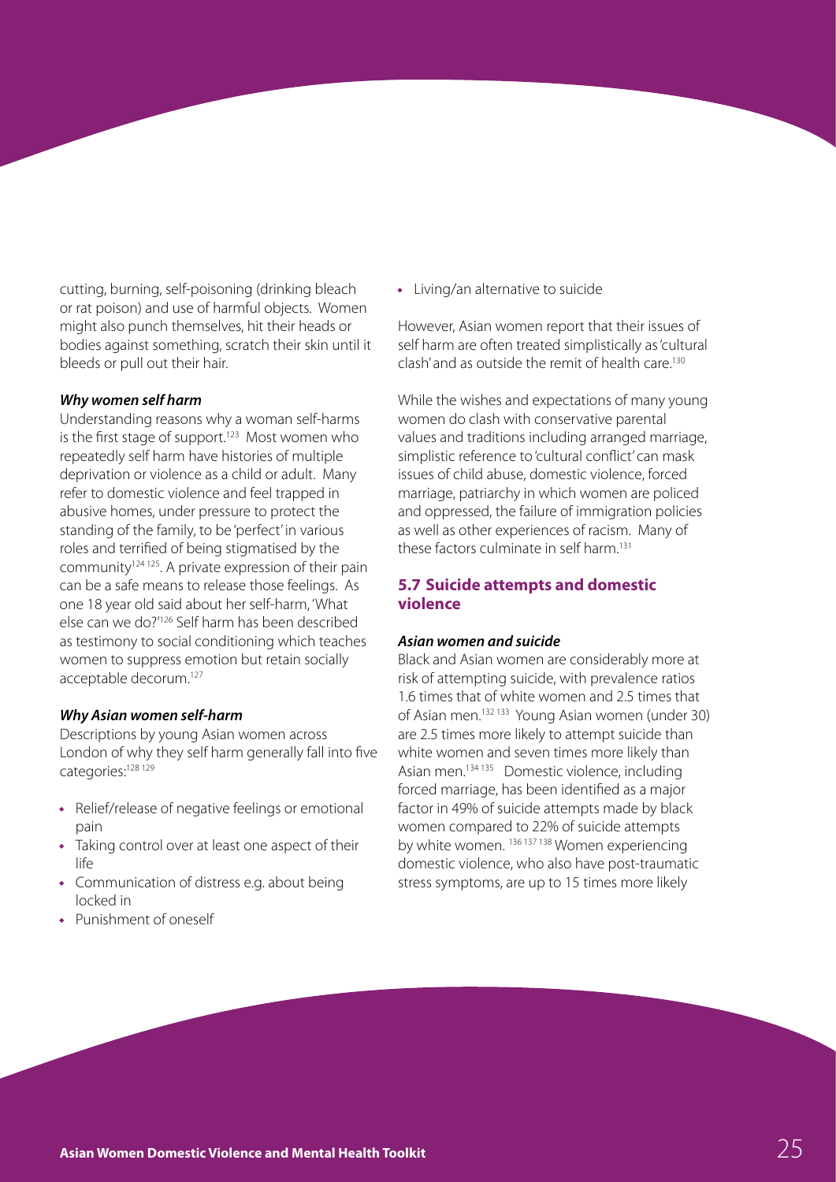cutting, burning, self-poisoning (drinking bleach or rat poison) and use of harmful objects. Women might also punch themselves, hit their heads or bodies against something, scratch their skin until it bleeds or pull out their hair.

***Why women self harm***

Understanding reasons why a woman self-harms is the first stage of support.[123] Most women who repeatedly self harm have histories of multiple deprivation or violence as a child or adult. Many refer to domestic violence and feel trapped in abusive homes, under pressure to protect the standing of the family, to be 'perfect' in various roles and terrified of being stigmatised by the community[124 125]. A private expression of their pain can be a safe means to release those feelings. As one 18 year old said about her self-harm, 'What else can we do?'[126] Self harm has been described as testimony to social conditioning which teaches women to suppress emotion but retain socially acceptable decorum.[127]

***Why Asian women self-harm***

Descriptions by young Asian women across London of why they self harm generally fall into five categories:[128 129]

- Relief/release of negative feelings or emotional pain
- Taking control over at least one aspect of their life
- Communication of distress e.g. about being locked in
- Punishment of oneself
- Living/an alternative to suicide

However, Asian women report that their issues of self harm are often treated simplistically as 'cultural clash' and as outside the remit of health care.[130]

While the wishes and expectations of many young women do clash with conservative parental values and traditions including arranged marriage, simplistic reference to 'cultural conflict' can mask issues of child abuse, domestic violence, forced marriage, patriarchy in which women are policed and oppressed, the failure of immigration policies as well as other experiences of racism. Many of these factors culminate in self harm.[131]

## 5.7 Suicide attempts and domestic violence

***Asian women and suicide***

Black and Asian women are considerably more at risk of attempting suicide, with prevalence ratios 1.6 times that of white women and 2.5 times that of Asian men.[132 133] Young Asian women (under 30) are 2.5 times more likely to attempt suicide than white women and seven times more likely than Asian men.[134 135] Domestic violence, including forced marriage, has been identified as a major factor in 49% of suicide attempts made by black women compared to 22% of suicide attempts by white women. [136 137 138] Women experiencing domestic violence, who also have post-traumatic stress symptoms, are up to 15 times more likely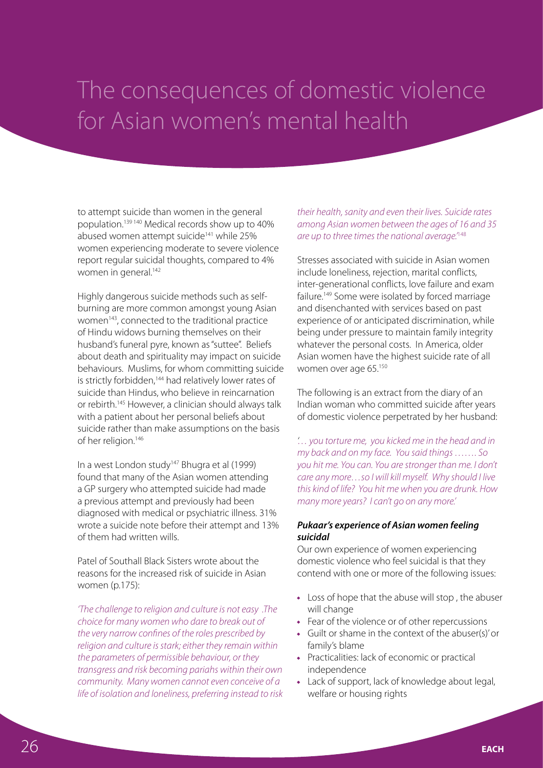# The consequences of domestic violence for Asian women's mental health

to attempt suicide than women in the general population.[139 140] Medical records show up to 40% abused women attempt suicide[141] while 25% women experiencing moderate to severe violence report regular suicidal thoughts, compared to 4% women in general.[142]

Highly dangerous suicide methods such as self-burning are more common amongst young Asian women[143], connected to the traditional practice of Hindu widows burning themselves on their husband's funeral pyre, known as "suttee". Beliefs about death and spirituality may impact on suicide behaviours. Muslims, for whom committing suicide is strictly forbidden,[144] had relatively lower rates of suicide than Hindus, who believe in reincarnation or rebirth.[145] However, a clinician should always talk with a patient about her personal beliefs about suicide rather than make assumptions on the basis of her religion.[146]

In a west London study[147] Bhugra et al (1999) found that many of the Asian women attending a GP surgery who attempted suicide had made a previous attempt and previously had been diagnosed with medical or psychiatric illness. 31% wrote a suicide note before their attempt and 13% of them had written wills.

Patel of Southall Black Sisters wrote about the reasons for the increased risk of suicide in Asian women (p.175):

*'The challenge to religion and culture is not easy .The choice for many women who dare to break out of the very narrow confines of the roles prescribed by religion and culture is stark; either they remain within the parameters of permissible behaviour, or they transgress and risk becoming pariahs within their own community. Many women cannot even conceive of a life of isolation and loneliness, preferring instead to risk their health, sanity and even their lives. Suicide rates among Asian women between the ages of 16 and 35 are up to three times the national average.'*[148]

Stresses associated with suicide in Asian women include loneliness, rejection, marital conflicts, inter-generational conflicts, love failure and exam failure.[149] Some were isolated by forced marriage and disenchanted with services based on past experience of or anticipated discrimination, while being under pressure to maintain family integrity whatever the personal costs. In America, older Asian women have the highest suicide rate of all women over age 65.[150]

The following is an extract from the diary of an Indian woman who committed suicide after years of domestic violence perpetrated by her husband:

*'… you torture me, you kicked me in the head and in my back and on my face. You said things ……. So you hit me. You can. You are stronger than me. I don't care any more…so I will kill myself. Why should I live this kind of life? You hit me when you are drunk. How many more years? I can't go on any more.'*

### *Pukaar's experience of Asian women feeling suicidal*

Our own experience of women experiencing domestic violence who feel suicidal is that they contend with one or more of the following issues:

- Loss of hope that the abuse will stop , the abuser will change
- Fear of the violence or of other repercussions
- Guilt or shame in the context of the abuser(s)' or family's blame
- Practicalities: lack of economic or practical independence
- Lack of support, lack of knowledge about legal, welfare or housing rights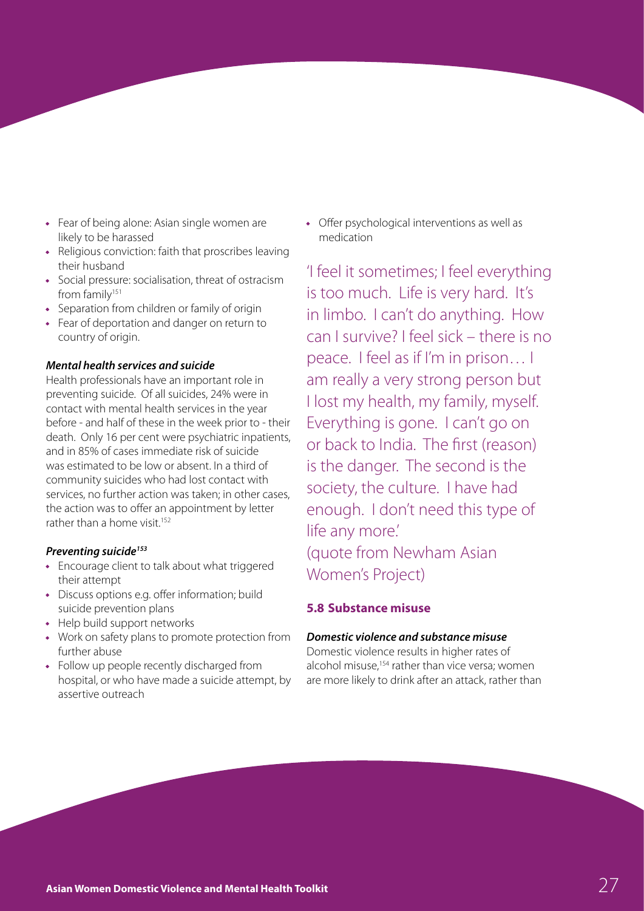- Fear of being alone: Asian single women are likely to be harassed
- Religious conviction: faith that proscribes leaving their husband
- Social pressure: socialisation, threat of ostracism from family[151]
- Separation from children or family of origin
- Fear of deportation and danger on return to country of origin.

***Mental health services and suicide***

Health professionals have an important role in preventing suicide. Of all suicides, 24% were in contact with mental health services in the year before - and half of these in the week prior to - their death. Only 16 per cent were psychiatric inpatients, and in 85% of cases immediate risk of suicide was estimated to be low or absent. In a third of community suicides who had lost contact with services, no further action was taken; in other cases, the action was to offer an appointment by letter rather than a home visit.[152]

***Preventing suicide[153]***

- Encourage client to talk about what triggered their attempt
- Discuss options e.g. offer information; build suicide prevention plans
- Help build support networks
- Work on safety plans to promote protection from further abuse
- Follow up people recently discharged from hospital, or who have made a suicide attempt, by assertive outreach
- Offer psychological interventions as well as medication

'I feel it sometimes; I feel everything is too much. Life is very hard. It's in limbo. I can't do anything. How can I survive? I feel sick – there is no peace. I feel as if I'm in prison… I am really a very strong person but I lost my health, my family, myself. Everything is gone. I can't go on or back to India. The first (reason) is the danger. The second is the society, the culture. I have had enough. I don't need this type of life any more.'
(quote from Newham Asian Women's Project)

### 5.8 Substance misuse

***Domestic violence and substance misuse***

Domestic violence results in higher rates of alcohol misuse,[154] rather than vice versa; women are more likely to drink after an attack, rather than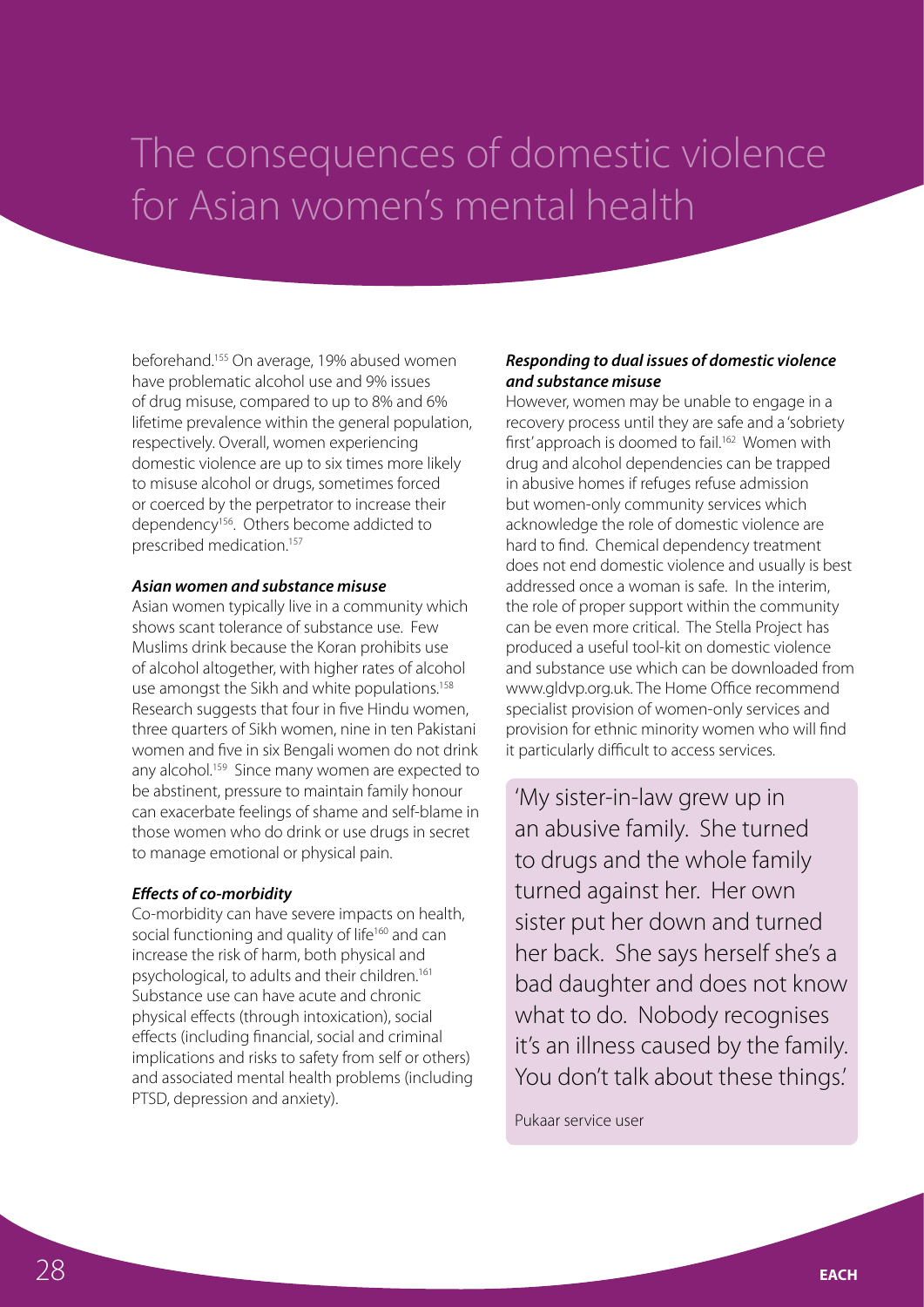# The consequences of domestic violence for Asian women's mental health

beforehand.[155] On average, 19% abused women have problematic alcohol use and 9% issues of drug misuse, compared to up to 8% and 6% lifetime prevalence within the general population, respectively. Overall, women experiencing domestic violence are up to six times more likely to misuse alcohol or drugs, sometimes forced or coerced by the perpetrator to increase their dependency[156]. Others become addicted to prescribed medication.[157]

***Asian women and substance misuse***

Asian women typically live in a community which shows scant tolerance of substance use. Few Muslims drink because the Koran prohibits use of alcohol altogether, with higher rates of alcohol use amongst the Sikh and white populations.[158] Research suggests that four in five Hindu women, three quarters of Sikh women, nine in ten Pakistani women and five in six Bengali women do not drink any alcohol.[159] Since many women are expected to be abstinent, pressure to maintain family honour can exacerbate feelings of shame and self-blame in those women who do drink or use drugs in secret to manage emotional or physical pain.

***Effects of co-morbidity***

Co-morbidity can have severe impacts on health, social functioning and quality of life[160] and can increase the risk of harm, both physical and psychological, to adults and their children.[161] Substance use can have acute and chronic physical effects (through intoxication), social effects (including financial, social and criminal implications and risks to safety from self or others) and associated mental health problems (including PTSD, depression and anxiety).

***Responding to dual issues of domestic violence and substance misuse***

However, women may be unable to engage in a recovery process until they are safe and a 'sobriety first' approach is doomed to fail.[162] Women with drug and alcohol dependencies can be trapped in abusive homes if refuges refuse admission but women-only community services which acknowledge the role of domestic violence are hard to find. Chemical dependency treatment does not end domestic violence and usually is best addressed once a woman is safe. In the interim, the role of proper support within the community can be even more critical. The Stella Project has produced a useful tool-kit on domestic violence and substance use which can be downloaded from www.gldvp.org.uk. The Home Office recommend specialist provision of women-only services and provision for ethnic minority women who will find it particularly difficult to access services.

> 'My sister-in-law grew up in an abusive family. She turned to drugs and the whole family turned against her. Her own sister put her down and turned her back. She says herself she's a bad daughter and does not know what to do. Nobody recognises it's an illness caused by the family. You don't talk about these things.'
>
> Pukaar service user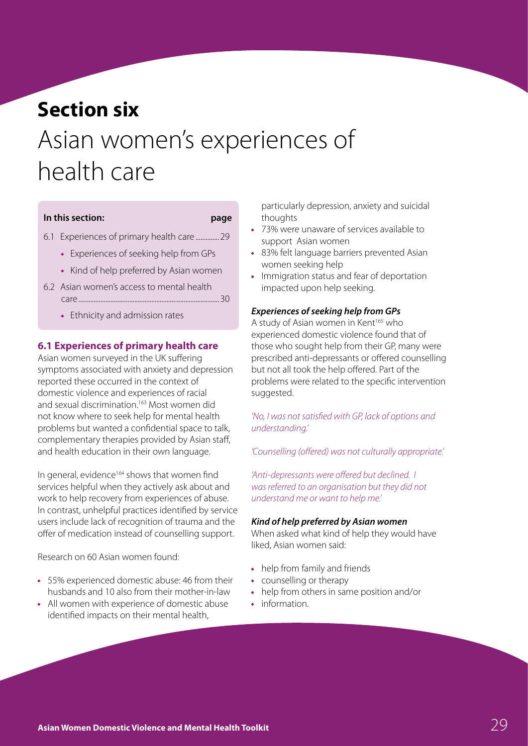# Section six

# Asian women's experiences of health care

**In this section:** **page**

- 6.1 Experiences of primary health care ............. 29
  - Experiences of seeking help from GPs
  - Kind of help preferred by Asian women
- 6.2 Asian women's access to mental health care ................................................................................ 30
  - Ethnicity and admission rates

### 6.1 Experiences of primary health care

Asian women surveyed in the UK suffering symptoms associated with anxiety and depression reported these occurred in the context of domestic violence and experiences of racial and sexual discrimination.[163] Most women did not know where to seek help for mental health problems but wanted a confidential space to talk, complementary therapies provided by Asian staff, and health education in their own language.

In general, evidence[164] shows that women find services helpful when they actively ask about and work to help recovery from experiences of abuse. In contrast, unhelpful practices identified by service users include lack of recognition of trauma and the offer of medication instead of counselling support.

Research on 60 Asian women found:

- 55% experienced domestic abuse: 46 from their husbands and 10 also from their mother-in-law
- All women with experience of domestic abuse identified impacts on their mental health, particularly depression, anxiety and suicidal thoughts
- 73% were unaware of services available to support Asian women
- 83% felt language barriers prevented Asian women seeking help
- Immigration status and fear of deportation impacted upon help seeking.

#### *Experiences of seeking help from GPs*

A study of Asian women in Kent[165] who experienced domestic violence found that of those who sought help from their GP, many were prescribed anti-depressants or offered counselling but not all took the help offered. Part of the problems were related to the specific intervention suggested.

*'No, I was not satisfied with GP, lack of options and understanding.'*

*'Counselling (offered) was not culturally appropriate.'*

*'Anti-depressants were offered but declined. I was referred to an organisation but they did not understand me or want to help me.'*

#### *Kind of help preferred by Asian women*

When asked what kind of help they would have liked, Asian women said:

- help from family and friends
- counselling or therapy
- help from others in same position and/or
- information.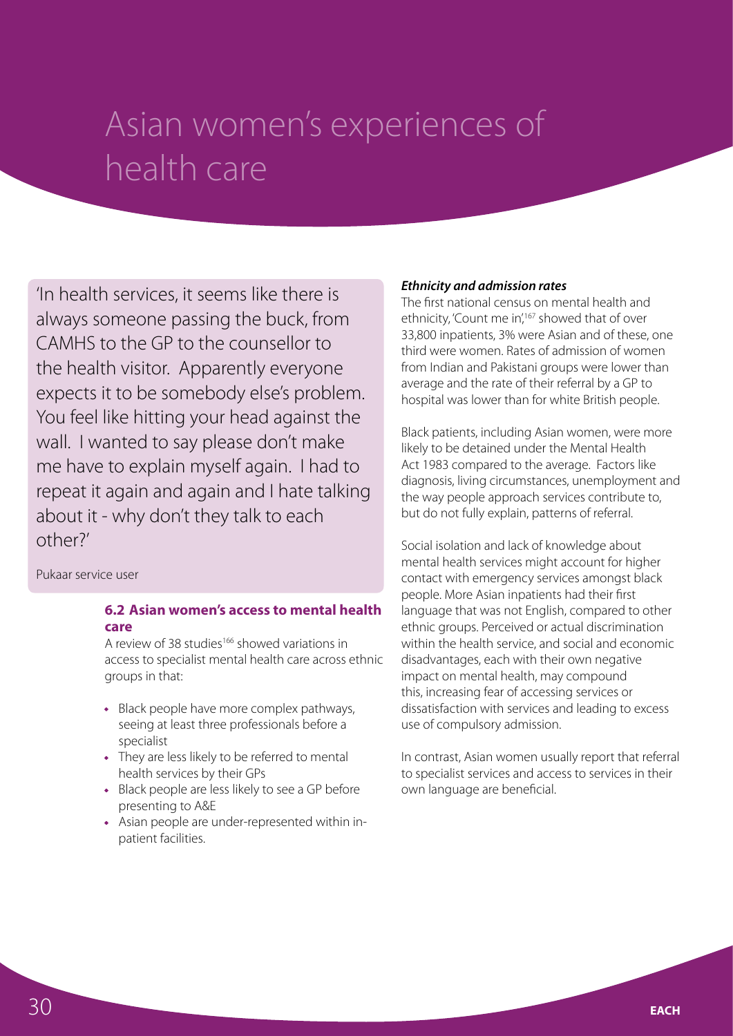# Asian women's experiences of health care

'In health services, it seems like there is always someone passing the buck, from CAMHS to the GP to the counsellor to the health visitor. Apparently everyone expects it to be somebody else's problem. You feel like hitting your head against the wall. I wanted to say please don't make me have to explain myself again. I had to repeat it again and again and I hate talking about it - why don't they talk to each other?'

Pukaar service user

### 6.2 Asian women's access to mental health care

A review of 38 studies[166] showed variations in access to specialist mental health care across ethnic groups in that:

- Black people have more complex pathways, seeing at least three professionals before a specialist
- They are less likely to be referred to mental health services by their GPs
- Black people are less likely to see a GP before presenting to A&E
- Asian people are under-represented within in-patient facilities.

***Ethnicity and admission rates***

The first national census on mental health and ethnicity, 'Count me in',[167] showed that of over 33,800 inpatients, 3% were Asian and of these, one third were women. Rates of admission of women from Indian and Pakistani groups were lower than average and the rate of their referral by a GP to hospital was lower than for white British people.

Black patients, including Asian women, were more likely to be detained under the Mental Health Act 1983 compared to the average. Factors like diagnosis, living circumstances, unemployment and the way people approach services contribute to, but do not fully explain, patterns of referral.

Social isolation and lack of knowledge about mental health services might account for higher contact with emergency services amongst black people. More Asian inpatients had their first language that was not English, compared to other ethnic groups. Perceived or actual discrimination within the health service, and social and economic disadvantages, each with their own negative impact on mental health, may compound this, increasing fear of accessing services or dissatisfaction with services and leading to excess use of compulsory admission.

In contrast, Asian women usually report that referral to specialist services and access to services in their own language are beneficial.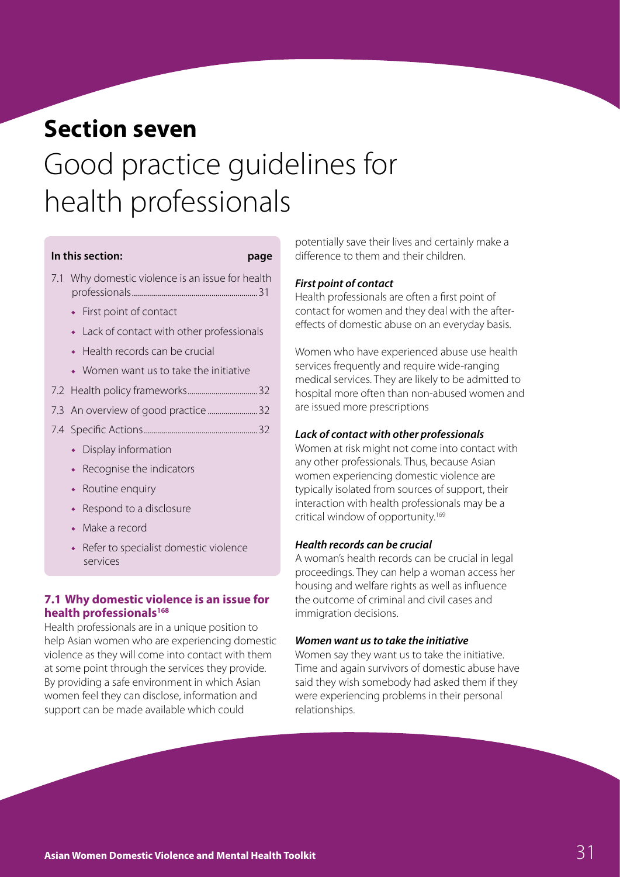# Section seven

# Good practice guidelines for health professionals

**In this section:** **page**

- 7.1 Why domestic violence is an issue for health professionals.....31
  - First point of contact
  - Lack of contact with other professionals
  - Health records can be crucial
  - Women want us to take the initiative
- 7.2 Health policy frameworks.....32
- 7.3 An overview of good practice.....32
- 7.4 Specific Actions.....32
  - Display information
  - Recognise the indicators
  - Routine enquiry
  - Respond to a disclosure
  - Make a record
  - Refer to specialist domestic violence services

## 7.1 Why domestic violence is an issue for health professionals[168]

Health professionals are in a unique position to help Asian women who are experiencing domestic violence as they will come into contact with them at some point through the services they provide. By providing a safe environment in which Asian women feel they can disclose, information and support can be made available which could potentially save their lives and certainly make a difference to them and their children.

***First point of contact***

Health professionals are often a first point of contact for women and they deal with the after-effects of domestic abuse on an everyday basis.

Women who have experienced abuse use health services frequently and require wide-ranging medical services. They are likely to be admitted to hospital more often than non-abused women and are issued more prescriptions

***Lack of contact with other professionals***

Women at risk might not come into contact with any other professionals. Thus, because Asian women experiencing domestic violence are typically isolated from sources of support, their interaction with health professionals may be a critical window of opportunity.[169]

***Health records can be crucial***

A woman's health records can be crucial in legal proceedings. They can help a woman access her housing and welfare rights as well as influence the outcome of criminal and civil cases and immigration decisions.

***Women want us to take the initiative***

Women say they want us to take the initiative. Time and again survivors of domestic abuse have said they wish somebody had asked them if they were experiencing problems in their personal relationships.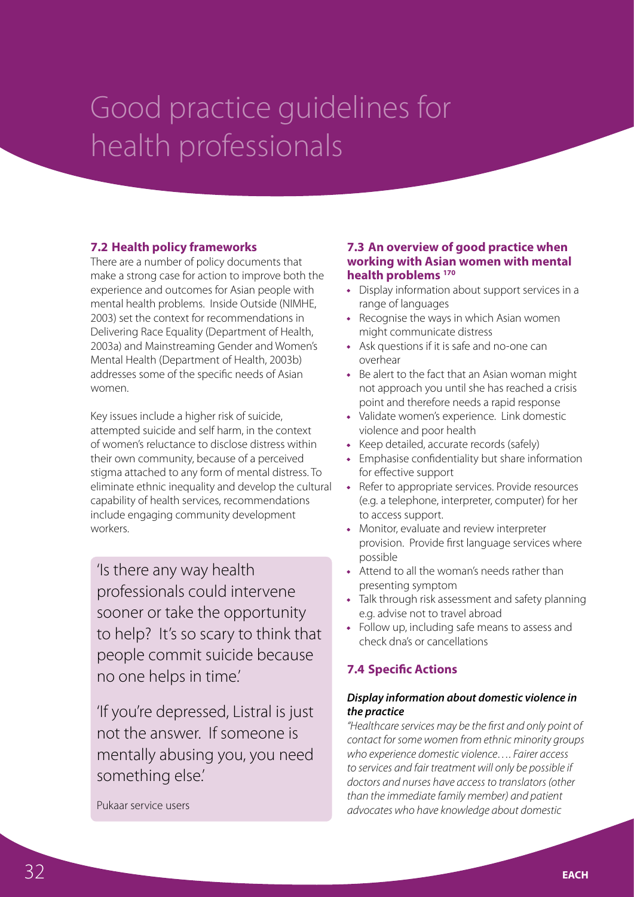# Good practice guidelines for health professionals

### 7.2 Health policy frameworks

There are a number of policy documents that make a strong case for action to improve both the experience and outcomes for Asian people with mental health problems. Inside Outside (NIMHE, 2003) set the context for recommendations in Delivering Race Equality (Department of Health, 2003a) and Mainstreaming Gender and Women's Mental Health (Department of Health, 2003b) addresses some of the specific needs of Asian women.

Key issues include a higher risk of suicide, attempted suicide and self harm, in the context of women's reluctance to disclose distress within their own community, because of a perceived stigma attached to any form of mental distress. To eliminate ethnic inequality and develop the cultural capability of health services, recommendations include engaging community development workers.

> 'Is there any way health professionals could intervene sooner or take the opportunity to help? It's so scary to think that people commit suicide because no one helps in time.'
>
> 'If you're depressed, Listral is just not the answer. If someone is mentally abusing you, you need something else.'
>
> Pukaar service users

### 7.3 An overview of good practice when working with Asian women with mental health problems [170]

- Display information about support services in a range of languages
- Recognise the ways in which Asian women might communicate distress
- Ask questions if it is safe and no-one can overhear
- Be alert to the fact that an Asian woman might not approach you until she has reached a crisis point and therefore needs a rapid response
- Validate women's experience. Link domestic violence and poor health
- Keep detailed, accurate records (safely)
- Emphasise confidentiality but share information for effective support
- Refer to appropriate services. Provide resources (e.g. a telephone, interpreter, computer) for her to access support.
- Monitor, evaluate and review interpreter provision. Provide first language services where possible
- Attend to all the woman's needs rather than presenting symptom
- Talk through risk assessment and safety planning e.g. advise not to travel abroad
- Follow up, including safe means to assess and check dna's or cancellations

### 7.4 Specific Actions

***Display information about domestic violence in the practice***

*"Healthcare services may be the first and only point of contact for some women from ethnic minority groups who experience domestic violence…. Fairer access to services and fair treatment will only be possible if doctors and nurses have access to translators (other than the immediate family member) and patient advocates who have knowledge about domestic*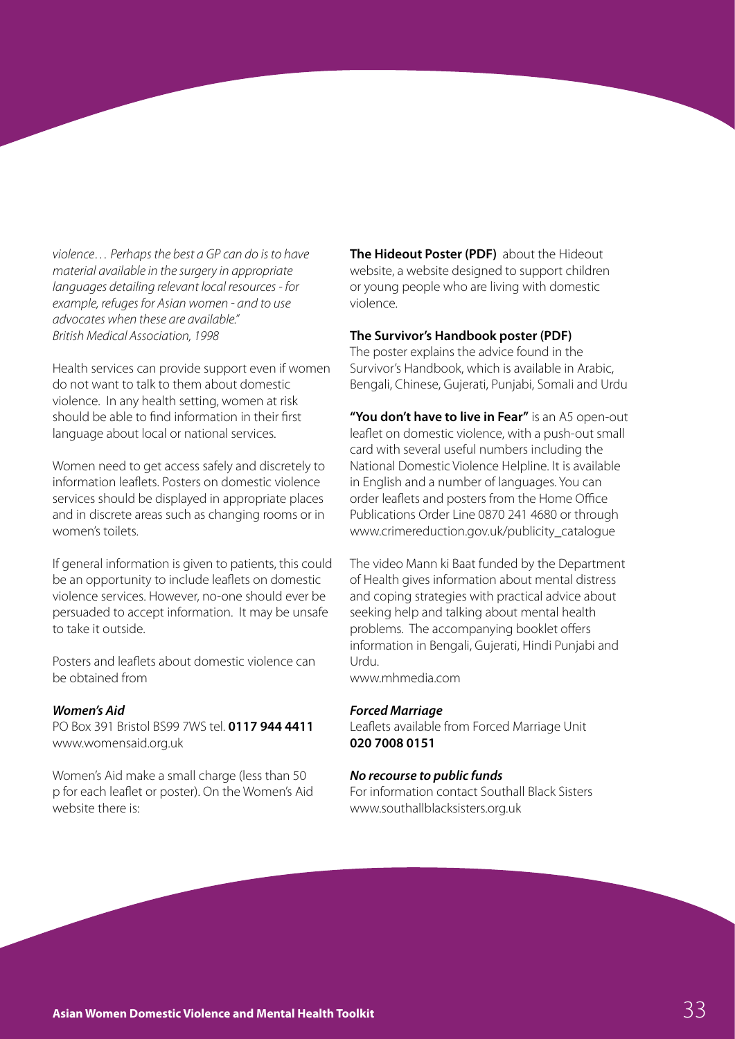*violence… Perhaps the best a GP can do is to have material available in the surgery in appropriate languages detailing relevant local resources - for example, refuges for Asian women - and to use advocates when these are available."*
*British Medical Association, 1998*

Health services can provide support even if women do not want to talk to them about domestic violence. In any health setting, women at risk should be able to find information in their first language about local or national services.

Women need to get access safely and discretely to information leaflets. Posters on domestic violence services should be displayed in appropriate places and in discrete areas such as changing rooms or in women's toilets.

If general information is given to patients, this could be an opportunity to include leaflets on domestic violence services. However, no-one should ever be persuaded to accept information. It may be unsafe to take it outside.

Posters and leaflets about domestic violence can be obtained from

***Women's Aid***
PO Box 391 Bristol BS99 7WS tel. **0117 944 4411**
www.womensaid.org.uk

Women's Aid make a small charge (less than 50 p for each leaflet or poster). On the Women's Aid website there is:

**The Hideout Poster (PDF)** about the Hideout website, a website designed to support children or young people who are living with domestic violence.

**The Survivor's Handbook poster (PDF)**
The poster explains the advice found in the Survivor's Handbook, which is available in Arabic, Bengali, Chinese, Gujerati, Punjabi, Somali and Urdu

**"You don't have to live in Fear"** is an A5 open-out leaflet on domestic violence, with a push-out small card with several useful numbers including the National Domestic Violence Helpline. It is available in English and a number of languages. You can order leaflets and posters from the Home Office Publications Order Line 0870 241 4680 or through www.crimereduction.gov.uk/publicity_catalogue

The video Mann ki Baat funded by the Department of Health gives information about mental distress and coping strategies with practical advice about seeking help and talking about mental health problems. The accompanying booklet offers information in Bengali, Gujerati, Hindi Punjabi and Urdu.
www.mhmedia.com

***Forced Marriage***
Leaflets available from Forced Marriage Unit
**020 7008 0151**

***No recourse to public funds***
For information contact Southall Black Sisters
www.southallblacksisters.org.uk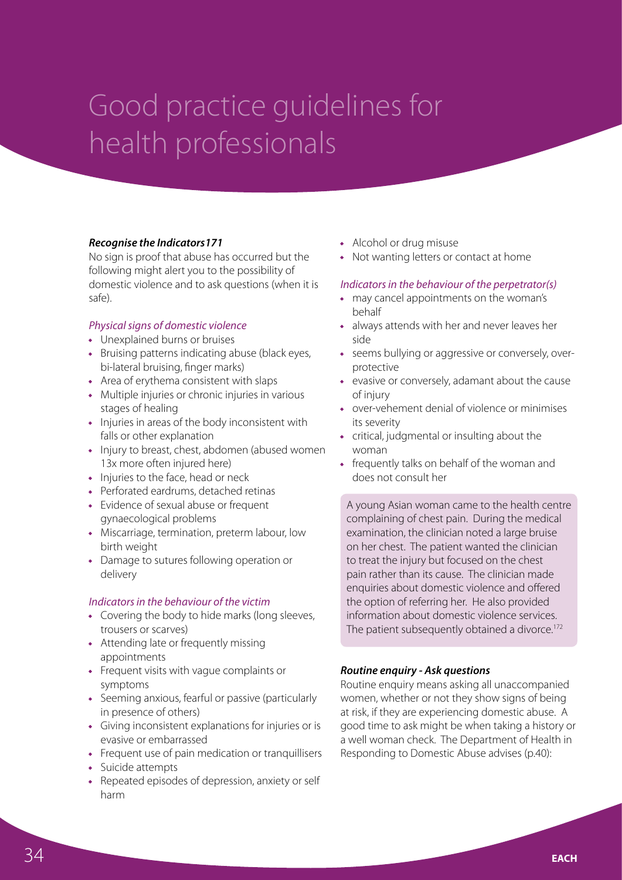# Good practice guidelines for health professionals

***Recognise the Indicators171***

No sign is proof that abuse has occurred but the following might alert you to the possibility of domestic violence and to ask questions (when it is safe).

*Physical signs of domestic violence*

- Unexplained burns or bruises
- Bruising patterns indicating abuse (black eyes, bi-lateral bruising, finger marks)
- Area of erythema consistent with slaps
- Multiple injuries or chronic injuries in various stages of healing
- Injuries in areas of the body inconsistent with falls or other explanation
- Injury to breast, chest, abdomen (abused women 13x more often injured here)
- Injuries to the face, head or neck
- Perforated eardrums, detached retinas
- Evidence of sexual abuse or frequent gynaecological problems
- Miscarriage, termination, preterm labour, low birth weight
- Damage to sutures following operation or delivery

*Indicators in the behaviour of the victim*

- Covering the body to hide marks (long sleeves, trousers or scarves)
- Attending late or frequently missing appointments
- Frequent visits with vague complaints or symptoms
- Seeming anxious, fearful or passive (particularly in presence of others)
- Giving inconsistent explanations for injuries or is evasive or embarrassed
- Frequent use of pain medication or tranquillisers
- Suicide attempts
- Repeated episodes of depression, anxiety or self harm
- Alcohol or drug misuse
- Not wanting letters or contact at home

*Indicators in the behaviour of the perpetrator(s)*

- may cancel appointments on the woman's behalf
- always attends with her and never leaves her side
- seems bullying or aggressive or conversely, over-protective
- evasive or conversely, adamant about the cause of injury
- over-vehement denial of violence or minimises its severity
- critical, judgmental or insulting about the woman
- frequently talks on behalf of the woman and does not consult her

A young Asian woman came to the health centre complaining of chest pain. During the medical examination, the clinician noted a large bruise on her chest. The patient wanted the clinician to treat the injury but focused on the chest pain rather than its cause. The clinician made enquiries about domestic violence and offered the option of referring her. He also provided information about domestic violence services. The patient subsequently obtained a divorce.[172]

***Routine enquiry - Ask questions***

Routine enquiry means asking all unaccompanied women, whether or not they show signs of being at risk, if they are experiencing domestic abuse. A good time to ask might be when taking a history or a well woman check. The Department of Health in Responding to Domestic Abuse advises (p.40):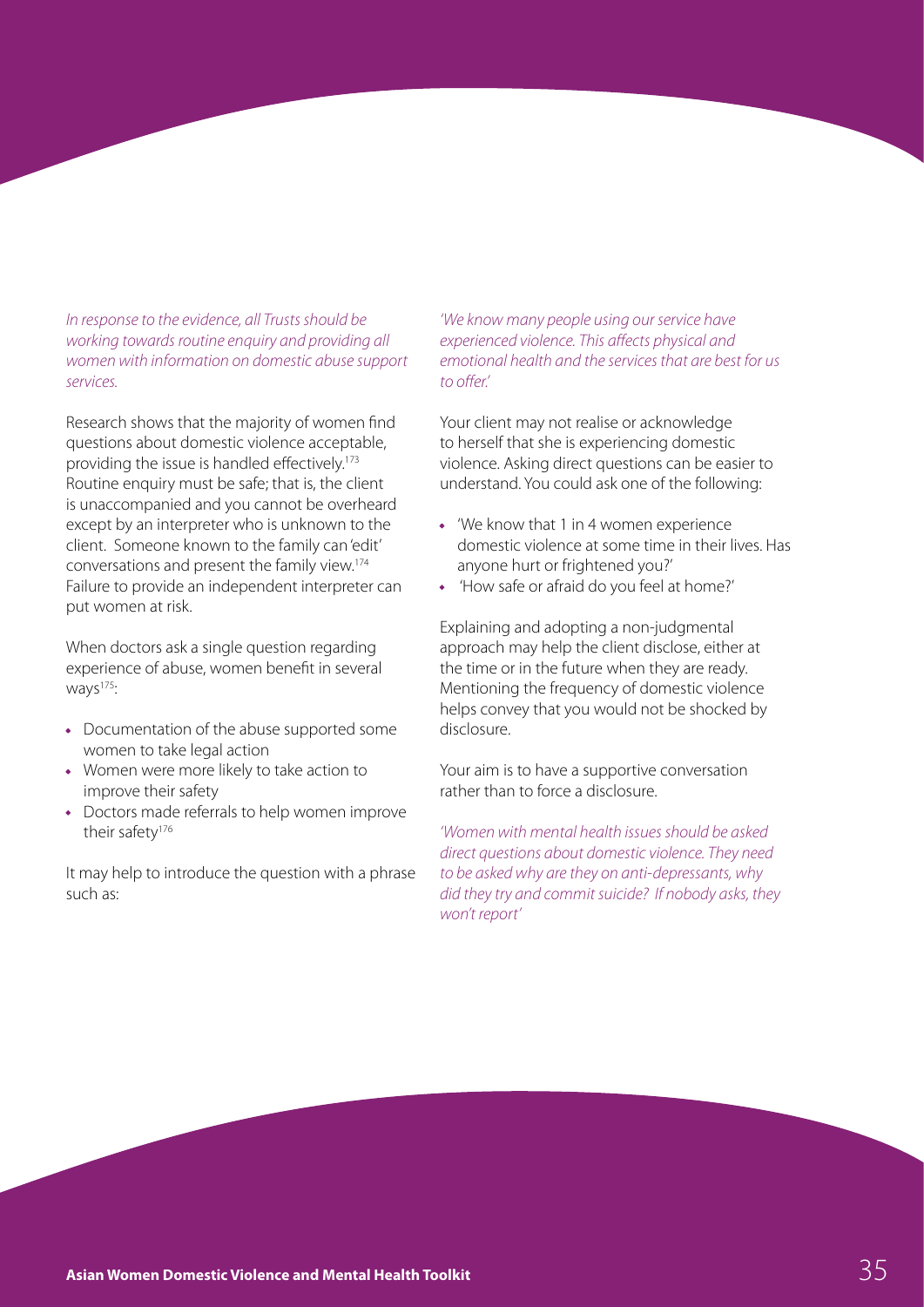*In response to the evidence, all Trusts should be working towards routine enquiry and providing all women with information on domestic abuse support services.*

Research shows that the majority of women find questions about domestic violence acceptable, providing the issue is handled effectively.[173] Routine enquiry must be safe; that is, the client is unaccompanied and you cannot be overheard except by an interpreter who is unknown to the client. Someone known to the family can 'edit' conversations and present the family view.[174] Failure to provide an independent interpreter can put women at risk.

When doctors ask a single question regarding experience of abuse, women benefit in several ways[175]:

- Documentation of the abuse supported some women to take legal action
- Women were more likely to take action to improve their safety
- Doctors made referrals to help women improve their safety[176]

It may help to introduce the question with a phrase such as:

*'We know many people using our service have experienced violence. This affects physical and emotional health and the services that are best for us to offer.'*

Your client may not realise or acknowledge to herself that she is experiencing domestic violence. Asking direct questions can be easier to understand. You could ask one of the following:

- 'We know that 1 in 4 women experience domestic violence at some time in their lives. Has anyone hurt or frightened you?'
- 'How safe or afraid do you feel at home?'

Explaining and adopting a non-judgmental approach may help the client disclose, either at the time or in the future when they are ready. Mentioning the frequency of domestic violence helps convey that you would not be shocked by disclosure.

Your aim is to have a supportive conversation rather than to force a disclosure.

*'Women with mental health issues should be asked direct questions about domestic violence. They need to be asked why are they on anti-depressants, why did they try and commit suicide? If nobody asks, they won't report'*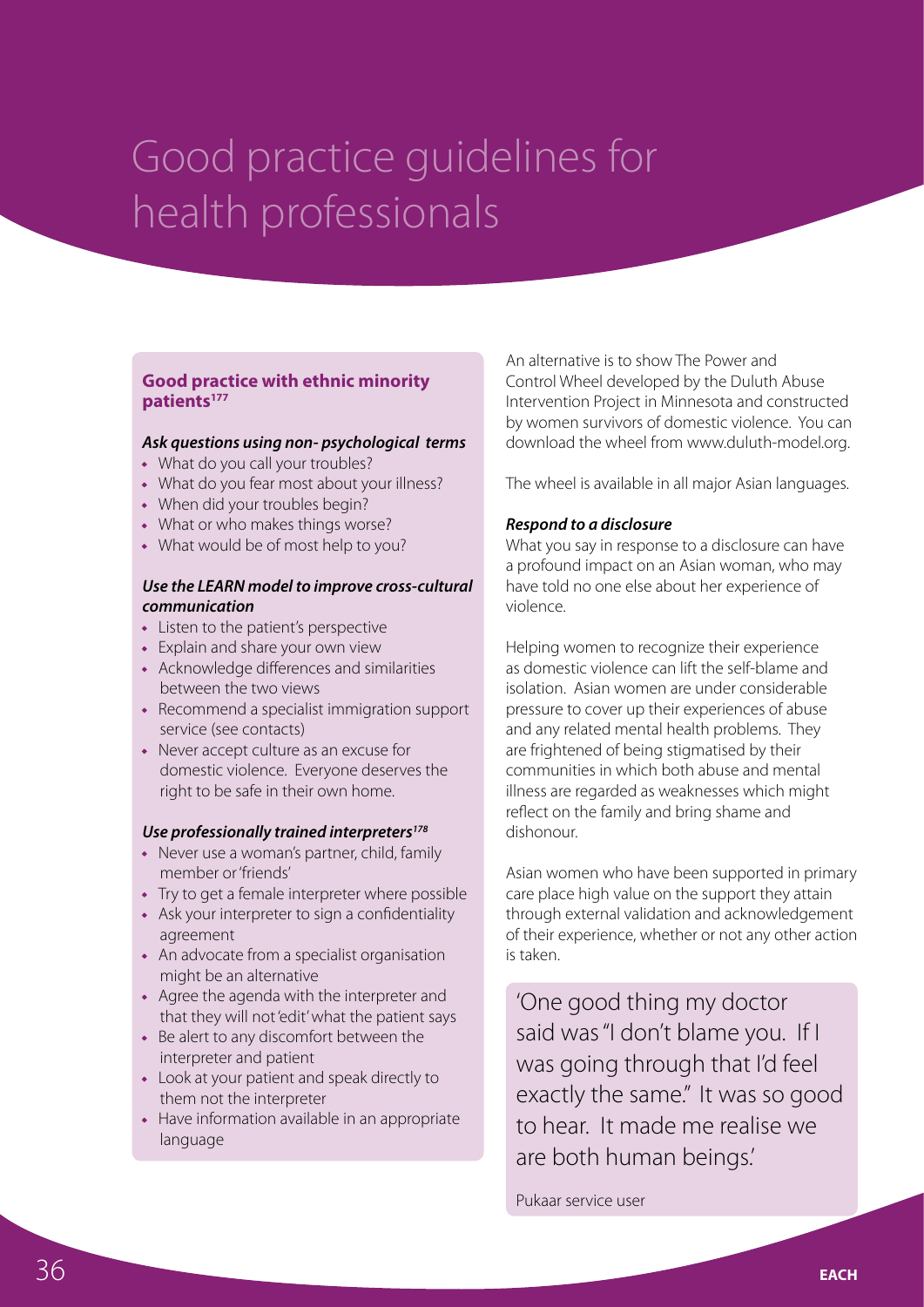# Good practice guidelines for health professionals

### Good practice with ethnic minority patients[177]

#### *Ask questions using non- psychological terms*

- What do you call your troubles?
- What do you fear most about your illness?
- When did your troubles begin?
- What or who makes things worse?
- What would be of most help to you?

#### *Use the LEARN model to improve cross-cultural communication*

- Listen to the patient's perspective
- Explain and share your own view
- Acknowledge differences and similarities between the two views
- Recommend a specialist immigration support service (see contacts)
- Never accept culture as an excuse for domestic violence. Everyone deserves the right to be safe in their own home.

#### *Use professionally trained interpreters[178]*

- Never use a woman's partner, child, family member or 'friends'
- Try to get a female interpreter where possible
- Ask your interpreter to sign a confidentiality agreement
- An advocate from a specialist organisation might be an alternative
- Agree the agenda with the interpreter and that they will not 'edit' what the patient says
- Be alert to any discomfort between the interpreter and patient
- Look at your patient and speak directly to them not the interpreter
- Have information available in an appropriate language

An alternative is to show The Power and Control Wheel developed by the Duluth Abuse Intervention Project in Minnesota and constructed by women survivors of domestic violence. You can download the wheel from www.duluth-model.org.

The wheel is available in all major Asian languages.

#### *Respond to a disclosure*

What you say in response to a disclosure can have a profound impact on an Asian woman, who may have told no one else about her experience of violence.

Helping women to recognize their experience as domestic violence can lift the self-blame and isolation. Asian women are under considerable pressure to cover up their experiences of abuse and any related mental health problems. They are frightened of being stigmatised by their communities in which both abuse and mental illness are regarded as weaknesses which might reflect on the family and bring shame and dishonour.

Asian women who have been supported in primary care place high value on the support they attain through external validation and acknowledgement of their experience, whether or not any other action is taken.

> 'One good thing my doctor said was "I don't blame you. If I was going through that I'd feel exactly the same." It was so good to hear. It made me realise we are both human beings.'
>
> Pukaar service user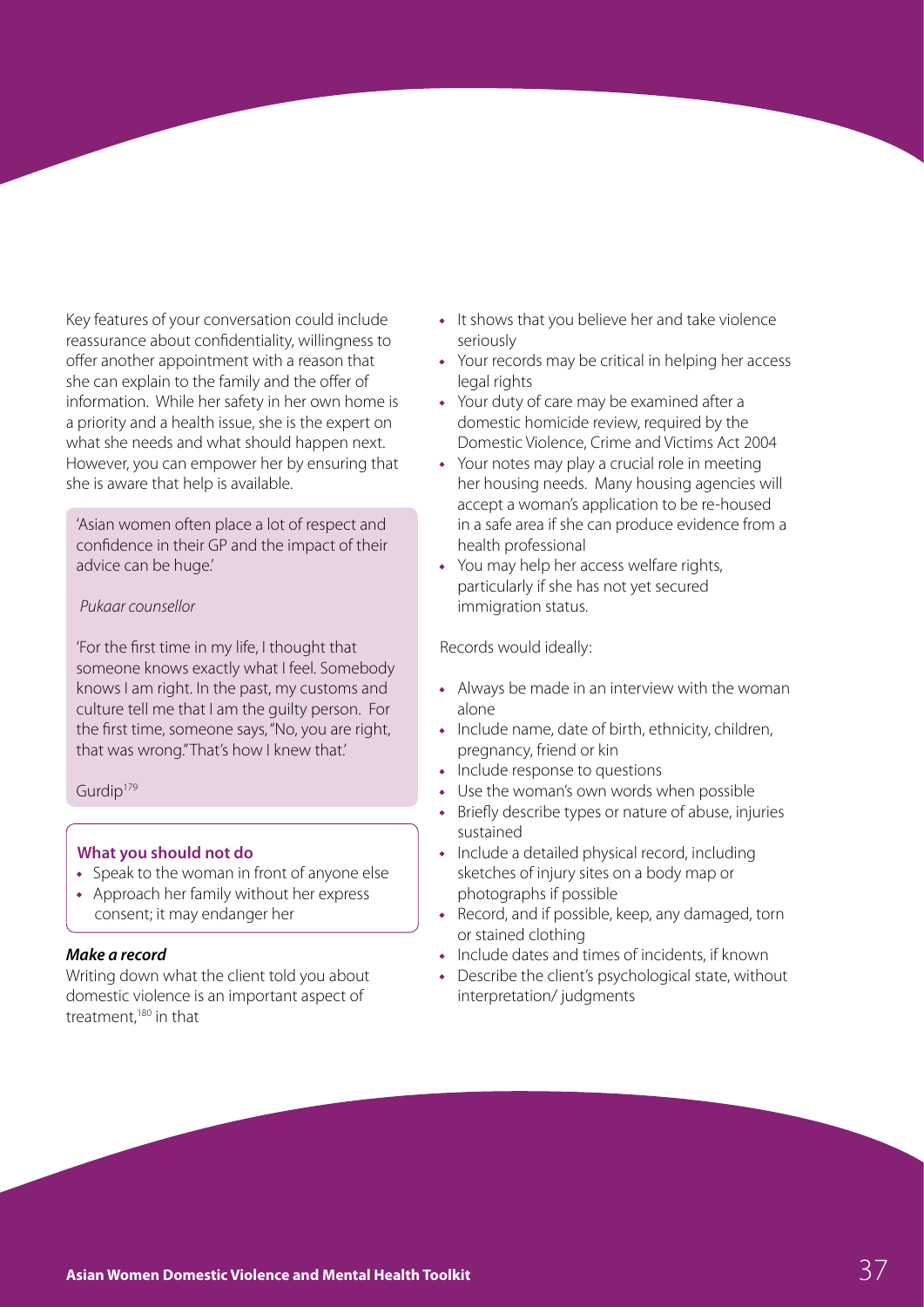Key features of your conversation could include reassurance about confidentiality, willingness to offer another appointment with a reason that she can explain to the family and the offer of information. While her safety in her own home is a priority and a health issue, she is the expert on what she needs and what should happen next. However, you can empower her by ensuring that she is aware that help is available.

> 'Asian women often place a lot of respect and confidence in their GP and the impact of their advice can be huge.'
>
> *Pukaar counsellor*
>
> 'For the first time in my life, I thought that someone knows exactly what I feel. Somebody knows I am right. In the past, my customs and culture tell me that I am the guilty person. For the first time, someone says, "No, you are right, that was wrong." That's how I knew that.'
>
> Gurdip[179]

**What you should not do**

- Speak to the woman in front of anyone else
- Approach her family without her express consent; it may endanger her

***Make a record***

Writing down what the client told you about domestic violence is an important aspect of treatment,[180] in that

- It shows that you believe her and take violence seriously
- Your records may be critical in helping her access legal rights
- Your duty of care may be examined after a domestic homicide review, required by the Domestic Violence, Crime and Victims Act 2004
- Your notes may play a crucial role in meeting her housing needs. Many housing agencies will accept a woman's application to be re-housed in a safe area if she can produce evidence from a health professional
- You may help her access welfare rights, particularly if she has not yet secured immigration status.

Records would ideally:

- Always be made in an interview with the woman alone
- Include name, date of birth, ethnicity, children, pregnancy, friend or kin
- Include response to questions
- Use the woman's own words when possible
- Briefly describe types or nature of abuse, injuries sustained
- Include a detailed physical record, including sketches of injury sites on a body map or photographs if possible
- Record, and if possible, keep, any damaged, torn or stained clothing
- Include dates and times of incidents, if known
- Describe the client's psychological state, without interpretation/ judgments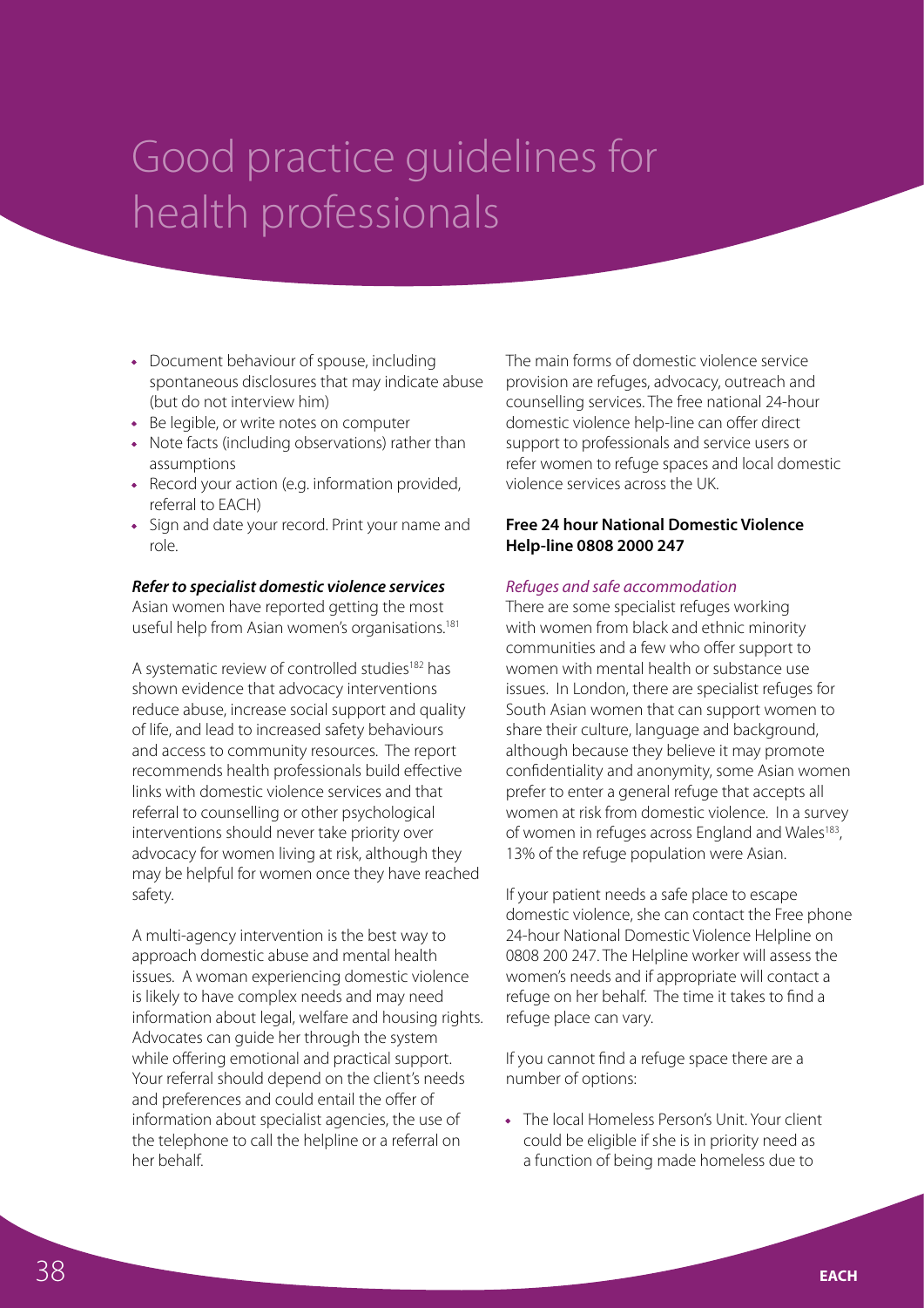# Good practice guidelines for health professionals

- Document behaviour of spouse, including spontaneous disclosures that may indicate abuse (but do not interview him)
- Be legible, or write notes on computer
- Note facts (including observations) rather than assumptions
- Record your action (e.g. information provided, referral to EACH)
- Sign and date your record. Print your name and role.

***Refer to specialist domestic violence services***

Asian women have reported getting the most useful help from Asian women's organisations.[181]

A systematic review of controlled studies[182] has shown evidence that advocacy interventions reduce abuse, increase social support and quality of life, and lead to increased safety behaviours and access to community resources. The report recommends health professionals build effective links with domestic violence services and that referral to counselling or other psychological interventions should never take priority over advocacy for women living at risk, although they may be helpful for women once they have reached safety.

A multi-agency intervention is the best way to approach domestic abuse and mental health issues. A woman experiencing domestic violence is likely to have complex needs and may need information about legal, welfare and housing rights. Advocates can guide her through the system while offering emotional and practical support. Your referral should depend on the client's needs and preferences and could entail the offer of information about specialist agencies, the use of the telephone to call the helpline or a referral on her behalf.

The main forms of domestic violence service provision are refuges, advocacy, outreach and counselling services. The free national 24-hour domestic violence help-line can offer direct support to professionals and service users or refer women to refuge spaces and local domestic violence services across the UK.

**Free 24 hour National Domestic Violence Help-line 0808 2000 247**

*Refuges and safe accommodation*

There are some specialist refuges working with women from black and ethnic minority communities and a few who offer support to women with mental health or substance use issues. In London, there are specialist refuges for South Asian women that can support women to share their culture, language and background, although because they believe it may promote confidentiality and anonymity, some Asian women prefer to enter a general refuge that accepts all women at risk from domestic violence. In a survey of women in refuges across England and Wales[183], 13% of the refuge population were Asian.

If your patient needs a safe place to escape domestic violence, she can contact the Free phone 24-hour National Domestic Violence Helpline on 0808 200 247. The Helpline worker will assess the women's needs and if appropriate will contact a refuge on her behalf. The time it takes to find a refuge place can vary.

If you cannot find a refuge space there are a number of options:

- The local Homeless Person's Unit. Your client could be eligible if she is in priority need as a function of being made homeless due to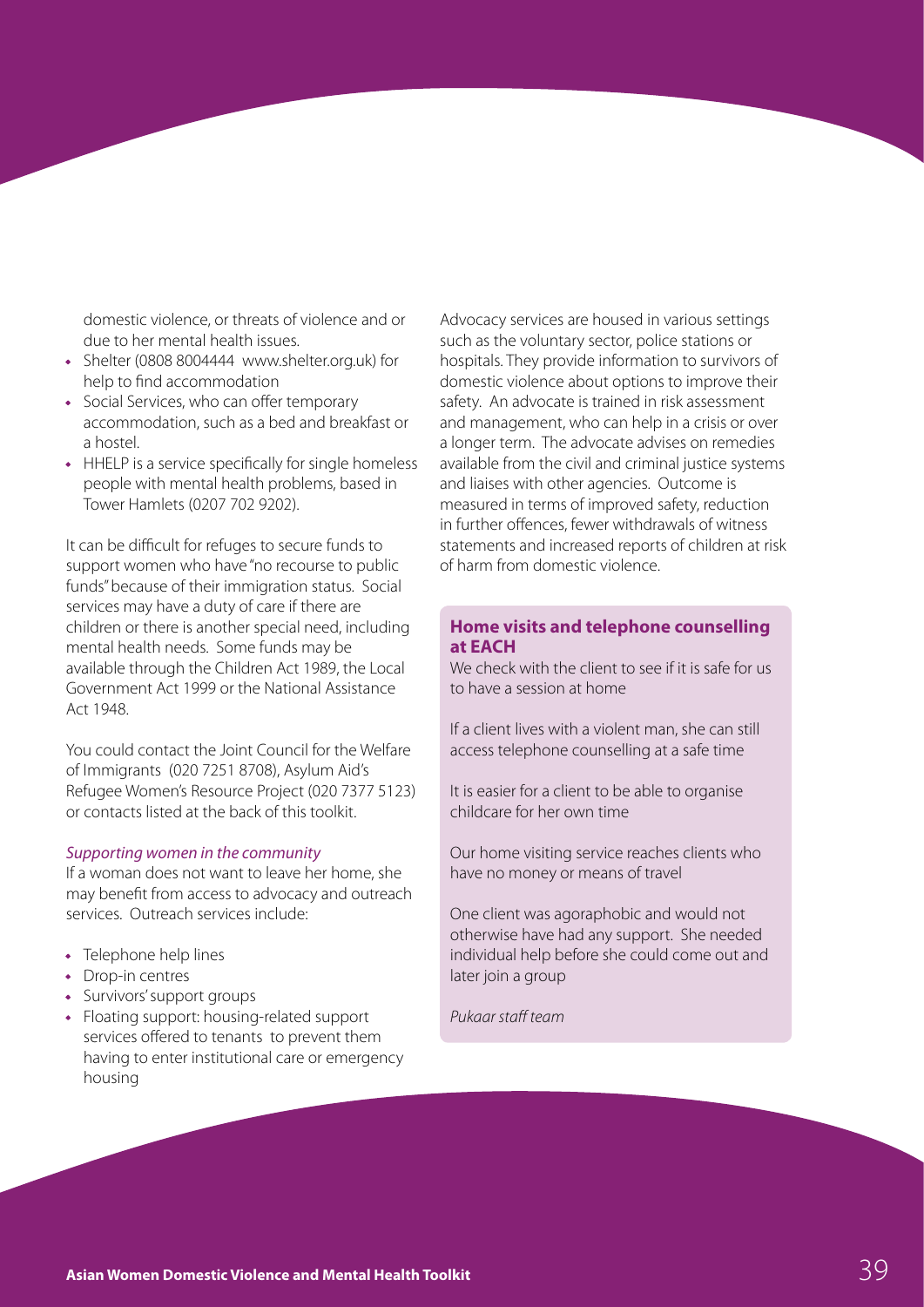domestic violence, or threats of violence and or due to her mental health issues.

- Shelter (0808 8004444 www.shelter.org.uk) for help to find accommodation
- Social Services, who can offer temporary accommodation, such as a bed and breakfast or a hostel.
- HHELP is a service specifically for single homeless people with mental health problems, based in Tower Hamlets (0207 702 9202).

It can be difficult for refuges to secure funds to support women who have "no recourse to public funds" because of their immigration status. Social services may have a duty of care if there are children or there is another special need, including mental health needs. Some funds may be available through the Children Act 1989, the Local Government Act 1999 or the National Assistance Act 1948.

You could contact the Joint Council for the Welfare of Immigrants (020 7251 8708), Asylum Aid's Refugee Women's Resource Project (020 7377 5123) or contacts listed at the back of this toolkit.

*Supporting women in the community*

If a woman does not want to leave her home, she may benefit from access to advocacy and outreach services. Outreach services include:

- Telephone help lines
- Drop-in centres
- Survivors' support groups
- Floating support: housing-related support services offered to tenants to prevent them having to enter institutional care or emergency housing

Advocacy services are housed in various settings such as the voluntary sector, police stations or hospitals. They provide information to survivors of domestic violence about options to improve their safety. An advocate is trained in risk assessment and management, who can help in a crisis or over a longer term. The advocate advises on remedies available from the civil and criminal justice systems and liaises with other agencies. Outcome is measured in terms of improved safety, reduction in further offences, fewer withdrawals of witness statements and increased reports of children at risk of harm from domestic violence.

**Home visits and telephone counselling at EACH**

We check with the client to see if it is safe for us to have a session at home

If a client lives with a violent man, she can still access telephone counselling at a safe time

It is easier for a client to be able to organise childcare for her own time

Our home visiting service reaches clients who have no money or means of travel

One client was agoraphobic and would not otherwise have had any support. She needed individual help before she could come out and later join a group

*Pukaar staff team*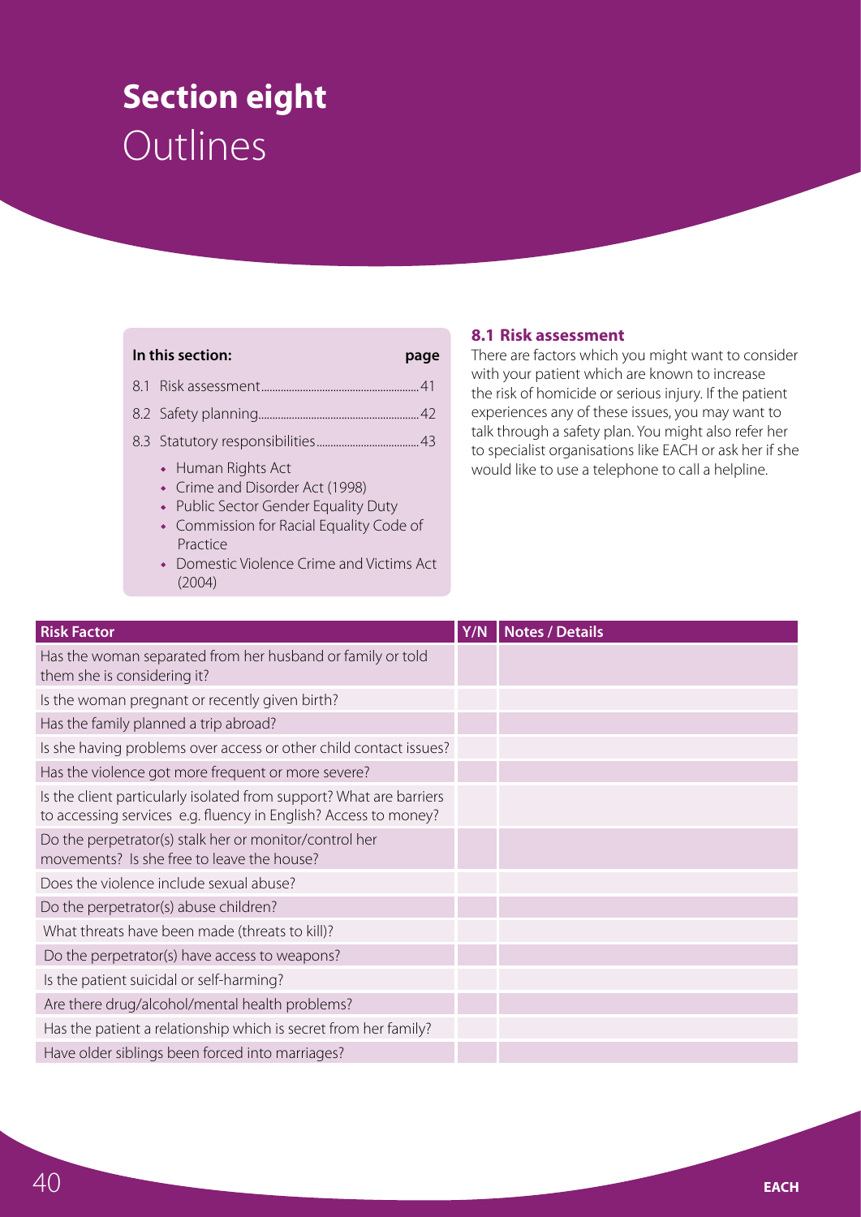# Section eight
## Outlines

**In this section:** page

8.1 Risk assessment....41

8.2 Safety planning....42

8.3 Statutory responsibilities....43

- Human Rights Act
- Crime and Disorder Act (1998)
- Public Sector Gender Equality Duty
- Commission for Racial Equality Code of Practice
- Domestic Violence Crime and Victims Act (2004)

### 8.1 Risk assessment

There are factors which you might want to consider with your patient which are known to increase the risk of homicide or serious injury. If the patient experiences any of these issues, you may want to talk through a safety plan. You might also refer her to specialist organisations like EACH or ask her if she would like to use a telephone to call a helpline.

| Risk Factor | Y/N | Notes / Details |
|---|---|---|
| Has the woman separated from her husband or family or told them she is considering it? | | |
| Is the woman pregnant or recently given birth? | | |
| Has the family planned a trip abroad? | | |
| Is she having problems over access or other child contact issues? | | |
| Has the violence got more frequent or more severe? | | |
| Is the client particularly isolated from support? What are barriers to accessing services e.g. fluency in English? Access to money? | | |
| Do the perpetrator(s) stalk her or monitor/control her movements? Is she free to leave the house? | | |
| Does the violence include sexual abuse? | | |
| Do the perpetrator(s) abuse children? | | |
| What threats have been made (threats to kill)? | | |
| Do the perpetrator(s) have access to weapons? | | |
| Is the patient suicidal or self-harming? | | |
| Are there drug/alcohol/mental health problems? | | |
| Has the patient a relationship which is secret from her family? | | |
| Have older siblings been forced into marriages? | | |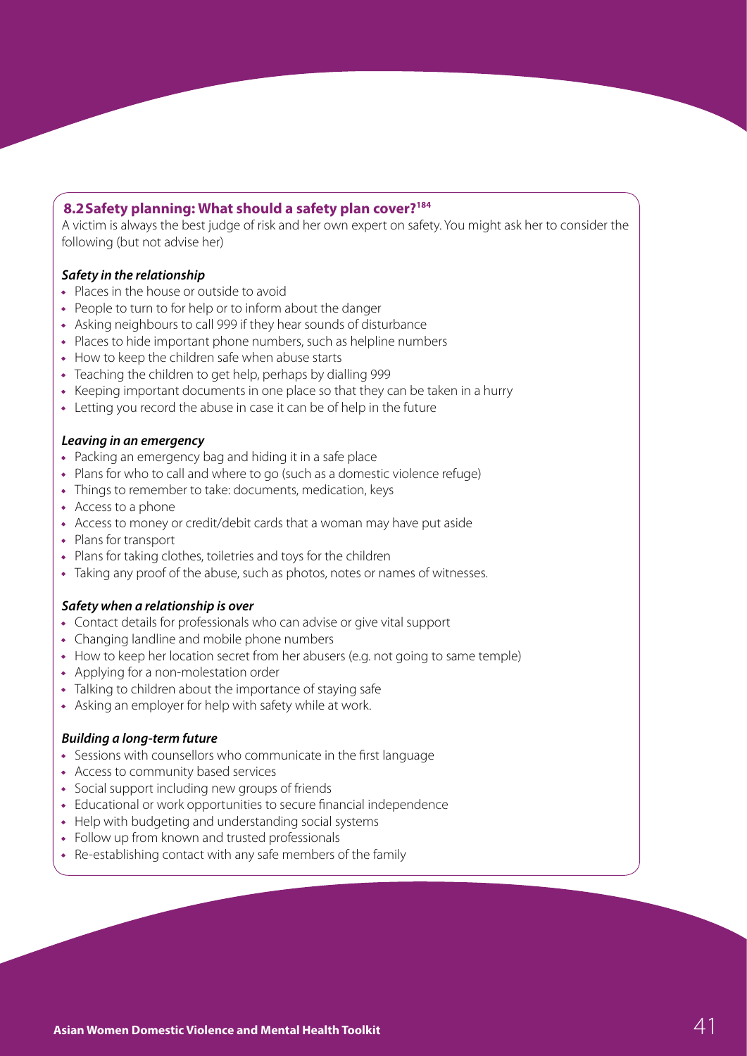## 8.2 Safety planning: What should a safety plan cover?[184]

A victim is always the best judge of risk and her own expert on safety. You might ask her to consider the following (but not advise her)

### *Safety in the relationship*

- Places in the house or outside to avoid
- People to turn to for help or to inform about the danger
- Asking neighbours to call 999 if they hear sounds of disturbance
- Places to hide important phone numbers, such as helpline numbers
- How to keep the children safe when abuse starts
- Teaching the children to get help, perhaps by dialling 999
- Keeping important documents in one place so that they can be taken in a hurry
- Letting you record the abuse in case it can be of help in the future

### *Leaving in an emergency*

- Packing an emergency bag and hiding it in a safe place
- Plans for who to call and where to go (such as a domestic violence refuge)
- Things to remember to take: documents, medication, keys
- Access to a phone
- Access to money or credit/debit cards that a woman may have put aside
- Plans for transport
- Plans for taking clothes, toiletries and toys for the children
- Taking any proof of the abuse, such as photos, notes or names of witnesses.

### *Safety when a relationship is over*

- Contact details for professionals who can advise or give vital support
- Changing landline and mobile phone numbers
- How to keep her location secret from her abusers (e.g. not going to same temple)
- Applying for a non-molestation order
- Talking to children about the importance of staying safe
- Asking an employer for help with safety while at work.

### *Building a long-term future*

- Sessions with counsellors who communicate in the first language
- Access to community based services
- Social support including new groups of friends
- Educational or work opportunities to secure financial independence
- Help with budgeting and understanding social systems
- Follow up from known and trusted professionals
- Re-establishing contact with any safe members of the family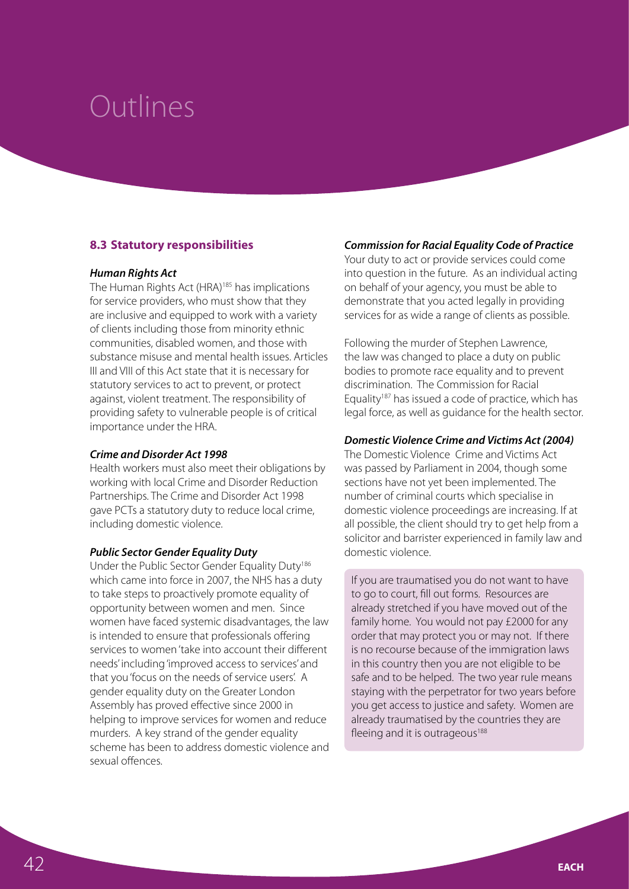# Outlines

## 8.3 Statutory responsibilities

### *Human Rights Act*

The Human Rights Act (HRA)[185] has implications for service providers, who must show that they are inclusive and equipped to work with a variety of clients including those from minority ethnic communities, disabled women, and those with substance misuse and mental health issues. Articles III and VIII of this Act state that it is necessary for statutory services to act to prevent, or protect against, violent treatment. The responsibility of providing safety to vulnerable people is of critical importance under the HRA.

### *Crime and Disorder Act 1998*

Health workers must also meet their obligations by working with local Crime and Disorder Reduction Partnerships. The Crime and Disorder Act 1998 gave PCTs a statutory duty to reduce local crime, including domestic violence.

### *Public Sector Gender Equality Duty*

Under the Public Sector Gender Equality Duty[186] which came into force in 2007, the NHS has a duty to take steps to proactively promote equality of opportunity between women and men. Since women have faced systemic disadvantages, the law is intended to ensure that professionals offering services to women 'take into account their different needs' including 'improved access to services' and that you 'focus on the needs of service users'. A gender equality duty on the Greater London Assembly has proved effective since 2000 in helping to improve services for women and reduce murders. A key strand of the gender equality scheme has been to address domestic violence and sexual offences.

### *Commission for Racial Equality Code of Practice*

Your duty to act or provide services could come into question in the future. As an individual acting on behalf of your agency, you must be able to demonstrate that you acted legally in providing services for as wide a range of clients as possible.

Following the murder of Stephen Lawrence, the law was changed to place a duty on public bodies to promote race equality and to prevent discrimination. The Commission for Racial Equality[187] has issued a code of practice, which has legal force, as well as guidance for the health sector.

### *Domestic Violence Crime and Victims Act (2004)*

The Domestic Violence Crime and Victims Act was passed by Parliament in 2004, though some sections have not yet been implemented. The number of criminal courts which specialise in domestic violence proceedings are increasing. If at all possible, the client should try to get help from a solicitor and barrister experienced in family law and domestic violence.

> If you are traumatised you do not want to have to go to court, fill out forms. Resources are already stretched if you have moved out of the family home. You would not pay £2000 for any order that may protect you or may not. If there is no recourse because of the immigration laws in this country then you are not eligible to be safe and to be helped. The two year rule means staying with the perpetrator for two years before you get access to justice and safety. Women are already traumatised by the countries they are fleeing and it is outrageous[188]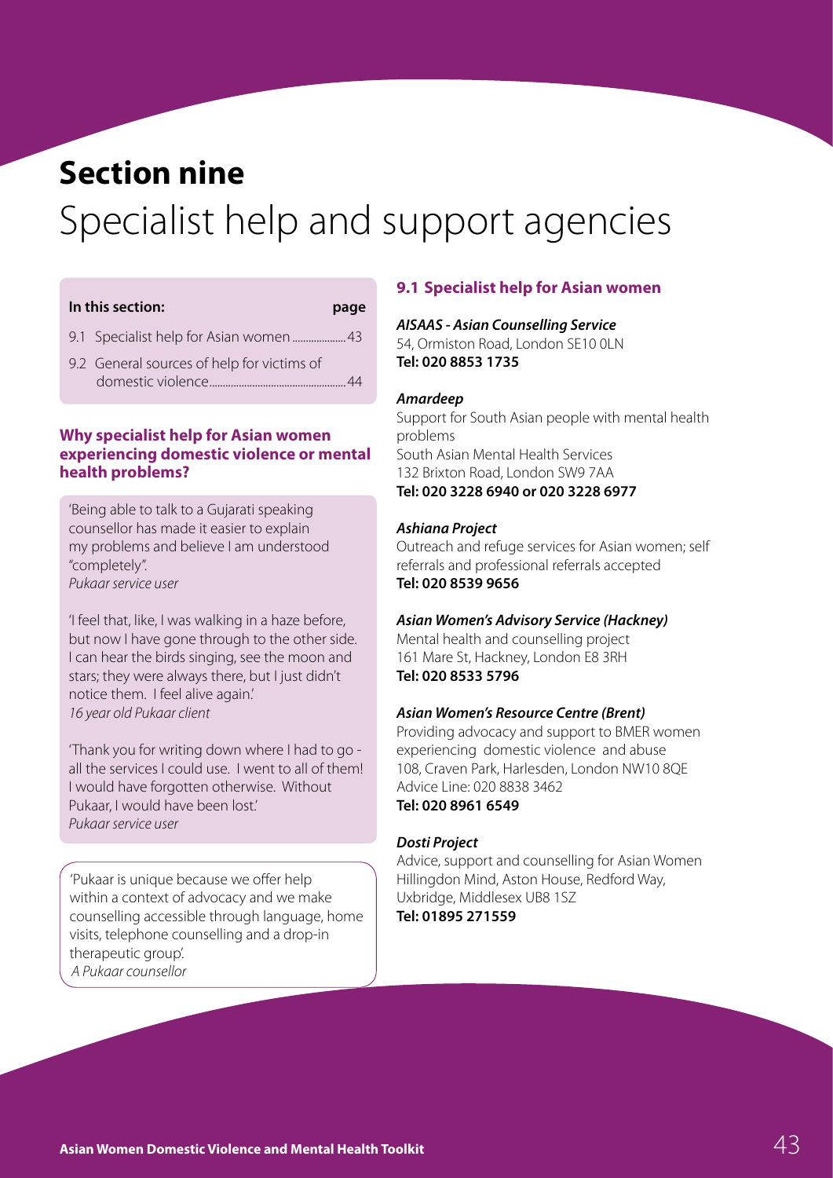# Section nine

# Specialist help and support agencies

**In this section:** | **page**

- 9.1 Specialist help for Asian women .................... 43
- 9.2 General sources of help for victims of domestic violence.................................................. 44

### Why specialist help for Asian women experiencing domestic violence or mental health problems?

'Being able to talk to a Gujarati speaking counsellor has made it easier to explain my problems and believe I am understood "completely".
*Pukaar service user*

'I feel that, like, I was walking in a haze before, but now I have gone through to the other side. I can hear the birds singing, see the moon and stars; they were always there, but I just didn't notice them. I feel alive again.'
*16 year old Pukaar client*

'Thank you for writing down where I had to go - all the services I could use. I went to all of them! I would have forgotten otherwise. Without Pukaar, I would have been lost.'
*Pukaar service user*

'Pukaar is unique because we offer help within a context of advocacy and we make counselling accessible through language, home visits, telephone counselling and a drop-in therapeutic group'.
*A Pukaar counsellor*

### 9.1 Specialist help for Asian women

***AISAAS - Asian Counselling Service***
54, Ormiston Road, London SE10 0LN
**Tel: 020 8853 1735**

***Amardeep***
Support for South Asian people with mental health problems
South Asian Mental Health Services
132 Brixton Road, London SW9 7AA
**Tel: 020 3228 6940 or 020 3228 6977**

***Ashiana Project***
Outreach and refuge services for Asian women; self referrals and professional referrals accepted
**Tel: 020 8539 9656**

***Asian Women's Advisory Service (Hackney)***
Mental health and counselling project
161 Mare St, Hackney, London E8 3RH
**Tel: 020 8533 5796**

***Asian Women's Resource Centre (Brent)***
Providing advocacy and support to BMER women experiencing domestic violence and abuse
108, Craven Park, Harlesden, London NW10 8QE
Advice Line: 020 8838 3462
**Tel: 020 8961 6549**

***Dosti Project***
Advice, support and counselling for Asian Women
Hillingdon Mind, Aston House, Redford Way, Uxbridge, Middlesex UB8 1SZ
**Tel: 01895 271559**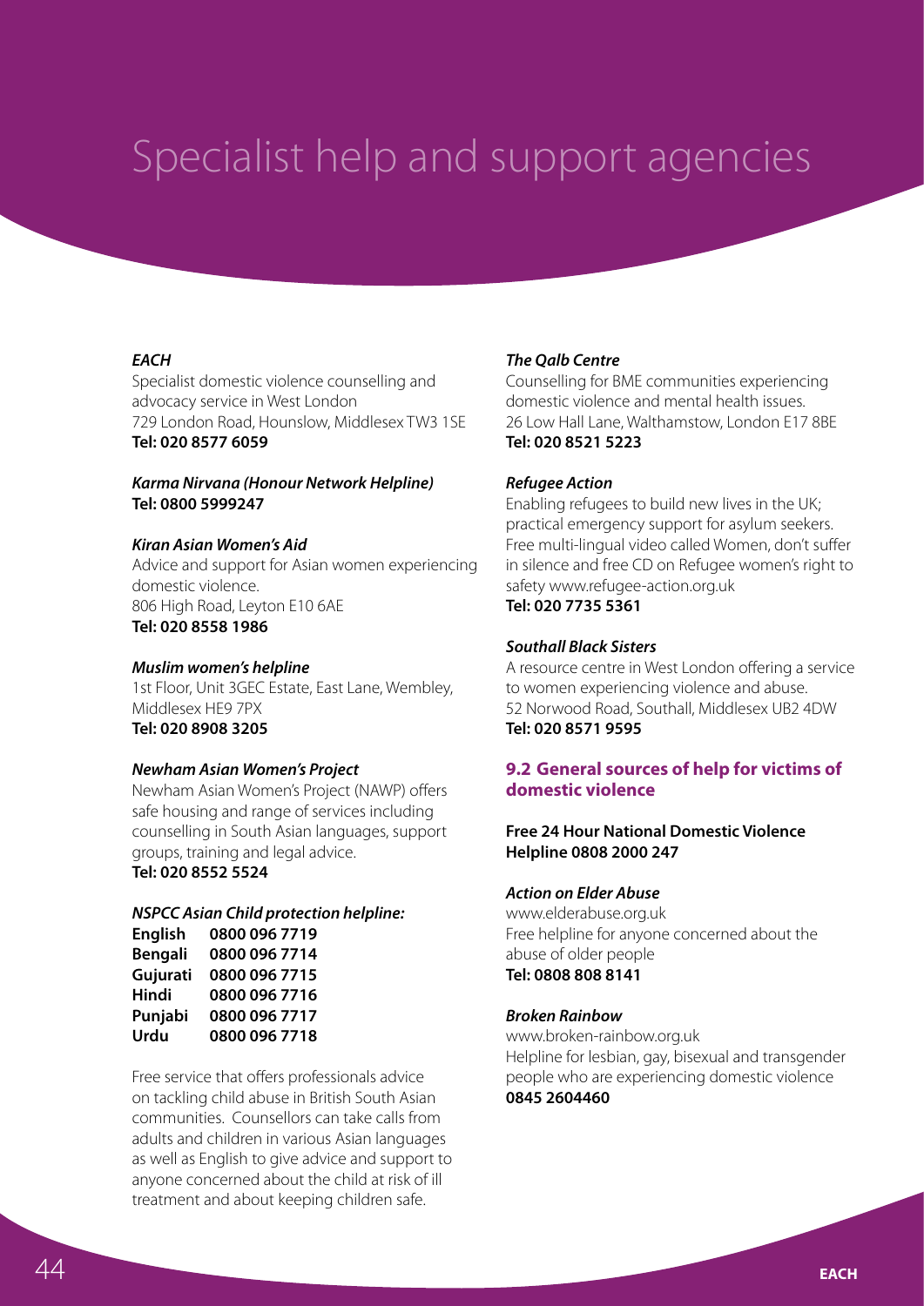# Specialist help and support agencies

***EACH***

Specialist domestic violence counselling and advocacy service in West London
729 London Road, Hounslow, Middlesex TW3 1SE
**Tel: 020 8577 6059**

***Karma Nirvana (Honour Network Helpline)***
**Tel: 0800 5999247**

***Kiran Asian Women's Aid***

Advice and support for Asian women experiencing domestic violence.
806 High Road, Leyton E10 6AE
**Tel: 020 8558 1986**

***Muslim women's helpline***

1st Floor, Unit 3GEC Estate, East Lane, Wembley, Middlesex HE9 7PX
**Tel: 020 8908 3205**

***Newham Asian Women's Project***

Newham Asian Women's Project (NAWP) offers safe housing and range of services including counselling in South Asian languages, support groups, training and legal advice.
**Tel: 020 8552 5524**

***NSPCC Asian Child protection helpline:***

| | |
|---|---|
| **English** | **0800 096 7719** |
| **Bengali** | **0800 096 7714** |
| **Gujurati** | **0800 096 7715** |
| **Hindi** | **0800 096 7716** |
| **Punjabi** | **0800 096 7717** |
| **Urdu** | **0800 096 7718** |

Free service that offers professionals advice on tackling child abuse in British South Asian communities. Counsellors can take calls from adults and children in various Asian languages as well as English to give advice and support to anyone concerned about the child at risk of ill treatment and about keeping children safe.

***The Qalb Centre***

Counselling for BME communities experiencing domestic violence and mental health issues.
26 Low Hall Lane, Walthamstow, London E17 8BE
**Tel: 020 8521 5223**

***Refugee Action***

Enabling refugees to build new lives in the UK; practical emergency support for asylum seekers. Free multi-lingual video called Women, don't suffer in silence and free CD on Refugee women's right to safety www.refugee-action.org.uk
**Tel: 020 7735 5361**

***Southall Black Sisters***

A resource centre in West London offering a service to women experiencing violence and abuse.
52 Norwood Road, Southall, Middlesex UB2 4DW
**Tel: 020 8571 9595**

## 9.2 General sources of help for victims of domestic violence

**Free 24 Hour National Domestic Violence Helpline 0808 2000 247**

***Action on Elder Abuse***

www.elderabuse.org.uk
Free helpline for anyone concerned about the abuse of older people
**Tel: 0808 808 8141**

***Broken Rainbow***

www.broken-rainbow.org.uk
Helpline for lesbian, gay, bisexual and transgender people who are experiencing domestic violence
**0845 2604460**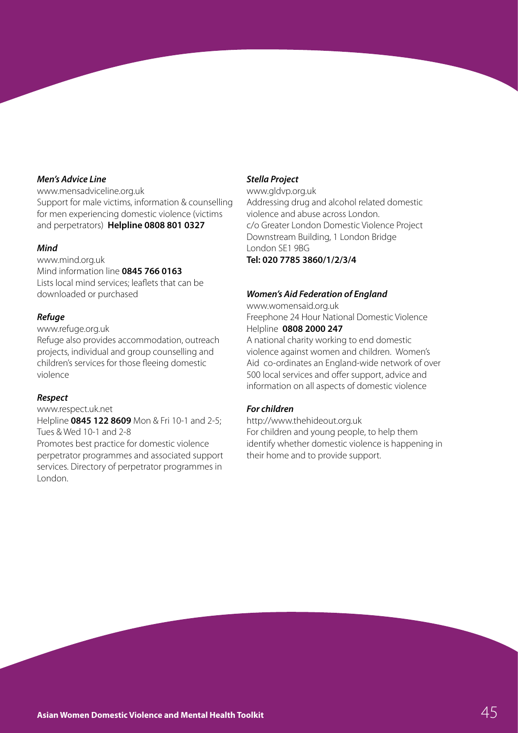***Men's Advice Line***

www.mensadviceline.org.uk
Support for male victims, information & counselling for men experiencing domestic violence (victims and perpetrators) **Helpline 0808 801 0327**

***Mind***

www.mind.org.uk
Mind information line **0845 766 0163**
Lists local mind services; leaflets that can be downloaded or purchased

***Refuge***

www.refuge.org.uk
Refuge also provides accommodation, outreach projects, individual and group counselling and children's services for those fleeing domestic violence

***Respect***

www.respect.uk.net
Helpline **0845 122 8609** Mon & Fri 10-1 and 2-5; Tues & Wed 10-1 and 2-8
Promotes best practice for domestic violence perpetrator programmes and associated support services. Directory of perpetrator programmes in London.

***Stella Project***

www.gldvp.org.uk
Addressing drug and alcohol related domestic violence and abuse across London.
c/o Greater London Domestic Violence Project
Downstream Building, 1 London Bridge
London SE1 9BG
**Tel: 020 7785 3860/1/2/3/4**

***Women's Aid Federation of England***

www.womensaid.org.uk
Freephone 24 Hour National Domestic Violence Helpline **0808 2000 247**
A national charity working to end domestic violence against women and children. Women's Aid co-ordinates an England-wide network of over 500 local services and offer support, advice and information on all aspects of domestic violence

***For children***

http://www.thehideout.org.uk
For children and young people, to help them identify whether domestic violence is happening in their home and to provide support.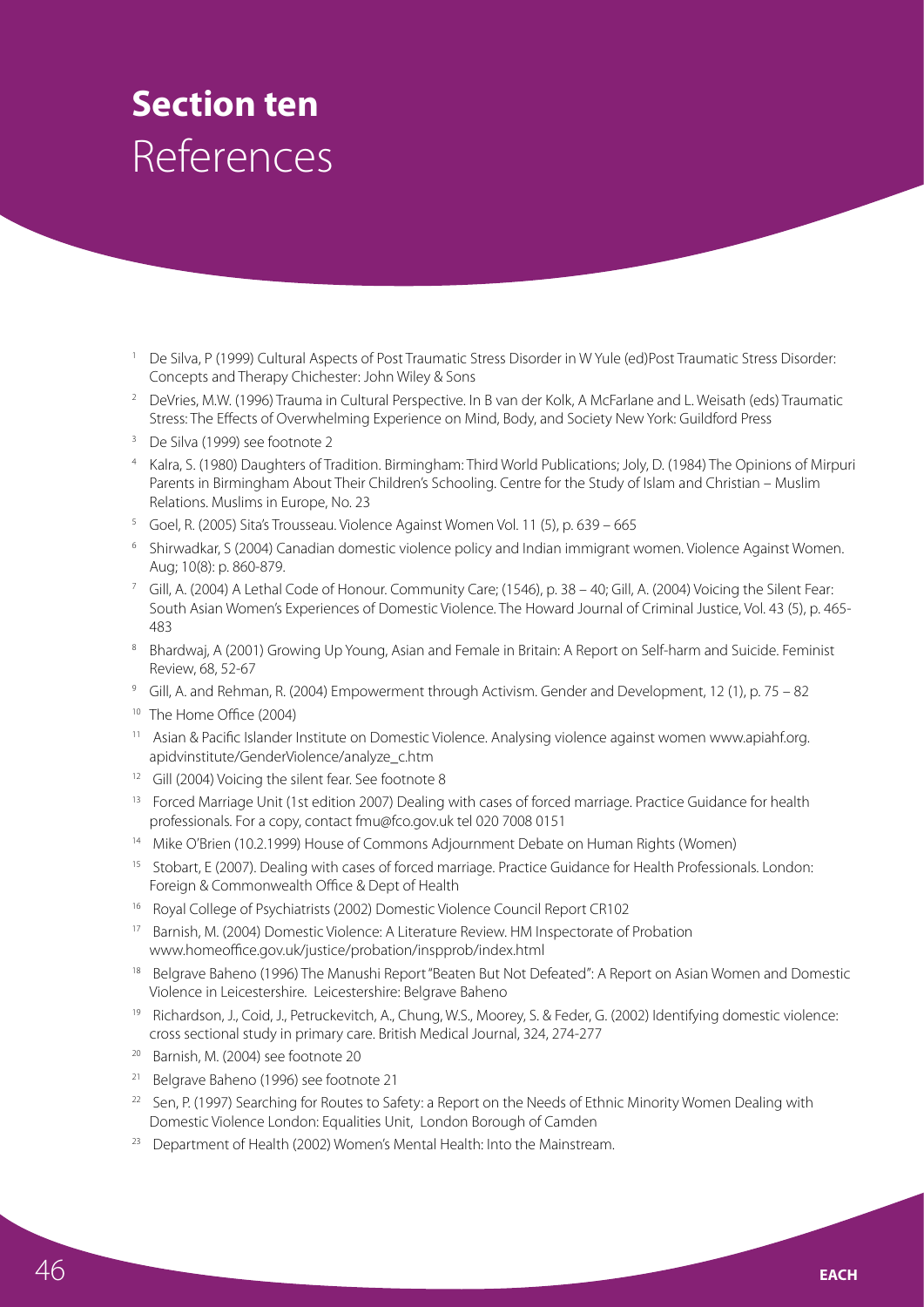# Section ten
## References

1. De Silva, P (1999) Cultural Aspects of Post Traumatic Stress Disorder in W Yule (ed)Post Traumatic Stress Disorder: Concepts and Therapy Chichester: John Wiley & Sons
2. DeVries, M.W. (1996) Trauma in Cultural Perspective. In B van der Kolk, A McFarlane and L. Weisath (eds) Traumatic Stress: The Effects of Overwhelming Experience on Mind, Body, and Society New York: Guildford Press
3. De Silva (1999) see footnote 2
4. Kalra, S. (1980) Daughters of Tradition. Birmingham: Third World Publications; Joly, D. (1984) The Opinions of Mirpuri Parents in Birmingham About Their Children's Schooling. Centre for the Study of Islam and Christian – Muslim Relations. Muslims in Europe, No. 23
5. Goel, R. (2005) Sita's Trousseau. Violence Against Women Vol. 11 (5), p. 639 – 665
6. Shirwadkar, S (2004) Canadian domestic violence policy and Indian immigrant women. Violence Against Women. Aug; 10(8): p. 860-879.
7. Gill, A. (2004) A Lethal Code of Honour. Community Care; (1546), p. 38 – 40; Gill, A. (2004) Voicing the Silent Fear: South Asian Women's Experiences of Domestic Violence. The Howard Journal of Criminal Justice, Vol. 43 (5), p. 465-483
8. Bhardwaj, A (2001) Growing Up Young, Asian and Female in Britain: A Report on Self-harm and Suicide. Feminist Review, 68, 52-67
9. Gill, A. and Rehman, R. (2004) Empowerment through Activism. Gender and Development, 12 (1), p. 75 – 82
10. The Home Office (2004)
11. Asian & Pacific Islander Institute on Domestic Violence. Analysing violence against women www.apiahf.org.apidvinstitute/GenderViolence/analyze_c.htm
12. Gill (2004) Voicing the silent fear. See footnote 8
13. Forced Marriage Unit (1st edition 2007) Dealing with cases of forced marriage. Practice Guidance for health professionals. For a copy, contact fmu@fco.gov.uk tel 020 7008 0151
14. Mike O'Brien (10.2.1999) House of Commons Adjournment Debate on Human Rights (Women)
15. Stobart, E (2007). Dealing with cases of forced marriage. Practice Guidance for Health Professionals. London: Foreign & Commonwealth Office & Dept of Health
16. Royal College of Psychiatrists (2002) Domestic Violence Council Report CR102
17. Barnish, M. (2004) Domestic Violence: A Literature Review. HM Inspectorate of Probation www.homeoffice.gov.uk/justice/probation/inspprob/index.html
18. Belgrave Baheno (1996) The Manushi Report "Beaten But Not Defeated": A Report on Asian Women and Domestic Violence in Leicestershire. Leicestershire: Belgrave Baheno
19. Richardson, J., Coid, J., Petruckevitch, A., Chung, W.S., Moorey, S. & Feder, G. (2002) Identifying domestic violence: cross sectional study in primary care. British Medical Journal, 324, 274-277
20. Barnish, M. (2004) see footnote 20
21. Belgrave Baheno (1996) see footnote 21
22. Sen, P. (1997) Searching for Routes to Safety: a Report on the Needs of Ethnic Minority Women Dealing with Domestic Violence London: Equalities Unit, London Borough of Camden
23. Department of Health (2002) Women's Mental Health: Into the Mainstream.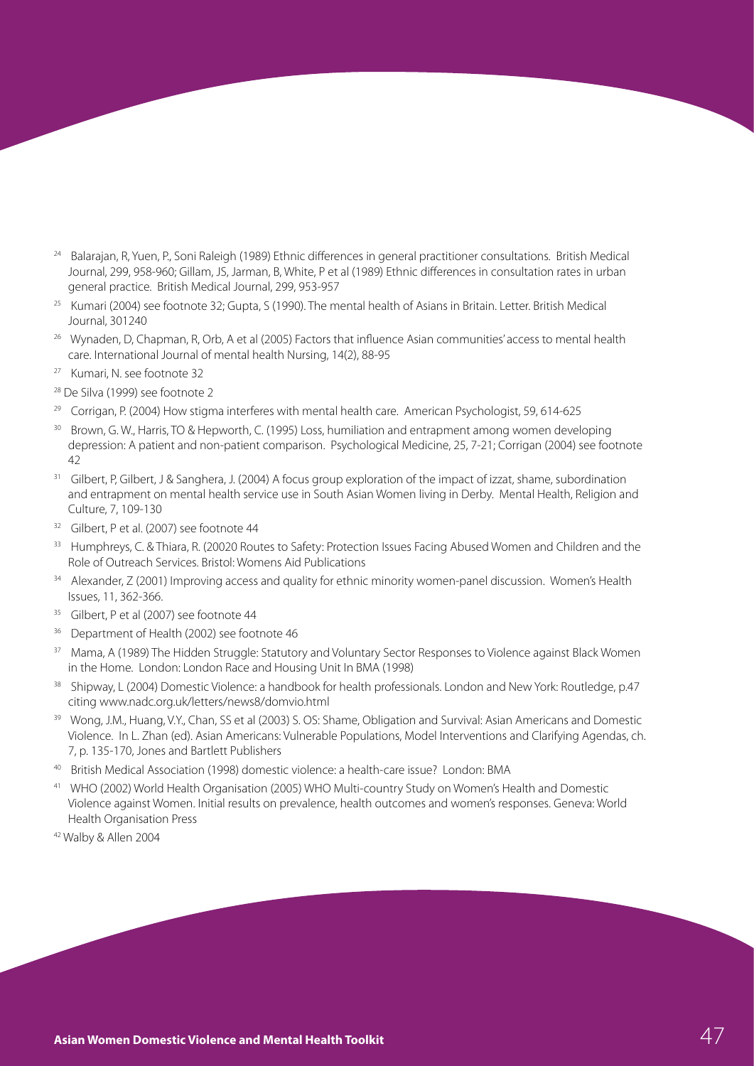[24] Balarajan, R, Yuen, P., Soni Raleigh (1989) Ethnic differences in general practitioner consultations. British Medical Journal, 299, 958-960; Gillam, JS, Jarman, B, White, P et al (1989) Ethnic differences in consultation rates in urban general practice. British Medical Journal, 299, 953-957

[25] Kumari (2004) see footnote 32; Gupta, S (1990). The mental health of Asians in Britain. Letter. British Medical Journal, 301240

[26] Wynaden, D, Chapman, R, Orb, A et al (2005) Factors that influence Asian communities' access to mental health care. International Journal of mental health Nursing, 14(2), 88-95

[27] Kumari, N. see footnote 32

[28] De Silva (1999) see footnote 2

[29] Corrigan, P. (2004) How stigma interferes with mental health care. American Psychologist, 59, 614-625

[30] Brown, G. W., Harris, TO & Hepworth, C. (1995) Loss, humiliation and entrapment among women developing depression: A patient and non-patient comparison. Psychological Medicine, 25, 7-21; Corrigan (2004) see footnote 42

[31] Gilbert, P, Gilbert, J & Sanghera, J. (2004) A focus group exploration of the impact of izzat, shame, subordination and entrapment on mental health service use in South Asian Women living in Derby. Mental Health, Religion and Culture, 7, 109-130

[32] Gilbert, P et al. (2007) see footnote 44

[33] Humphreys, C. & Thiara, R. (20020 Routes to Safety: Protection Issues Facing Abused Women and Children and the Role of Outreach Services. Bristol: Womens Aid Publications

[34] Alexander, Z (2001) Improving access and quality for ethnic minority women-panel discussion. Women's Health Issues, 11, 362-366.

[35] Gilbert, P et al (2007) see footnote 44

[36] Department of Health (2002) see footnote 46

[37] Mama, A (1989) The Hidden Struggle: Statutory and Voluntary Sector Responses to Violence against Black Women in the Home. London: London Race and Housing Unit In BMA (1998)

[38] Shipway, L (2004) Domestic Violence: a handbook for health professionals. London and New York: Routledge, p.47 citing www.nadc.org.uk/letters/news8/domvio.html

[39] Wong, J.M., Huang, V.Y., Chan, SS et al (2003) S. OS: Shame, Obligation and Survival: Asian Americans and Domestic Violence. In L. Zhan (ed). Asian Americans: Vulnerable Populations, Model Interventions and Clarifying Agendas, ch. 7, p. 135-170, Jones and Bartlett Publishers

[40] British Medical Association (1998) domestic violence: a health-care issue? London: BMA

[41] WHO (2002) World Health Organisation (2005) WHO Multi-country Study on Women's Health and Domestic Violence against Women. Initial results on prevalence, health outcomes and women's responses. Geneva: World Health Organisation Press

[42] Walby & Allen 2004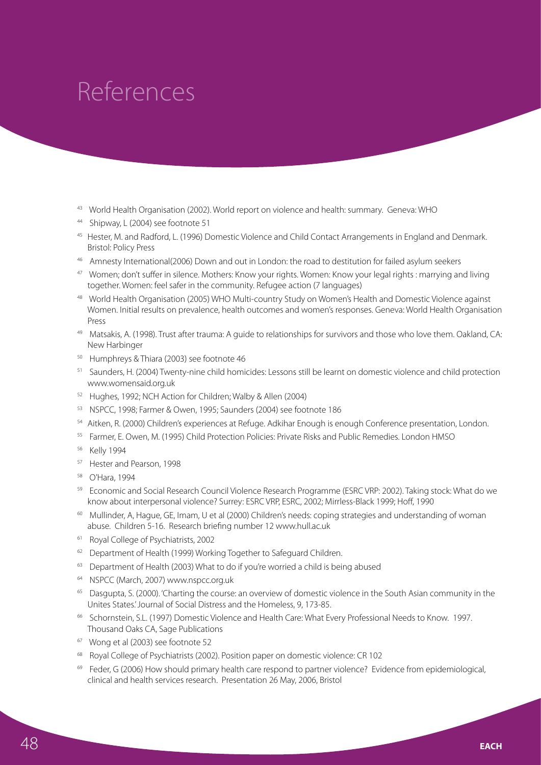# References

- [43] World Health Organisation (2002). World report on violence and health: summary. Geneva: WHO
- [44] Shipway, L (2004) see footnote 51
- [45] Hester, M. and Radford, L. (1996) Domestic Violence and Child Contact Arrangements in England and Denmark. Bristol: Policy Press
- [46] Amnesty International(2006) Down and out in London: the road to destitution for failed asylum seekers
- [47] Women; don't suffer in silence. Mothers: Know your rights. Women: Know your legal rights : marrying and living together. Women: feel safer in the community. Refugee action (7 languages)
- [48] World Health Organisation (2005) WHO Multi-country Study on Women's Health and Domestic Violence against Women. Initial results on prevalence, health outcomes and women's responses. Geneva: World Health Organisation Press
- [49] Matsakis, A. (1998). Trust after trauma: A guide to relationships for survivors and those who love them. Oakland, CA: New Harbinger
- [50] Humphreys & Thiara (2003) see footnote 46
- [51] Saunders, H. (2004) Twenty-nine child homicides: Lessons still be learnt on domestic violence and child protection www.womensaid.org.uk
- [52] Hughes, 1992; NCH Action for Children; Walby & Allen (2004)
- [53] NSPCC, 1998; Farmer & Owen, 1995; Saunders (2004) see footnote 186
- [54] Aitken, R. (2000) Children's experiences at Refuge. Adkihar Enough is enough Conference presentation, London.
- [55] Farmer, E. Owen, M. (1995) Child Protection Policies: Private Risks and Public Remedies. London HMSO
- [56] Kelly 1994
- [57] Hester and Pearson, 1998
- [58] O'Hara, 1994
- [59] Economic and Social Research Council Violence Research Programme (ESRC VRP: 2002). Taking stock: What do we know about interpersonal violence? Surrey: ESRC VRP, ESRC, 2002; Mirrless-Black 1999; Hoff, 1990
- [60] Mullinder, A, Hague, GE, Imam, U et al (2000) Children's needs: coping strategies and understanding of woman abuse. Children 5-16. Research briefing number 12 www.hull.ac.uk
- [61] Royal College of Psychiatrists, 2002
- [62] Department of Health (1999) Working Together to Safeguard Children.
- [63] Department of Health (2003) What to do if you're worried a child is being abused
- [64] NSPCC (March, 2007) www.nspcc.org.uk
- [65] Dasgupta, S. (2000). 'Charting the course: an overview of domestic violence in the South Asian community in the Unites States.' Journal of Social Distress and the Homeless, 9, 173-85.
- [66] Schornstein, S.L. (1997) Domestic Violence and Health Care: What Every Professional Needs to Know. 1997. Thousand Oaks CA, Sage Publications
- [67] Wong et al (2003) see footnote 52
- [68] Royal College of Psychiatrists (2002). Position paper on domestic violence: CR 102
- [69] Feder, G (2006) How should primary health care respond to partner violence? Evidence from epidemiological, clinical and health services research. Presentation 26 May, 2006, Bristol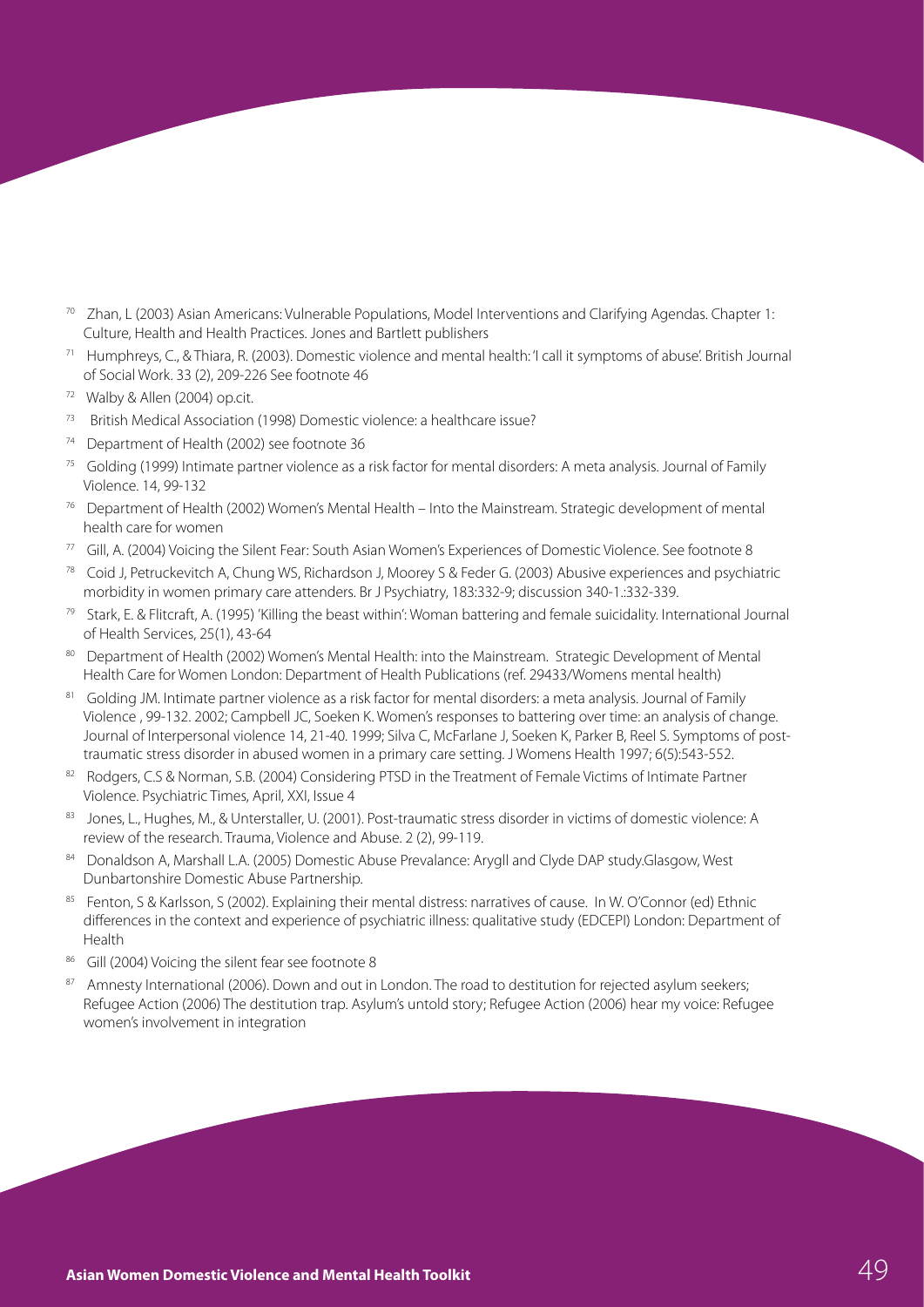[70] Zhan, L (2003) Asian Americans: Vulnerable Populations, Model Interventions and Clarifying Agendas. Chapter 1: Culture, Health and Health Practices. Jones and Bartlett publishers

[71] Humphreys, C., & Thiara, R. (2003). Domestic violence and mental health: 'I call it symptoms of abuse'. British Journal of Social Work. 33 (2), 209-226 See footnote 46

[72] Walby & Allen (2004) op.cit.

[73] British Medical Association (1998) Domestic violence: a healthcare issue?

[74] Department of Health (2002) see footnote 36

[75] Golding (1999) Intimate partner violence as a risk factor for mental disorders: A meta analysis. Journal of Family Violence. 14, 99-132

[76] Department of Health (2002) Women's Mental Health – Into the Mainstream. Strategic development of mental health care for women

[77] Gill, A. (2004) Voicing the Silent Fear: South Asian Women's Experiences of Domestic Violence. See footnote 8

[78] Coid J, Petruckevitch A, Chung WS, Richardson J, Moorey S & Feder G. (2003) Abusive experiences and psychiatric morbidity in women primary care attenders. Br J Psychiatry, 183:332-9; discussion 340-1.:332-339.

[79] Stark, E. & Flitcraft, A. (1995) 'Killing the beast within': Woman battering and female suicidality. International Journal of Health Services, 25(1), 43-64

[80] Department of Health (2002) Women's Mental Health: into the Mainstream. Strategic Development of Mental Health Care for Women London: Department of Health Publications (ref. 29433/Womens mental health)

[81] Golding JM. Intimate partner violence as a risk factor for mental disorders: a meta analysis. Journal of Family Violence , 99-132. 2002; Campbell JC, Soeken K. Women's responses to battering over time: an analysis of change. Journal of Interpersonal violence 14, 21-40. 1999; Silva C, McFarlane J, Soeken K, Parker B, Reel S. Symptoms of post-traumatic stress disorder in abused women in a primary care setting. J Womens Health 1997; 6(5):543-552.

[82] Rodgers, C.S & Norman, S.B. (2004) Considering PTSD in the Treatment of Female Victims of Intimate Partner Violence. Psychiatric Times, April, XXI, Issue 4

[83] Jones, L., Hughes, M., & Unterstaller, U. (2001). Post-traumatic stress disorder in victims of domestic violence: A review of the research. Trauma, Violence and Abuse. 2 (2), 99-119.

[84] Donaldson A, Marshall L.A. (2005) Domestic Abuse Prevalance: Arygll and Clyde DAP study.Glasgow, West Dunbartonshire Domestic Abuse Partnership.

[85] Fenton, S & Karlsson, S (2002). Explaining their mental distress: narratives of cause. In W. O'Connor (ed) Ethnic differences in the context and experience of psychiatric illness: qualitative study (EDCEPI) London: Department of Health

[86] Gill (2004) Voicing the silent fear see footnote 8

[87] Amnesty International (2006). Down and out in London. The road to destitution for rejected asylum seekers; Refugee Action (2006) The destitution trap. Asylum's untold story; Refugee Action (2006) hear my voice: Refugee women's involvement in integration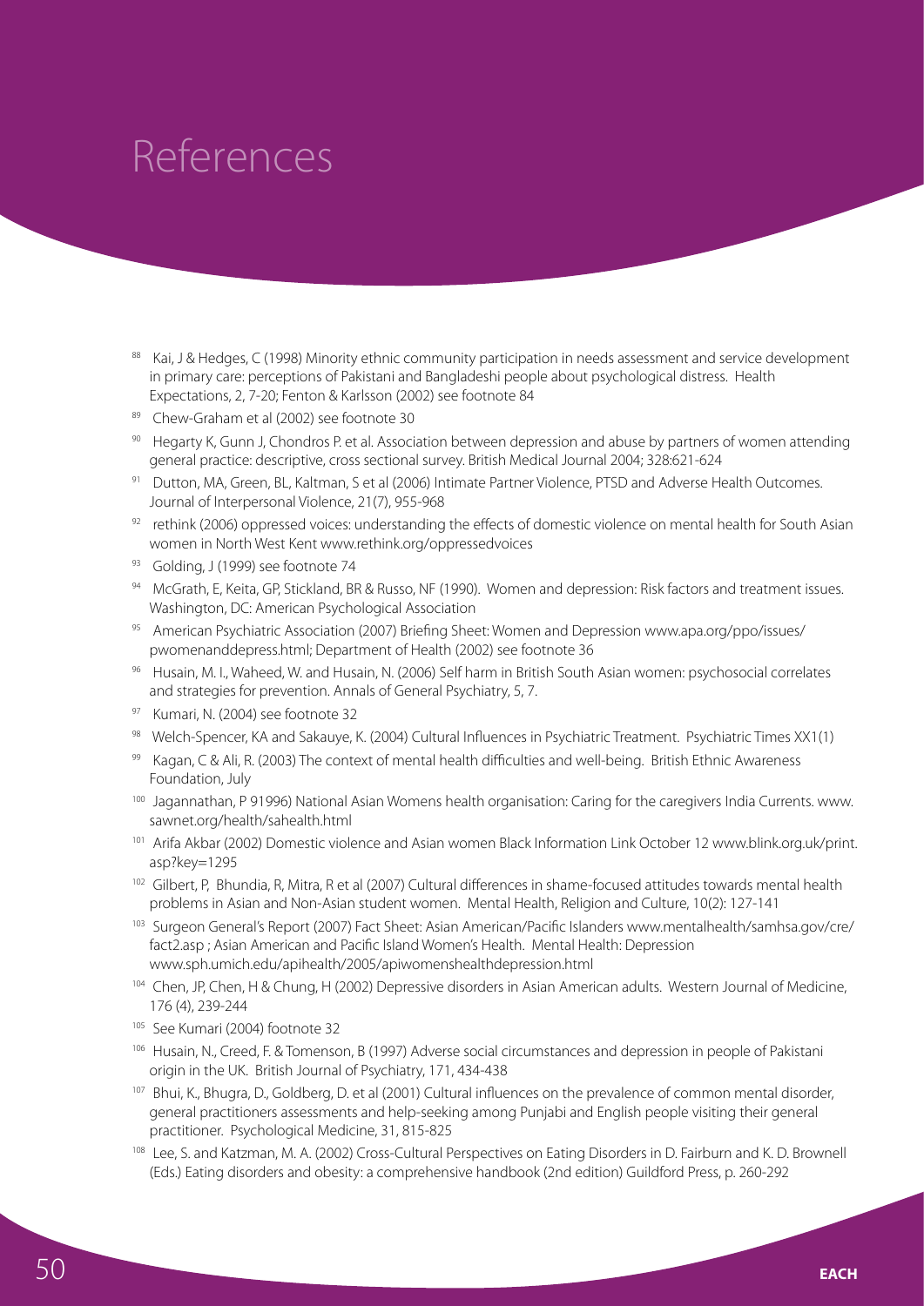# References

[88] Kai, J & Hedges, C (1998) Minority ethnic community participation in needs assessment and service development in primary care: perceptions of Pakistani and Bangladeshi people about psychological distress. Health Expectations, 2, 7-20; Fenton & Karlsson (2002) see footnote 84

[89] Chew-Graham et al (2002) see footnote 30

[90] Hegarty K, Gunn J, Chondros P. et al. Association between depression and abuse by partners of women attending general practice: descriptive, cross sectional survey. British Medical Journal 2004; 328:621-624

[91] Dutton, MA, Green, BL, Kaltman, S et al (2006) Intimate Partner Violence, PTSD and Adverse Health Outcomes. Journal of Interpersonal Violence, 21(7), 955-968

[92] rethink (2006) oppressed voices: understanding the effects of domestic violence on mental health for South Asian women in North West Kent www.rethink.org/oppressedvoices

[93] Golding, J (1999) see footnote 74

[94] McGrath, E, Keita, GP, Stickland, BR & Russo, NF (1990). Women and depression: Risk factors and treatment issues. Washington, DC: American Psychological Association

[95] American Psychiatric Association (2007) Briefing Sheet: Women and Depression www.apa.org/ppo/issues/pwomenanddepress.html; Department of Health (2002) see footnote 36

[96] Husain, M. I., Waheed, W. and Husain, N. (2006) Self harm in British South Asian women: psychosocial correlates and strategies for prevention. Annals of General Psychiatry, 5, 7.

[97] Kumari, N. (2004) see footnote 32

[98] Welch-Spencer, KA and Sakauye, K. (2004) Cultural Influences in Psychiatric Treatment. Psychiatric Times XX1(1)

[99] Kagan, C & Ali, R. (2003) The context of mental health difficulties and well-being. British Ethnic Awareness Foundation, July

[100] Jagannathan, P 91996) National Asian Womens health organisation: Caring for the caregivers India Currents. www.sawnet.org/health/sahealth.html

[101] Arifa Akbar (2002) Domestic violence and Asian women Black Information Link October 12 www.blink.org.uk/print.asp?key=1295

[102] Gilbert, P, Bhundia, R, Mitra, R et al (2007) Cultural differences in shame-focused attitudes towards mental health problems in Asian and Non-Asian student women. Mental Health, Religion and Culture, 10(2): 127-141

[103] Surgeon General's Report (2007) Fact Sheet: Asian American/Pacific Islanders www.mentalhealth/samhsa.gov/cre/fact2.asp ; Asian American and Pacific Island Women's Health. Mental Health: Depression www.sph.umich.edu/apihealth/2005/apiwomenshealthdepression.html

[104] Chen, JP, Chen, H & Chung, H (2002) Depressive disorders in Asian American adults. Western Journal of Medicine, 176 (4), 239-244

[105] See Kumari (2004) footnote 32

[106] Husain, N., Creed, F. & Tomenson, B (1997) Adverse social circumstances and depression in people of Pakistani origin in the UK. British Journal of Psychiatry, 171, 434-438

[107] Bhui, K., Bhugra, D., Goldberg, D. et al (2001) Cultural influences on the prevalence of common mental disorder, general practitioners assessments and help-seeking among Punjabi and English people visiting their general practitioner. Psychological Medicine, 31, 815-825

[108] Lee, S. and Katzman, M. A. (2002) Cross-Cultural Perspectives on Eating Disorders in D. Fairburn and K. D. Brownell (Eds.) Eating disorders and obesity: a comprehensive handbook (2nd edition) Guildford Press, p. 260-292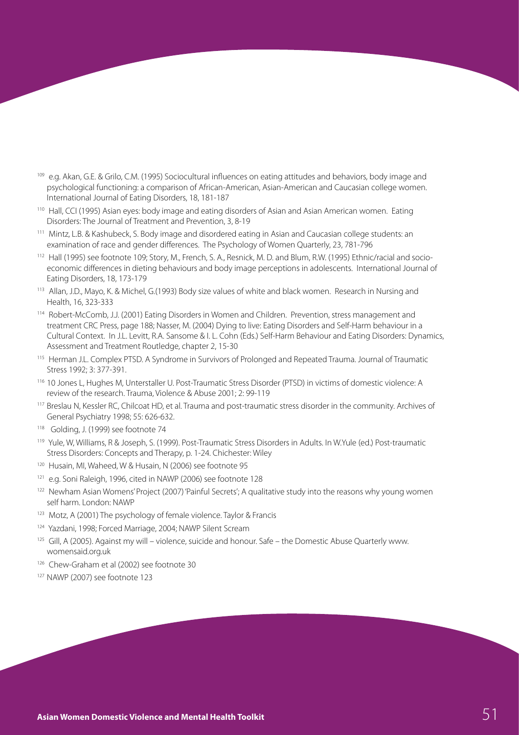[109] e.g. Akan, G.E. & Grilo, C.M. (1995) Sociocultural influences on eating attitudes and behaviors, body image and psychological functioning: a comparison of African-American, Asian-American and Caucasian college women. International Journal of Eating Disorders, 18, 181-187

[110] Hall, CCI (1995) Asian eyes: body image and eating disorders of Asian and Asian American women. Eating Disorders: The Journal of Treatment and Prevention, 3, 8-19

[111] Mintz, L.B. & Kashubeck, S. Body image and disordered eating in Asian and Caucasian college students: an examination of race and gender differences. The Psychology of Women Quarterly, 23, 781-796

[112] Hall (1995) see footnote 109; Story, M., French, S. A., Resnick, M. D. and Blum, R.W. (1995) Ethnic/racial and socio-economic differences in dieting behaviours and body image perceptions in adolescents. International Journal of Eating Disorders, 18, 173-179

[113] Allan, J.D., Mayo, K. & Michel, G.(1993) Body size values of white and black women. Research in Nursing and Health, 16, 323-333

[114] Robert-McComb, J.J. (2001) Eating Disorders in Women and Children. Prevention, stress management and treatment CRC Press, page 188; Nasser, M. (2004) Dying to live: Eating Disorders and Self-Harm behaviour in a Cultural Context. In J.L. Levitt, R.A. Sansome & I. L. Cohn (Eds.) Self-Harm Behaviour and Eating Disorders: Dynamics, Assessment and Treatment Routledge, chapter 2, 15-30

[115] Herman J.L. Complex PTSD. A Syndrome in Survivors of Prolonged and Repeated Trauma. Journal of Traumatic Stress 1992; 3: 377-391.

[116] 10 Jones L, Hughes M, Unterstaller U. Post-Traumatic Stress Disorder (PTSD) in victims of domestic violence: A review of the research. Trauma, Violence & Abuse 2001; 2: 99-119

[117] Breslau N, Kessler RC, Chilcoat HD, et al. Trauma and post-traumatic stress disorder in the community. Archives of General Psychiatry 1998; 55: 626-632.

[118] Golding, J. (1999) see footnote 74

[119] Yule, W, Williams, R & Joseph, S. (1999). Post-Traumatic Stress Disorders in Adults. In W.Yule (ed.) Post-traumatic Stress Disorders: Concepts and Therapy, p. 1-24. Chichester: Wiley

[120] Husain, MI, Waheed, W & Husain, N (2006) see footnote 95

[121] e.g. Soni Raleigh, 1996, cited in NAWP (2006) see footnote 128

[122] Newham Asian Womens' Project (2007) 'Painful Secrets'; A qualitative study into the reasons why young women self harm. London: NAWP

[123] Motz, A (2001) The psychology of female violence. Taylor & Francis

[124] Yazdani, 1998; Forced Marriage, 2004; NAWP Silent Scream

[125] Gill, A (2005). Against my will – violence, suicide and honour. Safe – the Domestic Abuse Quarterly www.womensaid.org.uk

[126] Chew-Graham et al (2002) see footnote 30

[127] NAWP (2007) see footnote 123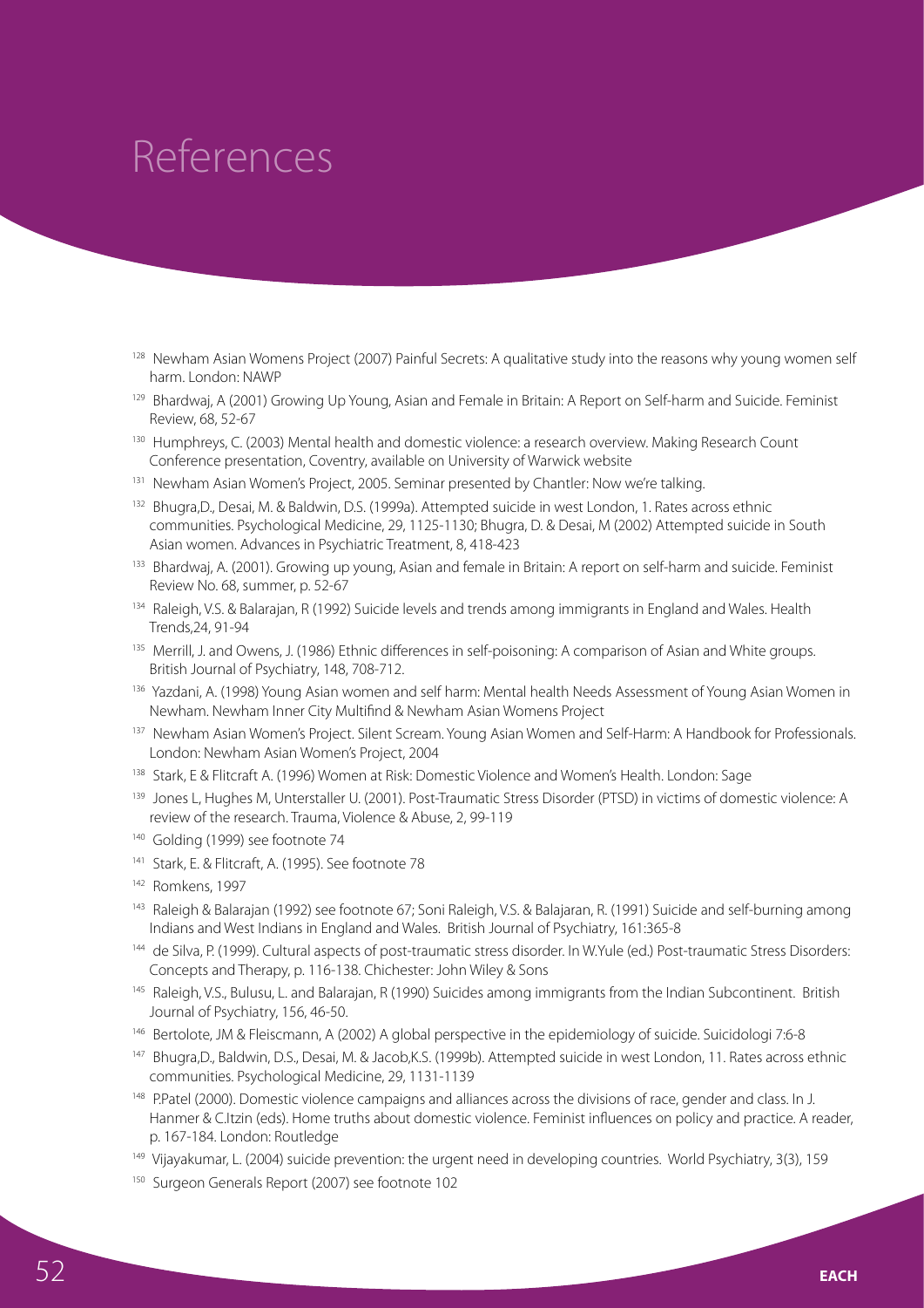# References

[128] Newham Asian Womens Project (2007) Painful Secrets: A qualitative study into the reasons why young women self harm. London: NAWP

[129] Bhardwaj, A (2001) Growing Up Young, Asian and Female in Britain: A Report on Self-harm and Suicide. Feminist Review, 68, 52-67

[130] Humphreys, C. (2003) Mental health and domestic violence: a research overview. Making Research Count Conference presentation, Coventry, available on University of Warwick website

[131] Newham Asian Women's Project, 2005. Seminar presented by Chantler: Now we're talking.

[132] Bhugra,D., Desai, M. & Baldwin, D.S. (1999a). Attempted suicide in west London, 1. Rates across ethnic communities. Psychological Medicine, 29, 1125-1130; Bhugra, D. & Desai, M (2002) Attempted suicide in South Asian women. Advances in Psychiatric Treatment, 8, 418-423

[133] Bhardwaj, A. (2001). Growing up young, Asian and female in Britain: A report on self-harm and suicide. Feminist Review No. 68, summer, p. 52-67

[134] Raleigh, V.S. & Balarajan, R (1992) Suicide levels and trends among immigrants in England and Wales. Health Trends,24, 91-94

[135] Merrill, J. and Owens, J. (1986) Ethnic differences in self-poisoning: A comparison of Asian and White groups. British Journal of Psychiatry, 148, 708-712.

[136] Yazdani, A. (1998) Young Asian women and self harm: Mental health Needs Assessment of Young Asian Women in Newham. Newham Inner City Multifind & Newham Asian Womens Project

[137] Newham Asian Women's Project. Silent Scream. Young Asian Women and Self-Harm: A Handbook for Professionals. London: Newham Asian Women's Project, 2004

[138] Stark, E & Flitcraft A. (1996) Women at Risk: Domestic Violence and Women's Health. London: Sage

[139] Jones L, Hughes M, Unterstaller U. (2001). Post-Traumatic Stress Disorder (PTSD) in victims of domestic violence: A review of the research. Trauma, Violence & Abuse, 2, 99-119

[140] Golding (1999) see footnote 74

[141] Stark, E. & Flitcraft, A. (1995). See footnote 78

[142] Romkens, 1997

[143] Raleigh & Balarajan (1992) see footnote 67; Soni Raleigh, V.S. & Balajaran, R. (1991) Suicide and self-burning among Indians and West Indians in England and Wales. British Journal of Psychiatry, 161:365-8

[144] de Silva, P. (1999). Cultural aspects of post-traumatic stress disorder. In W.Yule (ed.) Post-traumatic Stress Disorders: Concepts and Therapy, p. 116-138. Chichester: John Wiley & Sons

[145] Raleigh, V.S., Bulusu, L. and Balarajan, R (1990) Suicides among immigrants from the Indian Subcontinent. British Journal of Psychiatry, 156, 46-50.

[146] Bertolote, JM & Fleiscmann, A (2002) A global perspective in the epidemiology of suicide. Suicidologi 7:6-8

[147] Bhugra,D., Baldwin, D.S., Desai, M. & Jacob,K.S. (1999b). Attempted suicide in west London, 11. Rates across ethnic communities. Psychological Medicine, 29, 1131-1139

[148] P.Patel (2000). Domestic violence campaigns and alliances across the divisions of race, gender and class. In J. Hanmer & C.Itzin (eds). Home truths about domestic violence. Feminist influences on policy and practice. A reader, p. 167-184. London: Routledge

[149] Vijayakumar, L. (2004) suicide prevention: the urgent need in developing countries. World Psychiatry, 3(3), 159

[150] Surgeon Generals Report (2007) see footnote 102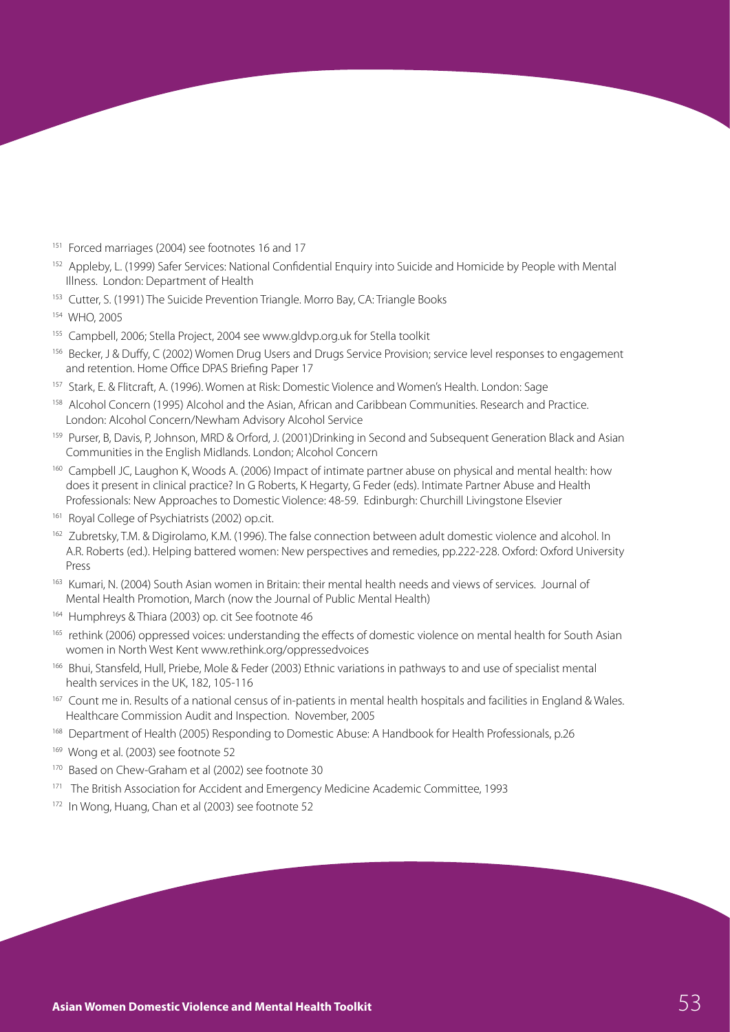[151] Forced marriages (2004) see footnotes 16 and 17

[152] Appleby, L. (1999) Safer Services: National Confidential Enquiry into Suicide and Homicide by People with Mental Illness. London: Department of Health

[153] Cutter, S. (1991) The Suicide Prevention Triangle. Morro Bay, CA: Triangle Books

[154] WHO, 2005

[155] Campbell, 2006; Stella Project, 2004 see www.gldvp.org.uk for Stella toolkit

[156] Becker, J & Duffy, C (2002) Women Drug Users and Drugs Service Provision; service level responses to engagement and retention. Home Office DPAS Briefing Paper 17

[157] Stark, E. & Flitcraft, A. (1996). Women at Risk: Domestic Violence and Women's Health. London: Sage

[158] Alcohol Concern (1995) Alcohol and the Asian, African and Caribbean Communities. Research and Practice. London: Alcohol Concern/Newham Advisory Alcohol Service

[159] Purser, B, Davis, P, Johnson, MRD & Orford, J. (2001)Drinking in Second and Subsequent Generation Black and Asian Communities in the English Midlands. London; Alcohol Concern

[160] Campbell JC, Laughon K, Woods A. (2006) Impact of intimate partner abuse on physical and mental health: how does it present in clinical practice? In G Roberts, K Hegarty, G Feder (eds). Intimate Partner Abuse and Health Professionals: New Approaches to Domestic Violence: 48-59. Edinburgh: Churchill Livingstone Elsevier

[161] Royal College of Psychiatrists (2002) op.cit.

[162] Zubretsky, T.M. & Digirolamo, K.M. (1996). The false connection between adult domestic violence and alcohol. In A.R. Roberts (ed.). Helping battered women: New perspectives and remedies, pp.222-228. Oxford: Oxford University Press

[163] Kumari, N. (2004) South Asian women in Britain: their mental health needs and views of services. Journal of Mental Health Promotion, March (now the Journal of Public Mental Health)

[164] Humphreys & Thiara (2003) op. cit See footnote 46

[165] rethink (2006) oppressed voices: understanding the effects of domestic violence on mental health for South Asian women in North West Kent www.rethink.org/oppressedvoices

[166] Bhui, Stansfeld, Hull, Priebe, Mole & Feder (2003) Ethnic variations in pathways to and use of specialist mental health services in the UK, 182, 105-116

[167] Count me in. Results of a national census of in-patients in mental health hospitals and facilities in England & Wales. Healthcare Commission Audit and Inspection. November, 2005

[168] Department of Health (2005) Responding to Domestic Abuse: A Handbook for Health Professionals, p.26

[169] Wong et al. (2003) see footnote 52

[170] Based on Chew-Graham et al (2002) see footnote 30

[171] The British Association for Accident and Emergency Medicine Academic Committee, 1993

[172] In Wong, Huang, Chan et al (2003) see footnote 52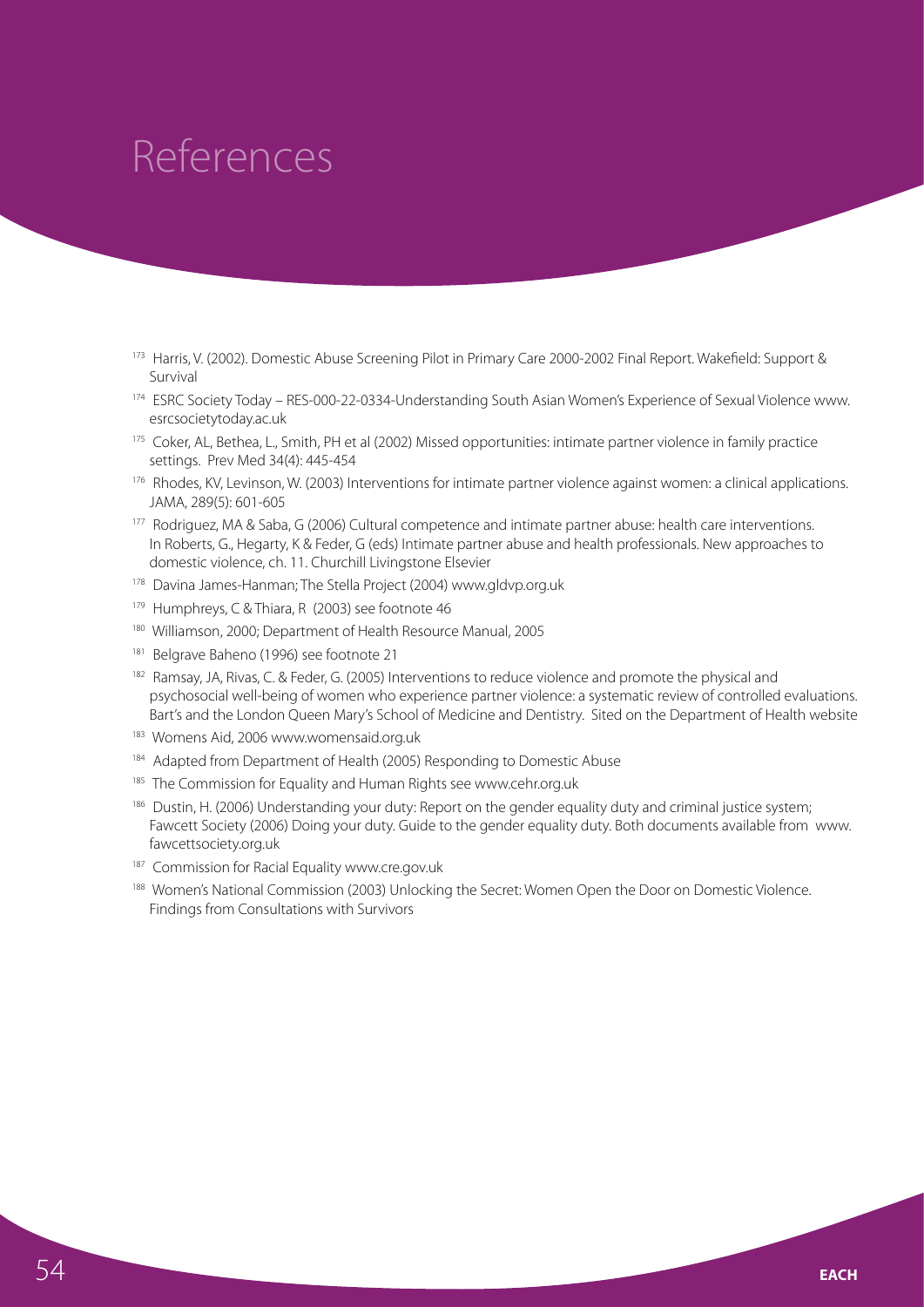# References

[173] Harris, V. (2002). Domestic Abuse Screening Pilot in Primary Care 2000-2002 Final Report. Wakefield: Support & Survival

[174] ESRC Society Today – RES-000-22-0334-Understanding South Asian Women's Experience of Sexual Violence www.esrcsocietytoday.ac.uk

[175] Coker, AL, Bethea, L., Smith, PH et al (2002) Missed opportunities: intimate partner violence in family practice settings. Prev Med 34(4): 445-454

[176] Rhodes, KV, Levinson, W. (2003) Interventions for intimate partner violence against women: a clinical applications. JAMA, 289(5): 601-605

[177] Rodriguez, MA & Saba, G (2006) Cultural competence and intimate partner abuse: health care interventions. In Roberts, G., Hegarty, K & Feder, G (eds) Intimate partner abuse and health professionals. New approaches to domestic violence, ch. 11. Churchill Livingstone Elsevier

[178] Davina James-Hanman; The Stella Project (2004) www.gldvp.org.uk

[179] Humphreys, C & Thiara, R (2003) see footnote 46

[180] Williamson, 2000; Department of Health Resource Manual, 2005

[181] Belgrave Baheno (1996) see footnote 21

[182] Ramsay, JA, Rivas, C. & Feder, G. (2005) Interventions to reduce violence and promote the physical and psychosocial well-being of women who experience partner violence: a systematic review of controlled evaluations. Bart's and the London Queen Mary's School of Medicine and Dentistry. Sited on the Department of Health website

[183] Womens Aid, 2006 www.womensaid.org.uk

[184] Adapted from Department of Health (2005) Responding to Domestic Abuse

[185] The Commission for Equality and Human Rights see www.cehr.org.uk

[186] Dustin, H. (2006) Understanding your duty: Report on the gender equality duty and criminal justice system; Fawcett Society (2006) Doing your duty. Guide to the gender equality duty. Both documents available from www.fawcettsociety.org.uk

[187] Commission for Racial Equality www.cre.gov.uk

[188] Women's National Commission (2003) Unlocking the Secret: Women Open the Door on Domestic Violence. Findings from Consultations with Survivors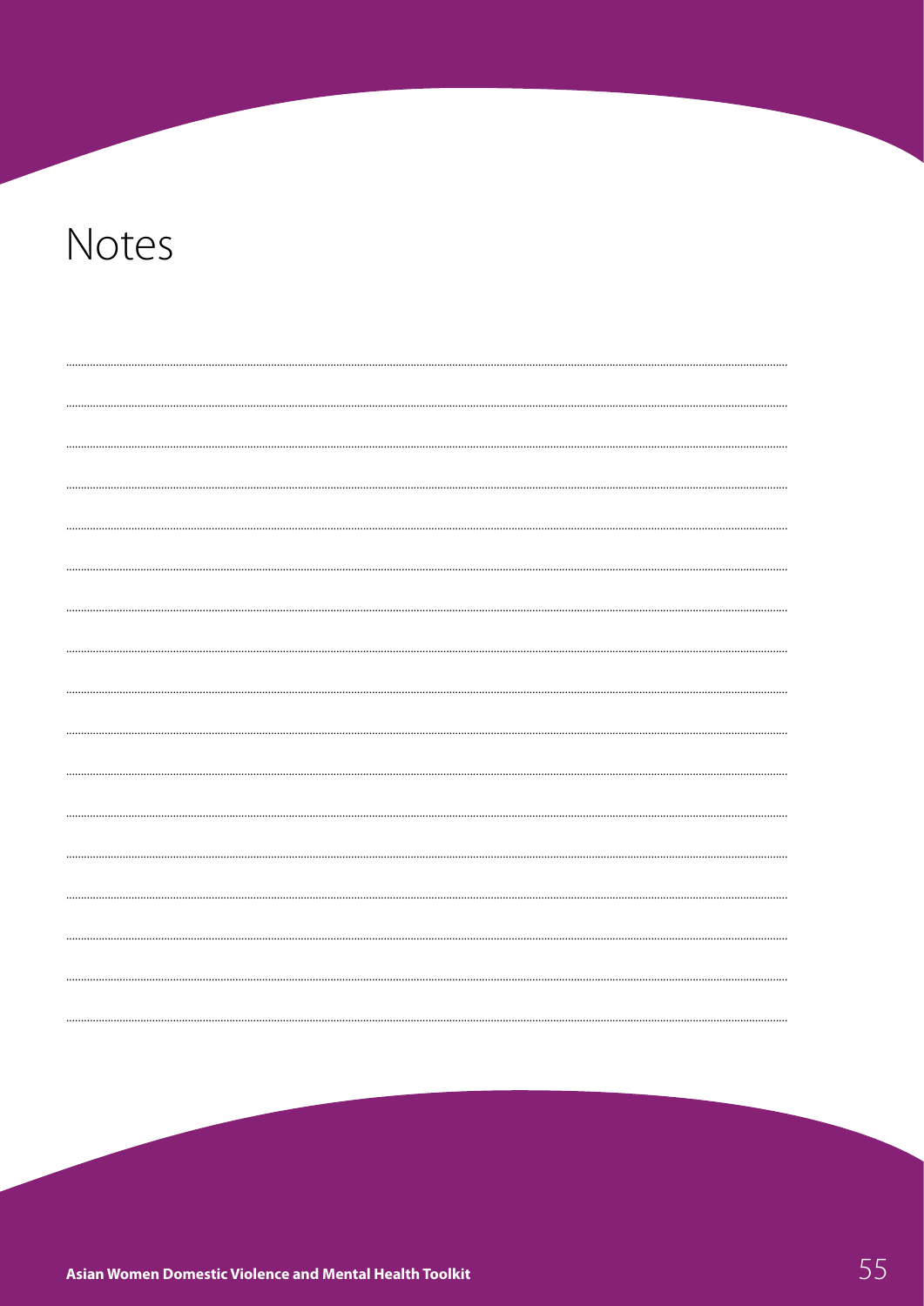# Notes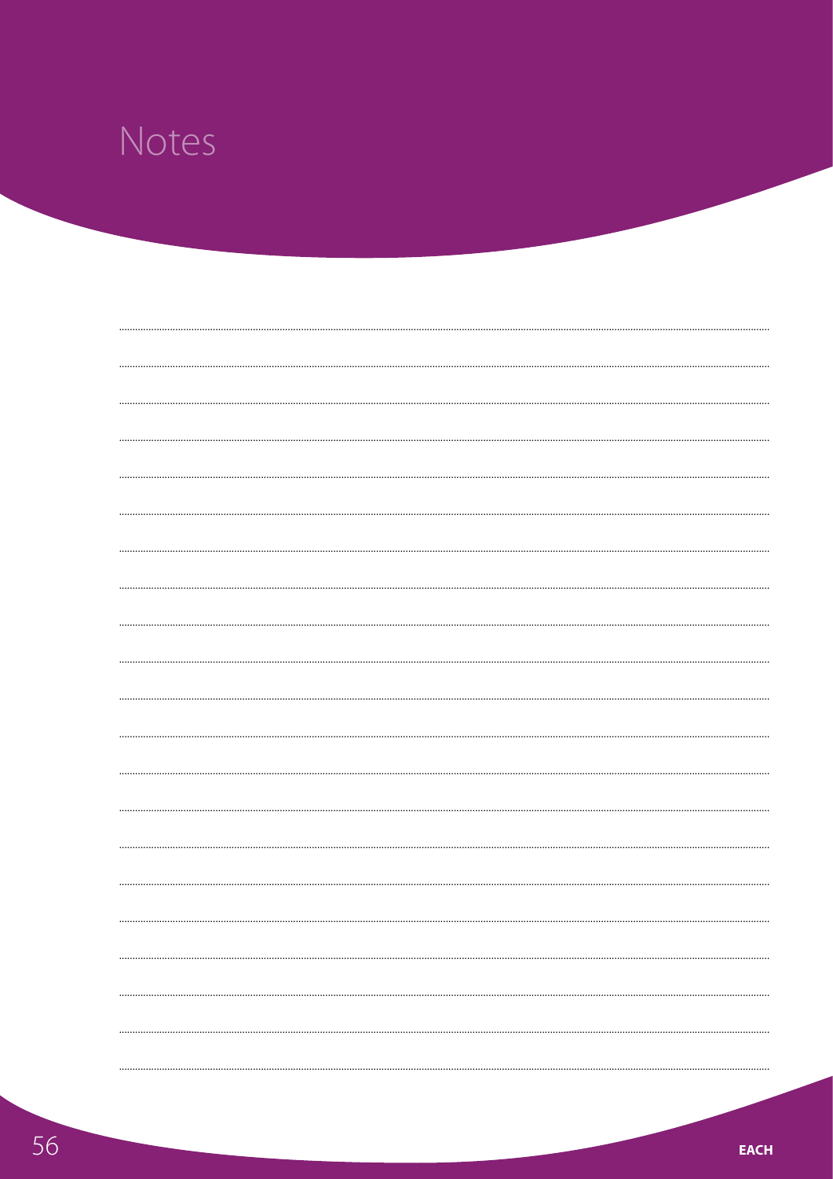# Notes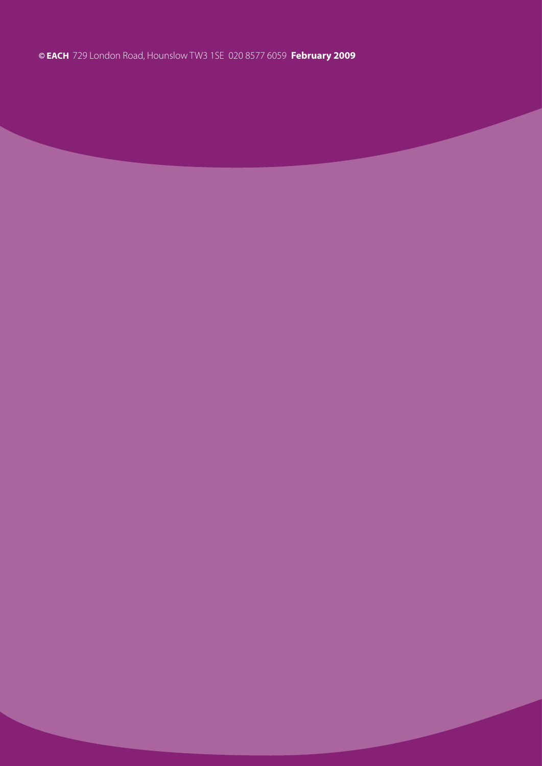**© EACH** 729 London Road, Hounslow TW3 1SE 020 8577 6059 **February 2009**